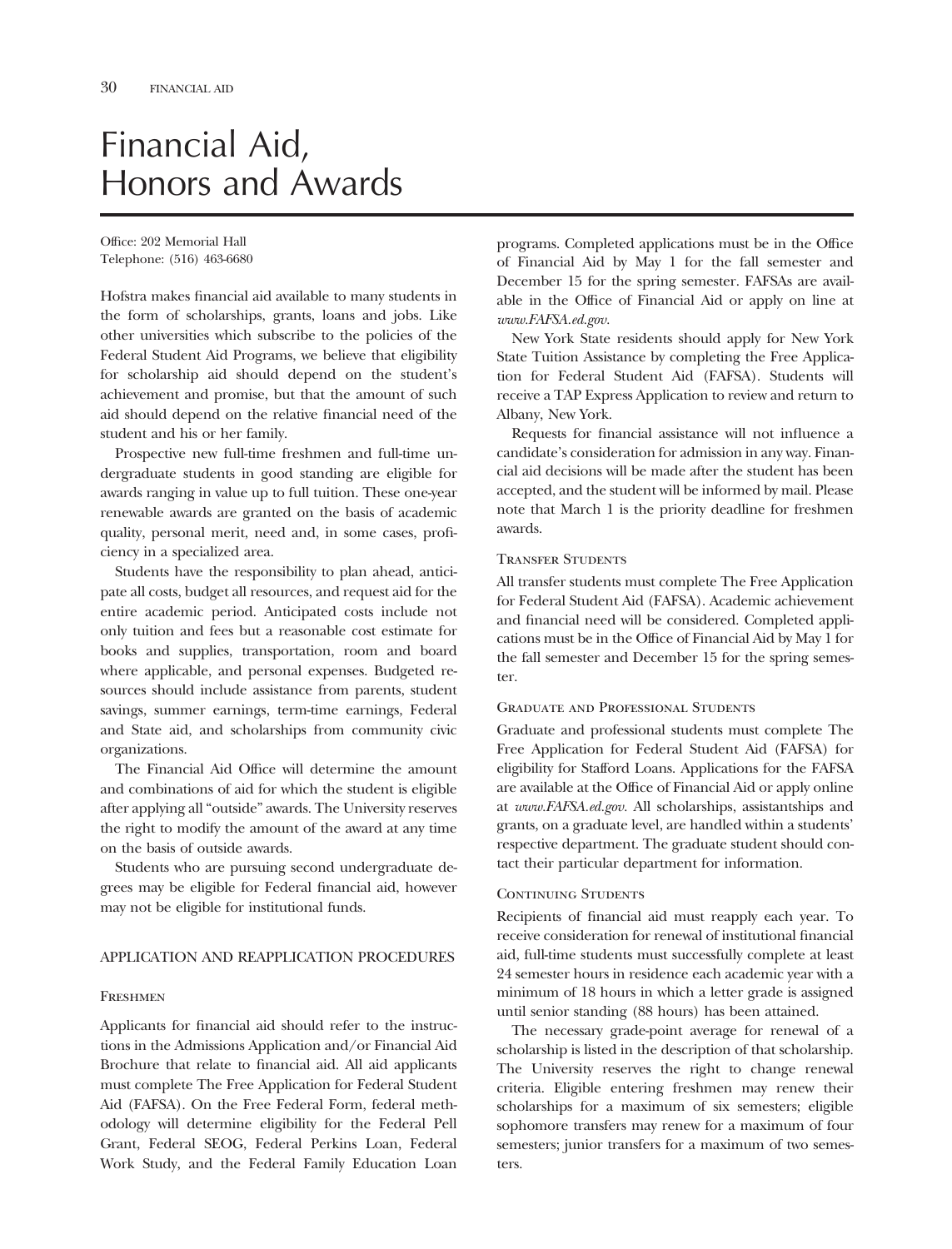# Financial Aid, Honors and Awards

Office: 202 Memorial Hall
Telephone: (516) 463-6680

Hofstra makes financial aid available to many students in the form of scholarships, grants, loans and jobs. Like other universities which subscribe to the policies of the Federal Student Aid Programs, we believe that eligibility for scholarship aid should depend on the student's achievement and promise, but that the amount of such aid should depend on the relative financial need of the student and his or her family.

Prospective new full-time freshmen and full-time undergraduate students in good standing are eligible for awards ranging in value up to full tuition. These one-year renewable awards are granted on the basis of academic quality, personal merit, need and, in some cases, proficiency in a specialized area.

Students have the responsibility to plan ahead, anticipate all costs, budget all resources, and request aid for the entire academic period. Anticipated costs include not only tuition and fees but a reasonable cost estimate for books and supplies, transportation, room and board where applicable, and personal expenses. Budgeted resources should include assistance from parents, student savings, summer earnings, term-time earnings, Federal and State aid, and scholarships from community civic organizations.

The Financial Aid Office will determine the amount and combinations of aid for which the student is eligible after applying all "outside" awards. The University reserves the right to modify the amount of the award at any time on the basis of outside awards.

Students who are pursuing second undergraduate degrees may be eligible for Federal financial aid, however may not be eligible for institutional funds.

## APPLICATION AND REAPPLICATION PROCEDURES

### Freshmen

Applicants for financial aid should refer to the instructions in the Admissions Application and/or Financial Aid Brochure that relate to financial aid. All aid applicants must complete The Free Application for Federal Student Aid (FAFSA). On the Free Federal Form, federal methodology will determine eligibility for the Federal Pell Grant, Federal SEOG, Federal Perkins Loan, Federal Work Study, and the Federal Family Education Loan programs. Completed applications must be in the Office of Financial Aid by May 1 for the fall semester and December 15 for the spring semester. FAFSAs are available in the Office of Financial Aid or apply on line at *www.FAFSA.ed.gov.*

New York State residents should apply for New York State Tuition Assistance by completing the Free Application for Federal Student Aid (FAFSA). Students will receive a TAP Express Application to review and return to Albany, New York.

Requests for financial assistance will not influence a candidate's consideration for admission in any way. Financial aid decisions will be made after the student has been accepted, and the student will be informed by mail. Please note that March 1 is the priority deadline for freshmen awards.

### Transfer Students

All transfer students must complete The Free Application for Federal Student Aid (FAFSA). Academic achievement and financial need will be considered. Completed applications must be in the Office of Financial Aid by May 1 for the fall semester and December 15 for the spring semester.

### Graduate and Professional Students

Graduate and professional students must complete The Free Application for Federal Student Aid (FAFSA) for eligibility for Stafford Loans. Applications for the FAFSA are available at the Office of Financial Aid or apply online at *www.FAFSA.ed.gov.* All scholarships, assistantships and grants, on a graduate level, are handled within a students' respective department. The graduate student should contact their particular department for information.

### Continuing Students

Recipients of financial aid must reapply each year. To receive consideration for renewal of institutional financial aid, full-time students must successfully complete at least 24 semester hours in residence each academic year with a minimum of 18 hours in which a letter grade is assigned until senior standing (88 hours) has been attained.

The necessary grade-point average for renewal of a scholarship is listed in the description of that scholarship. The University reserves the right to change renewal criteria. Eligible entering freshmen may renew their scholarships for a maximum of six semesters; eligible sophomore transfers may renew for a maximum of four semesters; junior transfers for a maximum of two semesters.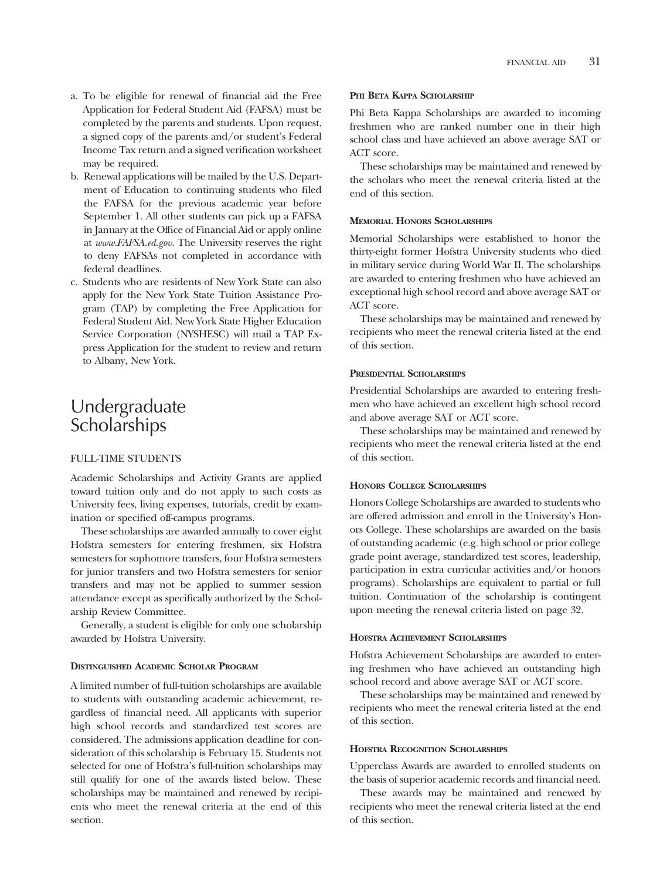a. To be eligible for renewal of financial aid the Free Application for Federal Student Aid (FAFSA) must be completed by the parents and students. Upon request, a signed copy of the parents and/or student's Federal Income Tax return and a signed verification worksheet may be required.
b. Renewal applications will be mailed by the U.S. Department of Education to continuing students who filed the FAFSA for the previous academic year before September 1. All other students can pick up a FAFSA in January at the Office of Financial Aid or apply online at *www.FAFSA.ed.gov.* The University reserves the right to deny FAFSAs not completed in accordance with federal deadlines.
c. Students who are residents of New York State can also apply for the New York State Tuition Assistance Program (TAP) by completing the Free Application for Federal Student Aid. New York State Higher Education Service Corporation (NYSHESC) will mail a TAP Express Application for the student to review and return to Albany, New York.

# Undergraduate Scholarships

FULL-TIME STUDENTS

Academic Scholarships and Activity Grants are applied toward tuition only and do not apply to such costs as University fees, living expenses, tutorials, credit by examination or specified off-campus programs.

These scholarships are awarded annually to cover eight Hofstra semesters for entering freshmen, six Hofstra semesters for sophomore transfers, four Hofstra semesters for junior transfers and two Hofstra semesters for senior transfers and may not be applied to summer session attendance except as specifically authorized by the Scholarship Review Committee.

Generally, a student is eligible for only one scholarship awarded by Hofstra University.

### Distinguished Academic Scholar Program

A limited number of full-tuition scholarships are available to students with outstanding academic achievement, regardless of financial need. All applicants with superior high school records and standardized test scores are considered. The admissions application deadline for consideration of this scholarship is February 15. Students not selected for one of Hofstra's full-tuition scholarships may still qualify for one of the awards listed below. These scholarships may be maintained and renewed by recipients who meet the renewal criteria at the end of this section.

### Phi Beta Kappa Scholarship

Phi Beta Kappa Scholarships are awarded to incoming freshmen who are ranked number one in their high school class and have achieved an above average SAT or ACT score.

These scholarships may be maintained and renewed by the scholars who meet the renewal criteria listed at the end of this section.

### Memorial Honors Scholarships

Memorial Scholarships were established to honor the thirty-eight former Hofstra University students who died in military service during World War II. The scholarships are awarded to entering freshmen who have achieved an exceptional high school record and above average SAT or ACT score.

These scholarships may be maintained and renewed by recipients who meet the renewal criteria listed at the end of this section.

### Presidential Scholarships

Presidential Scholarships are awarded to entering freshmen who have achieved an excellent high school record and above average SAT or ACT score.

These scholarships may be maintained and renewed by recipients who meet the renewal criteria listed at the end of this section.

### Honors College Scholarships

Honors College Scholarships are awarded to students who are offered admission and enroll in the University's Honors College. These scholarships are awarded on the basis of outstanding academic (e.g. high school or prior college grade point average, standardized test scores, leadership, participation in extra curricular activities and/or honors programs). Scholarships are equivalent to partial or full tuition. Continuation of the scholarship is contingent upon meeting the renewal criteria listed on page 32.

### Hofstra Achievement Scholarships

Hofstra Achievement Scholarships are awarded to entering freshmen who have achieved an outstanding high school record and above average SAT or ACT score.

These scholarships may be maintained and renewed by recipients who meet the renewal criteria listed at the end of this section.

### Hofstra Recognition Scholarships

Upperclass Awards are awarded to enrolled students on the basis of superior academic records and financial need.

These awards may be maintained and renewed by recipients who meet the renewal criteria listed at the end of this section.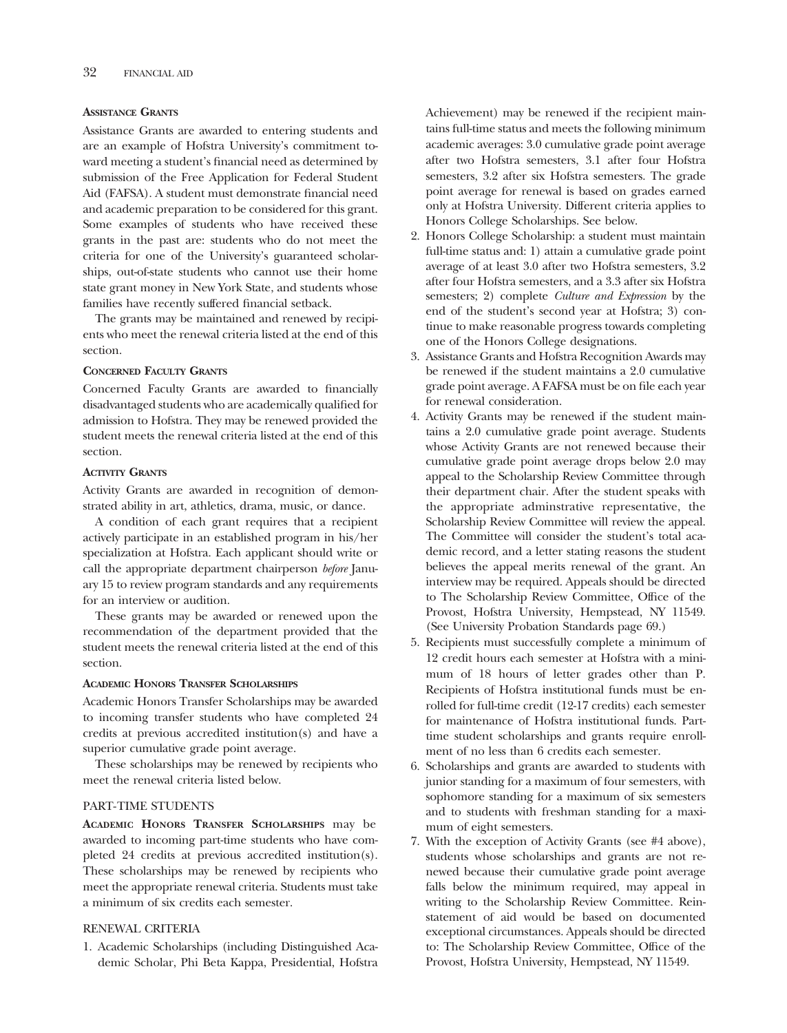### Assistance Grants

Assistance Grants are awarded to entering students and are an example of Hofstra University's commitment toward meeting a student's financial need as determined by submission of the Free Application for Federal Student Aid (FAFSA). A student must demonstrate financial need and academic preparation to be considered for this grant. Some examples of students who have received these grants in the past are: students who do not meet the criteria for one of the University's guaranteed scholarships, out-of-state students who cannot use their home state grant money in New York State, and students whose families have recently suffered financial setback.

The grants may be maintained and renewed by recipients who meet the renewal criteria listed at the end of this section.

### Concerned Faculty Grants

Concerned Faculty Grants are awarded to financially disadvantaged students who are academically qualified for admission to Hofstra. They may be renewed provided the student meets the renewal criteria listed at the end of this section.

### Activity Grants

Activity Grants are awarded in recognition of demonstrated ability in art, athletics, drama, music, or dance.

A condition of each grant requires that a recipient actively participate in an established program in his/her specialization at Hofstra. Each applicant should write or call the appropriate department chairperson *before* January 15 to review program standards and any requirements for an interview or audition.

These grants may be awarded or renewed upon the recommendation of the department provided that the student meets the renewal criteria listed at the end of this section.

### Academic Honors Transfer Scholarships

Academic Honors Transfer Scholarships may be awarded to incoming transfer students who have completed 24 credits at previous accredited institution(s) and have a superior cumulative grade point average.

These scholarships may be renewed by recipients who meet the renewal criteria listed below.

## PART-TIME STUDENTS

**Academic Honors Transfer Scholarships** may be awarded to incoming part-time students who have completed 24 credits at previous accredited institution(s). These scholarships may be renewed by recipients who meet the appropriate renewal criteria. Students must take a minimum of six credits each semester.

## RENEWAL CRITERIA

1. Academic Scholarships (including Distinguished Academic Scholar, Phi Beta Kappa, Presidential, Hofstra Achievement) may be renewed if the recipient maintains full-time status and meets the following minimum academic averages: 3.0 cumulative grade point average after two Hofstra semesters, 3.1 after four Hofstra semesters, 3.2 after six Hofstra semesters. The grade point average for renewal is based on grades earned only at Hofstra University. Different criteria applies to Honors College Scholarships. See below.
2. Honors College Scholarship: a student must maintain full-time status and: 1) attain a cumulative grade point average of at least 3.0 after two Hofstra semesters, 3.2 after four Hofstra semesters, and a 3.3 after six Hofstra semesters; 2) complete *Culture and Expression* by the end of the student's second year at Hofstra; 3) continue to make reasonable progress towards completing one of the Honors College designations.
3. Assistance Grants and Hofstra Recognition Awards may be renewed if the student maintains a 2.0 cumulative grade point average. A FAFSA must be on file each year for renewal consideration.
4. Activity Grants may be renewed if the student maintains a 2.0 cumulative grade point average. Students whose Activity Grants are not renewed because their cumulative grade point average drops below 2.0 may appeal to the Scholarship Review Committee through their department chair. After the student speaks with the appropriate adminstrative representative, the Scholarship Review Committee will review the appeal. The Committee will consider the student's total academic record, and a letter stating reasons the student believes the appeal merits renewal of the grant. An interview may be required. Appeals should be directed to The Scholarship Review Committee, Office of the Provost, Hofstra University, Hempstead, NY 11549. (See University Probation Standards page 69.)
5. Recipients must successfully complete a minimum of 12 credit hours each semester at Hofstra with a minimum of 18 hours of letter grades other than P. Recipients of Hofstra institutional funds must be enrolled for full-time credit (12-17 credits) each semester for maintenance of Hofstra institutional funds. Part-time student scholarships and grants require enrollment of no less than 6 credits each semester.
6. Scholarships and grants are awarded to students with junior standing for a maximum of four semesters, with sophomore standing for a maximum of six semesters and to students with freshman standing for a maximum of eight semesters.
7. With the exception of Activity Grants (see #4 above), students whose scholarships and grants are not renewed because their cumulative grade point average falls below the minimum required, may appeal in writing to the Scholarship Review Committee. Reinstatement of aid would be based on documented exceptional circumstances. Appeals should be directed to: The Scholarship Review Committee, Office of the Provost, Hofstra University, Hempstead, NY 11549.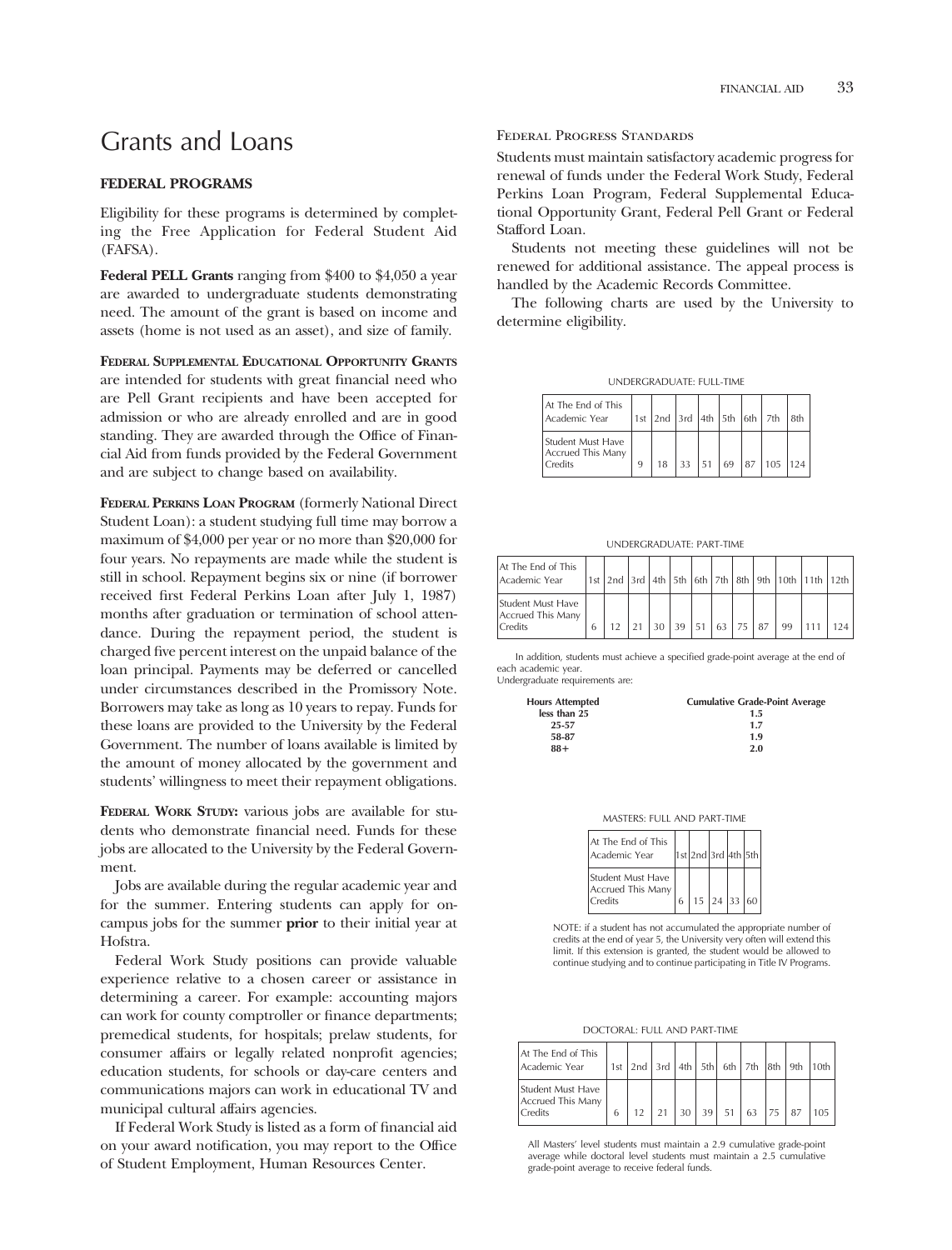# Grants and Loans

### FEDERAL PROGRAMS

Eligibility for these programs is determined by completing the Free Application for Federal Student Aid (FAFSA).

**Federal PELL Grants** ranging from $400 to $4,050 a year are awarded to undergraduate students demonstrating need. The amount of the grant is based on income and assets (home is not used as an asset), and size of family.

**FEDERAL SUPPLEMENTAL EDUCATIONAL OPPORTUNITY GRANTS** are intended for students with great financial need who are Pell Grant recipients and have been accepted for admission or who are already enrolled and are in good standing. They are awarded through the Office of Financial Aid from funds provided by the Federal Government and are subject to change based on availability.

**FEDERAL PERKINS LOAN PROGRAM** (formerly National Direct Student Loan): a student studying full time may borrow a maximum of $4,000 per year or no more than $20,000 for four years. No repayments are made while the student is still in school. Repayment begins six or nine (if borrower received first Federal Perkins Loan after July 1, 1987) months after graduation or termination of school attendance. During the repayment period, the student is charged five percent interest on the unpaid balance of the loan principal. Payments may be deferred or cancelled under circumstances described in the Promissory Note. Borrowers may take as long as 10 years to repay. Funds for these loans are provided to the University by the Federal Government. The number of loans available is limited by the amount of money allocated by the government and students' willingness to meet their repayment obligations.

**FEDERAL WORK STUDY:** various jobs are available for students who demonstrate financial need. Funds for these jobs are allocated to the University by the Federal Government.

Jobs are available during the regular academic year and for the summer. Entering students can apply for on-campus jobs for the summer **prior** to their initial year at Hofstra.

Federal Work Study positions can provide valuable experience relative to a chosen career or assistance in determining a career. For example: accounting majors can work for county comptroller or finance departments; premedical students, for hospitals; prelaw students, for consumer affairs or legally related nonprofit agencies; education students, for schools or day-care centers and communications majors can work in educational TV and municipal cultural affairs agencies.

If Federal Work Study is listed as a form of financial aid on your award notification, you may report to the Office of Student Employment, Human Resources Center.

### FEDERAL PROGRESS STANDARDS

Students must maintain satisfactory academic progress for renewal of funds under the Federal Work Study, Federal Perkins Loan Program, Federal Supplemental Educational Opportunity Grant, Federal Pell Grant or Federal Stafford Loan.

Students not meeting these guidelines will not be renewed for additional assistance. The appeal process is handled by the Academic Records Committee.

The following charts are used by the University to determine eligibility.

UNDERGRADUATE: FULL-TIME

| At The End of This Academic Year | 1st | 2nd | 3rd | 4th | 5th | 6th | 7th | 8th |
|---|---|---|---|---|---|---|---|---|
| Student Must Have Accrued This Many Credits | 9 | 18 | 33 | 51 | 69 | 87 | 105 | 124 |

UNDERGRADUATE: PART-TIME

| At The End of This Academic Year | 1st | 2nd | 3rd | 4th | 5th | 6th | 7th | 8th | 9th | 10th | 11th | 12th |
|---|---|---|---|---|---|---|---|---|---|---|---|---|
| Student Must Have Accrued This Many Credits | 6 | 12 | 21 | 30 | 39 | 51 | 63 | 75 | 87 | 99 | 111 | 124 |

In addition, students must achieve a specified grade-point average at the end of each academic year.
Undergraduate requirements are:

| Hours Attempted | Cumulative Grade-Point Average |
|---|---|
| less than 25 | 1.5 |
| 25-57 | 1.7 |
| 58-87 | 1.9 |
| 88+ | 2.0 |

MASTERS: FULL AND PART-TIME

| At The End of This Academic Year | 1st | 2nd | 3rd | 4th | 5th |
|---|---|---|---|---|---|
| Student Must Have Accrued This Many Credits | 6 | 15 | 24 | 33 | 60 |

NOTE: if a student has not accumulated the appropriate number of credits at the end of year 5, the University very often will extend this limit. If this extension is granted, the student would be allowed to continue studying and to continue participating in Title IV Programs.

DOCTORAL: FULL AND PART-TIME

| At The End of This Academic Year | 1st | 2nd | 3rd | 4th | 5th | 6th | 7th | 8th | 9th | 10th |
|---|---|---|---|---|---|---|---|---|---|---|
| Student Must Have Accrued This Many Credits | 6 | 12 | 21 | 30 | 39 | 51 | 63 | 75 | 87 | 105 |

All Masters' level students must maintain a 2.9 cumulative grade-point average while doctoral level students must maintain a 2.5 cumulative grade-point average to receive federal funds.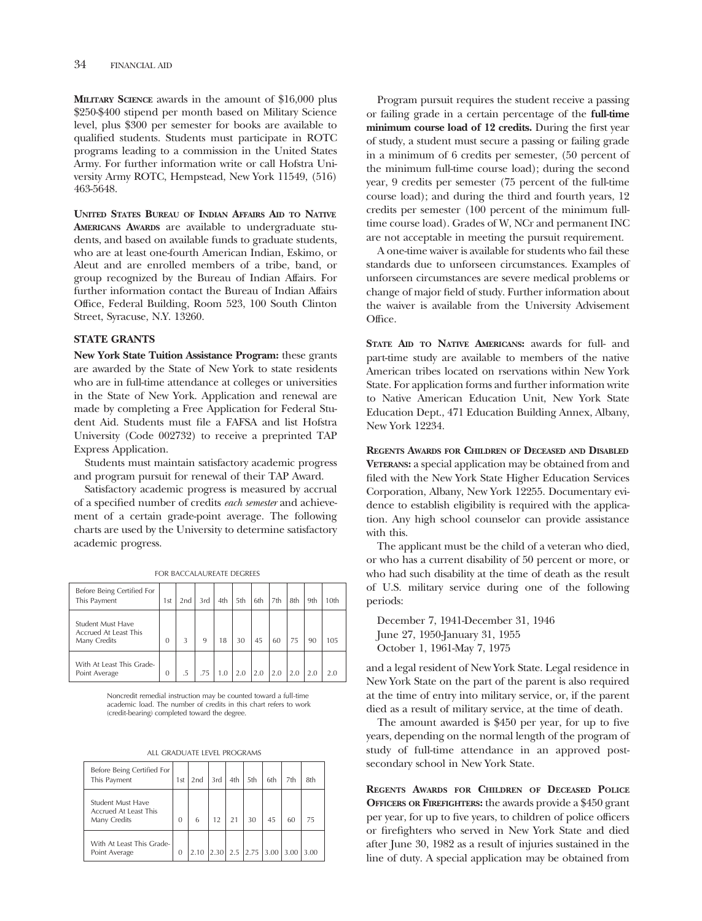**Military Science** awards in the amount of $16,000 plus $250-$400 stipend per month based on Military Science level, plus $300 per semester for books are available to qualified students. Students must participate in ROTC programs leading to a commission in the United States Army. For further information write or call Hofstra University Army ROTC, Hempstead, New York 11549, (516) 463-5648.

**United States Bureau of Indian Affairs Aid to Native Americans Awards** are available to undergraduate students, and based on available funds to graduate students, who are at least one-fourth American Indian, Eskimo, or Aleut and are enrolled members of a tribe, band, or group recognized by the Bureau of Indian Affairs. For further information contact the Bureau of Indian Affairs Office, Federal Building, Room 523, 100 South Clinton Street, Syracuse, N.Y. 13260.

## STATE GRANTS

**New York State Tuition Assistance Program:** these grants are awarded by the State of New York to state residents who are in full-time attendance at colleges or universities in the State of New York. Application and renewal are made by completing a Free Application for Federal Student Aid. Students must file a FAFSA and list Hofstra University (Code 002732) to receive a preprinted TAP Express Application.

Students must maintain satisfactory academic progress and program pursuit for renewal of their TAP Award.

Satisfactory academic progress is measured by accrual of a specified number of credits *each semester* and achievement of a certain grade-point average. The following charts are used by the University to determine satisfactory academic progress.

FOR BACCALAUREATE DEGREES

| Before Being Certified For This Payment | 1st | 2nd | 3rd | 4th | 5th | 6th | 7th | 8th | 9th | 10th |
|---|---|---|---|---|---|---|---|---|---|---|
| Student Must Have Accrued At Least This Many Credits | 0 | 3 | 9 | 18 | 30 | 45 | 60 | 75 | 90 | 105 |
| With At Least This Grade-Point Average | 0 | .5 | .75 | 1.0 | 2.0 | 2.0 | 2.0 | 2.0 | 2.0 | 2.0 |

Noncredit remedial instruction may be counted toward a full-time academic load. The number of credits in this chart refers to work (credit-bearing) completed toward the degree.

ALL GRADUATE LEVEL PROGRAMS

| Before Being Certified For This Payment | 1st | 2nd | 3rd | 4th | 5th | 6th | 7th | 8th |
|---|---|---|---|---|---|---|---|---|
| Student Must Have Accrued At Least This Many Credits | 0 | 6 | 12 | 21 | 30 | 45 | 60 | 75 |
| With At Least This Grade-Point Average | 0 | 2.10 | 2.30 | 2.5 | 2.75 | 3.00 | 3.00 | 3.00 |

Program pursuit requires the student receive a passing or failing grade in a certain percentage of the **full-time minimum course load of 12 credits.** During the first year of study, a student must secure a passing or failing grade in a minimum of 6 credits per semester, (50 percent of the minimum full-time course load); during the second year, 9 credits per semester (75 percent of the full-time course load); and during the third and fourth years, 12 credits per semester (100 percent of the minimum full-time course load). Grades of W, NCr and permanent INC are not acceptable in meeting the pursuit requirement.

A one-time waiver is available for students who fail these standards due to unforseen circumstances. Examples of unforseen circumstances are severe medical problems or change of major field of study. Further information about the waiver is available from the University Advisement Office.

**State Aid to Native Americans:** awards for full- and part-time study are available to members of the native American tribes located on rservations within New York State. For application forms and further information write to Native American Education Unit, New York State Education Dept., 471 Education Building Annex, Albany, New York 12234.

**Regents Awards for Children of Deceased and Disabled Veterans:** a special application may be obtained from and filed with the New York State Higher Education Services Corporation, Albany, New York 12255. Documentary evidence to establish eligibility is required with the application. Any high school counselor can provide assistance with this.

The applicant must be the child of a veteran who died, or who has a current disability of 50 percent or more, or who had such disability at the time of death as the result of U.S. military service during one of the following periods:

December 7, 1941-December 31, 1946
June 27, 1950-January 31, 1955
October 1, 1961-May 7, 1975

and a legal resident of New York State. Legal residence in New York State on the part of the parent is also required at the time of entry into military service, or, if the parent died as a result of military service, at the time of death.

The amount awarded is $450 per year, for up to five years, depending on the normal length of the program of study of full-time attendance in an approved post-secondary school in New York State.

**Regents Awards for Children of Deceased Police Officers or Firefighters:** the awards provide a $450 grant per year, for up to five years, to children of police officers or firefighters who served in New York State and died after June 30, 1982 as a result of injuries sustained in the line of duty. A special application may be obtained from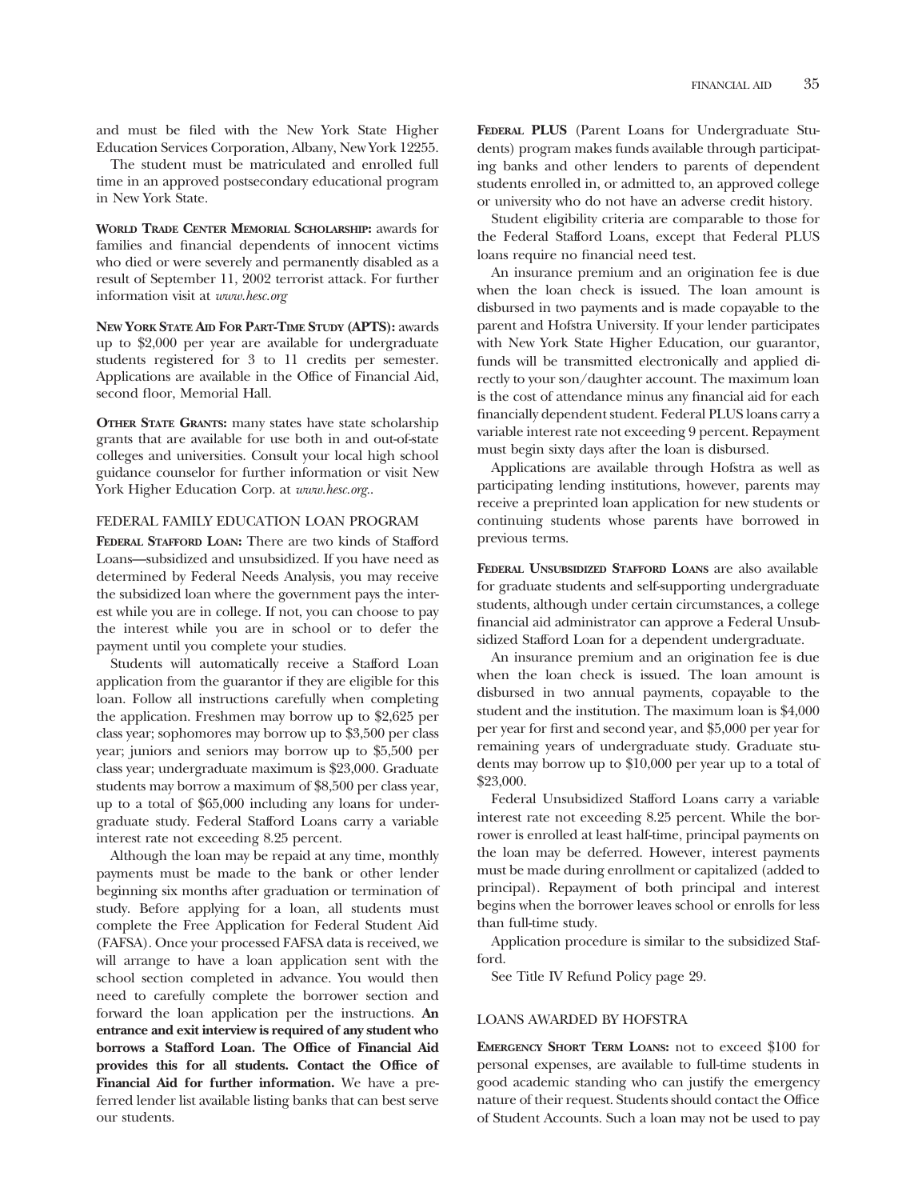and must be filed with the New York State Higher Education Services Corporation, Albany, New York 12255.

The student must be matriculated and enrolled full time in an approved postsecondary educational program in New York State.

**World Trade Center Memorial Scholarship:** awards for families and financial dependents of innocent victims who died or were severely and permanently disabled as a result of September 11, 2002 terrorist attack. For further information visit at *www.hesc.org*

**New York State Aid For Part-Time Study (APTS):** awards up to $2,000 per year are available for undergraduate students registered for 3 to 11 credits per semester. Applications are available in the Office of Financial Aid, second floor, Memorial Hall.

**Other State Grants:** many states have state scholarship grants that are available for use both in and out-of-state colleges and universities. Consult your local high school guidance counselor for further information or visit New York Higher Education Corp. at *www.hesc.org*..

## FEDERAL FAMILY EDUCATION LOAN PROGRAM

**Federal Stafford Loan:** There are two kinds of Stafford Loans—subsidized and unsubsidized. If you have need as determined by Federal Needs Analysis, you may receive the subsidized loan where the government pays the interest while you are in college. If not, you can choose to pay the interest while you are in school or to defer the payment until you complete your studies.

Students will automatically receive a Stafford Loan application from the guarantor if they are eligible for this loan. Follow all instructions carefully when completing the application. Freshmen may borrow up to $2,625 per class year; sophomores may borrow up to $3,500 per class year; juniors and seniors may borrow up to $5,500 per class year; undergraduate maximum is $23,000. Graduate students may borrow a maximum of $8,500 per class year, up to a total of $65,000 including any loans for undergraduate study. Federal Stafford Loans carry a variable interest rate not exceeding 8.25 percent.

Although the loan may be repaid at any time, monthly payments must be made to the bank or other lender beginning six months after graduation or termination of study. Before applying for a loan, all students must complete the Free Application for Federal Student Aid (FAFSA). Once your processed FAFSA data is received, we will arrange to have a loan application sent with the school section completed in advance. You would then need to carefully complete the borrower section and forward the loan application per the instructions. **An entrance and exit interview is required of any student who borrows a Stafford Loan. The Office of Financial Aid provides this for all students. Contact the Office of Financial Aid for further information.** We have a preferred lender list available listing banks that can best serve our students.

**Federal PLUS** (Parent Loans for Undergraduate Students) program makes funds available through participating banks and other lenders to parents of dependent students enrolled in, or admitted to, an approved college or university who do not have an adverse credit history.

Student eligibility criteria are comparable to those for the Federal Stafford Loans, except that Federal PLUS loans require no financial need test.

An insurance premium and an origination fee is due when the loan check is issued. The loan amount is disbursed in two payments and is made copayable to the parent and Hofstra University. If your lender participates with New York State Higher Education, our guarantor, funds will be transmitted electronically and applied directly to your son/daughter account. The maximum loan is the cost of attendance minus any financial aid for each financially dependent student. Federal PLUS loans carry a variable interest rate not exceeding 9 percent. Repayment must begin sixty days after the loan is disbursed.

Applications are available through Hofstra as well as participating lending institutions, however, parents may receive a preprinted loan application for new students or continuing students whose parents have borrowed in previous terms.

**Federal Unsubsidized Stafford Loans** are also available for graduate students and self-supporting undergraduate students, although under certain circumstances, a college financial aid administrator can approve a Federal Unsubsidized Stafford Loan for a dependent undergraduate.

An insurance premium and an origination fee is due when the loan check is issued. The loan amount is disbursed in two annual payments, copayable to the student and the institution. The maximum loan is $4,000 per year for first and second year, and $5,000 per year for remaining years of undergraduate study. Graduate students may borrow up to $10,000 per year up to a total of $23,000.

Federal Unsubsidized Stafford Loans carry a variable interest rate not exceeding 8.25 percent. While the borrower is enrolled at least half-time, principal payments on the loan may be deferred. However, interest payments must be made during enrollment or capitalized (added to principal). Repayment of both principal and interest begins when the borrower leaves school or enrolls for less than full-time study.

Application procedure is similar to the subsidized Stafford.

See Title IV Refund Policy page 29.

## LOANS AWARDED BY HOFSTRA

**Emergency Short Term Loans:** not to exceed $100 for personal expenses, are available to full-time students in good academic standing who can justify the emergency nature of their request. Students should contact the Office of Student Accounts. Such a loan may not be used to pay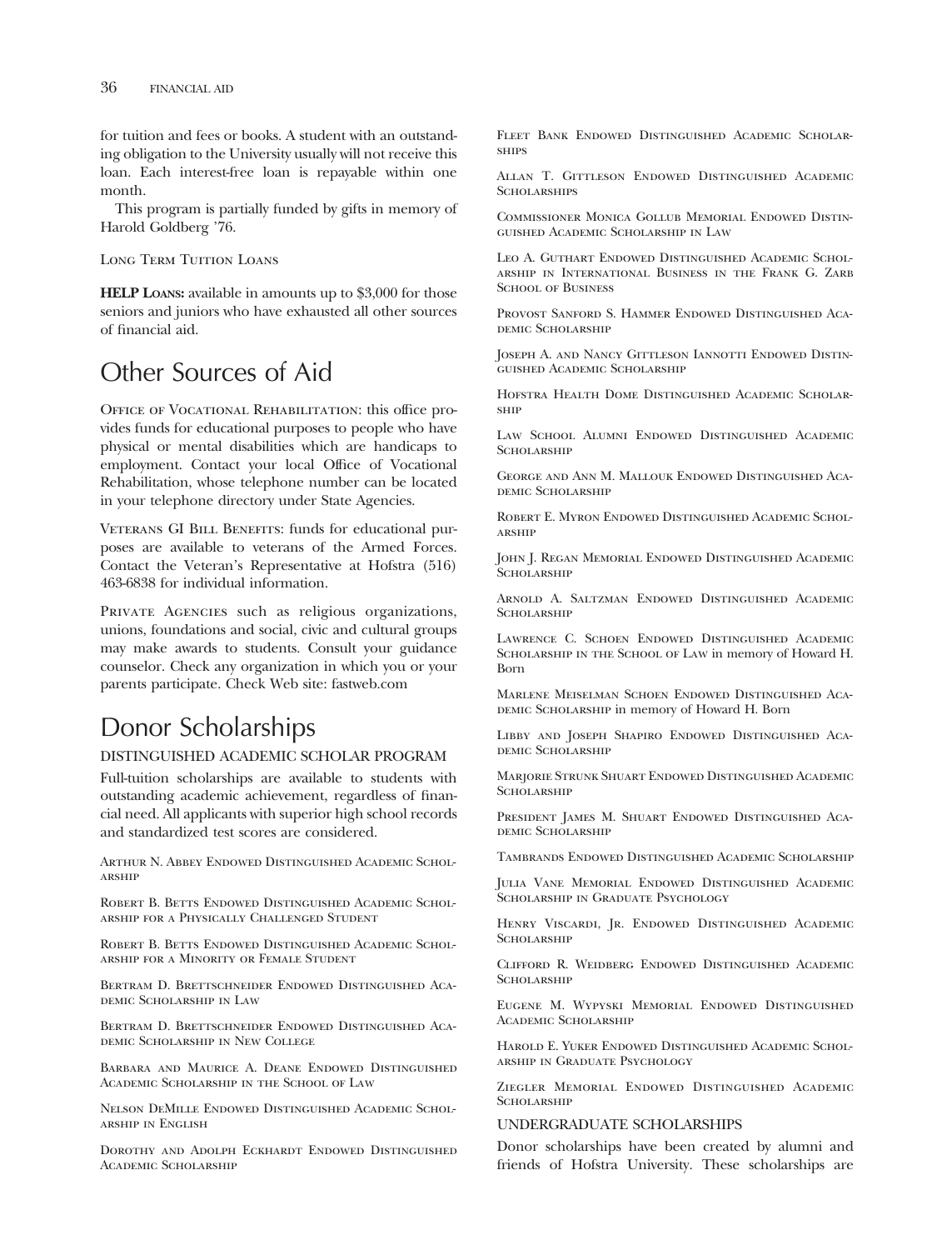for tuition and fees or books. A student with an outstanding obligation to the University usually will not receive this loan. Each interest-free loan is repayable within one month.

This program is partially funded by gifts in memory of Harold Goldberg '76.

Long Term Tuition Loans

**HELP Loans:** available in amounts up to $3,000 for those seniors and juniors who have exhausted all other sources of financial aid.

## Other Sources of Aid

Office of Vocational Rehabilitation: this office provides funds for educational purposes to people who have physical or mental disabilities which are handicaps to employment. Contact your local Office of Vocational Rehabilitation, whose telephone number can be located in your telephone directory under State Agencies.

Veterans GI Bill Benefits: funds for educational purposes are available to veterans of the Armed Forces. Contact the Veteran's Representative at Hofstra (516) 463-6838 for individual information.

Private Agencies such as religious organizations, unions, foundations and social, civic and cultural groups may make awards to students. Consult your guidance counselor. Check any organization in which you or your parents participate. Check Web site: fastweb.com

## Donor Scholarships

### DISTINGUISHED ACADEMIC SCHOLAR PROGRAM

Full-tuition scholarships are available to students with outstanding academic achievement, regardless of financial need. All applicants with superior high school records and standardized test scores are considered.

Arthur N. Abbey Endowed Distinguished Academic Scholarship

Robert B. Betts Endowed Distinguished Academic Scholarship for a Physically Challenged Student

Robert B. Betts Endowed Distinguished Academic Scholarship for a Minority or Female Student

Bertram D. Brettschneider Endowed Distinguished Academic Scholarship in Law

Bertram D. Brettschneider Endowed Distinguished Academic Scholarship in New College

Barbara and Maurice A. Deane Endowed Distinguished Academic Scholarship in the School of Law

Nelson DeMille Endowed Distinguished Academic Scholarship in English

Dorothy and Adolph Eckhardt Endowed Distinguished Academic Scholarship

Fleet Bank Endowed Distinguished Academic Scholarships

Allan T. Gittleson Endowed Distinguished Academic Scholarships

Commissioner Monica Gollub Memorial Endowed Distinguished Academic Scholarship in Law

Leo A. Guthart Endowed Distinguished Academic Scholarship in International Business in the Frank G. Zarb School of Business

Provost Sanford S. Hammer Endowed Distinguished Academic Scholarship

Joseph A. and Nancy Gittleson Iannotti Endowed Distinguished Academic Scholarship

Hofstra Health Dome Distinguished Academic Scholarship

Law School Alumni Endowed Distinguished Academic Scholarship

George and Ann M. Mallouk Endowed Distinguished Academic Scholarship

Robert E. Myron Endowed Distinguished Academic Scholarship

John J. Regan Memorial Endowed Distinguished Academic Scholarship

Arnold A. Saltzman Endowed Distinguished Academic Scholarship

Lawrence C. Schoen Endowed Distinguished Academic Scholarship in the School of Law in memory of Howard H. Born

Marlene Meiselman Schoen Endowed Distinguished Academic Scholarship in memory of Howard H. Born

Libby and Joseph Shapiro Endowed Distinguished Academic Scholarship

Marjorie Strunk Shuart Endowed Distinguished Academic Scholarship

President James M. Shuart Endowed Distinguished Academic Scholarship

Tambrands Endowed Distinguished Academic Scholarship

Julia Vane Memorial Endowed Distinguished Academic Scholarship in Graduate Psychology

Henry Viscardi, Jr. Endowed Distinguished Academic Scholarship

Clifford R. Weidberg Endowed Distinguished Academic Scholarship

Eugene M. Wypyski Memorial Endowed Distinguished Academic Scholarship

Harold E. Yuker Endowed Distinguished Academic Scholarship in Graduate Psychology

Ziegler Memorial Endowed Distinguished Academic Scholarship

### UNDERGRADUATE SCHOLARSHIPS

Donor scholarships have been created by alumni and friends of Hofstra University. These scholarships are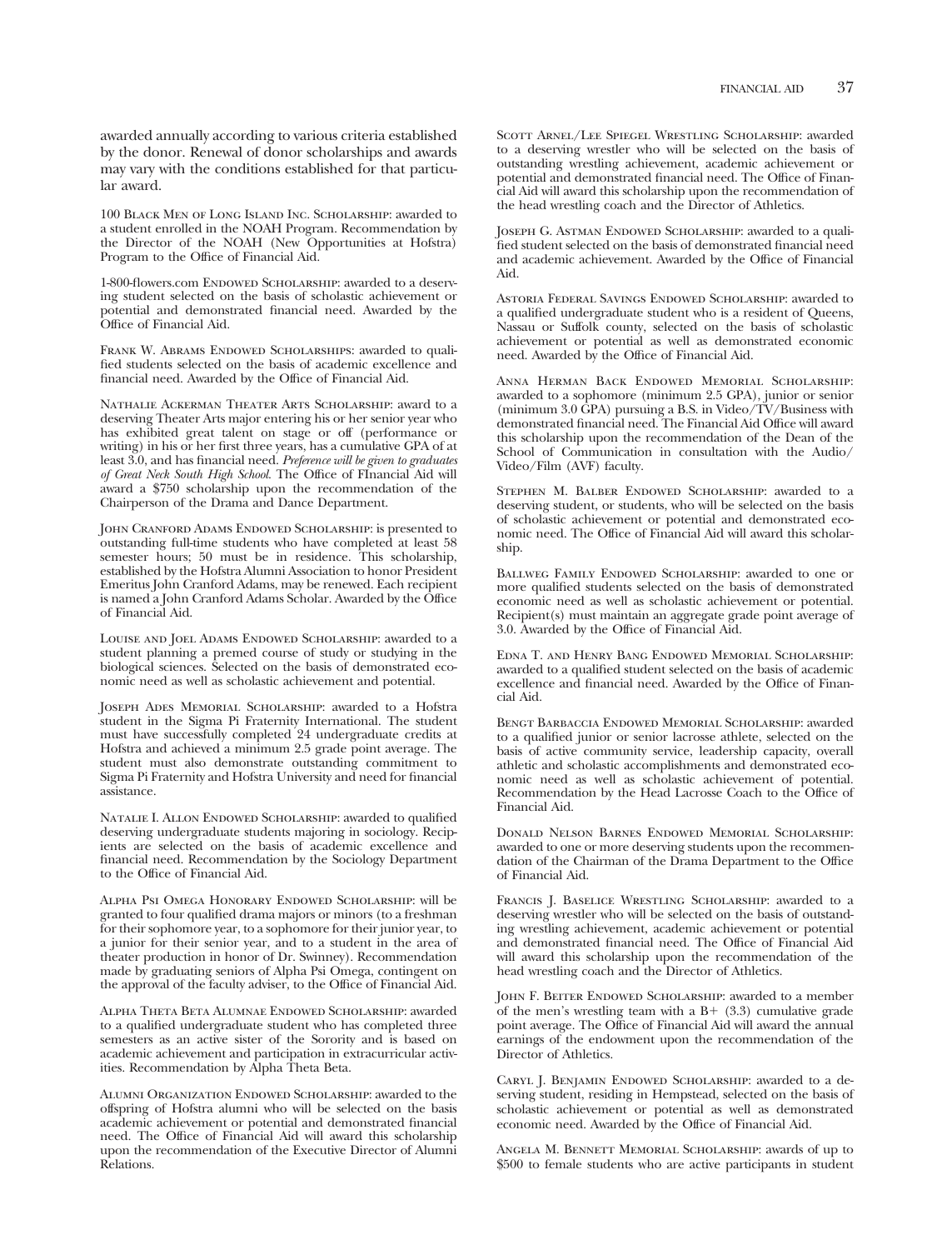awarded annually according to various criteria established by the donor. Renewal of donor scholarships and awards may vary with the conditions established for that particular award.

100 Black Men of Long Island Inc. Scholarship: awarded to a student enrolled in the NOAH Program. Recommendation by the Director of the NOAH (New Opportunities at Hofstra) Program to the Office of Financial Aid.

1-800-flowers.com Endowed Scholarship: awarded to a deserving student selected on the basis of scholastic achievement or potential and demonstrated financial need. Awarded by the Office of Financial Aid.

Frank W. Abrams Endowed Scholarships: awarded to qualified students selected on the basis of academic excellence and financial need. Awarded by the Office of Financial Aid.

Nathalie Ackerman Theater Arts Scholarship: award to a deserving Theater Arts major entering his or her senior year who has exhibited great talent on stage or off (performance or writing) in his or her first three years, has a cumulative GPA of at least 3.0, and has financial need. *Preference will be given to graduates of Great Neck South High School.* The Office of FInancial Aid will award a $750 scholarship upon the recommendation of the Chairperson of the Drama and Dance Department.

John Cranford Adams Endowed Scholarship: is presented to outstanding full-time students who have completed at least 58 semester hours; 50 must be in residence. This scholarship, established by the Hofstra Alumni Association to honor President Emeritus John Cranford Adams, may be renewed. Each recipient is named a John Cranford Adams Scholar. Awarded by the Office of Financial Aid.

Louise and Joel Adams Endowed Scholarship: awarded to a student planning a premed course of study or studying in the biological sciences. Selected on the basis of demonstrated economic need as well as scholastic achievement and potential.

Joseph Ades Memorial Scholarship: awarded to a Hofstra student in the Sigma Pi Fraternity International. The student must have successfully completed 24 undergraduate credits at Hofstra and achieved a minimum 2.5 grade point average. The student must also demonstrate outstanding commitment to Sigma Pi Fraternity and Hofstra University and need for financial assistance.

Natalie I. Allon Endowed Scholarship: awarded to qualified deserving undergraduate students majoring in sociology. Recipients are selected on the basis of academic excellence and financial need. Recommendation by the Sociology Department to the Office of Financial Aid.

Alpha Psi Omega Honorary Endowed Scholarship: will be granted to four qualified drama majors or minors (to a freshman for their sophomore year, to a sophomore for their junior year, to a junior for their senior year, and to a student in the area of theater production in honor of Dr. Swinney). Recommendation made by graduating seniors of Alpha Psi Omega, contingent on the approval of the faculty adviser, to the Office of Financial Aid.

Alpha Theta Beta Alumnae Endowed Scholarship: awarded to a qualified undergraduate student who has completed three semesters as an active sister of the Sorority and is based on academic achievement and participation in extracurricular activities. Recommendation by Alpha Theta Beta.

Alumni Organization Endowed Scholarship: awarded to the offspring of Hofstra alumni who will be selected on the basis academic achievement or potential and demonstrated financial need. The Office of Financial Aid will award this scholarship upon the recommendation of the Executive Director of Alumni Relations.

Scott Arnel/Lee Spiegel Wrestling Scholarship: awarded to a deserving wrestler who will be selected on the basis of outstanding wrestling achievement, academic achievement or potential and demonstrated financial need. The Office of Financial Aid will award this scholarship upon the recommendation of the head wrestling coach and the Director of Athletics.

Joseph G. Astman Endowed Scholarship: awarded to a qualified student selected on the basis of demonstrated financial need and academic achievement. Awarded by the Office of Financial Aid.

Astoria Federal Savings Endowed Scholarship: awarded to a qualified undergraduate student who is a resident of Queens, Nassau or Suffolk county, selected on the basis of scholastic achievement or potential as well as demonstrated economic need. Awarded by the Office of Financial Aid.

Anna Herman Back Endowed Memorial Scholarship: awarded to a sophomore (minimum 2.5 GPA), junior or senior (minimum 3.0 GPA) pursuing a B.S. in Video/TV/Business with demonstrated financial need. The Financial Aid Office will award this scholarship upon the recommendation of the Dean of the School of Communication in consultation with the Audio/Video/Film (AVF) faculty.

Stephen M. Balber Endowed Scholarship: awarded to a deserving student, or students, who will be selected on the basis of scholastic achievement or potential and demonstrated economic need. The Office of Financial Aid will award this scholarship.

Ballweg Family Endowed Scholarship: awarded to one or more qualified students selected on the basis of demonstrated economic need as well as scholastic achievement or potential. Recipient(s) must maintain an aggregate grade point average of 3.0. Awarded by the Office of Financial Aid.

Edna T. and Henry Bang Endowed Memorial Scholarship: awarded to a qualified student selected on the basis of academic excellence and financial need. Awarded by the Office of Financial Aid.

Bengt Barbaccia Endowed Memorial Scholarship: awarded to a qualified junior or senior lacrosse athlete, selected on the basis of active community service, leadership capacity, overall athletic and scholastic accomplishments and demonstrated economic need as well as scholastic achievement of potential. Recommendation by the Head Lacrosse Coach to the Office of Financial Aid.

Donald Nelson Barnes Endowed Memorial Scholarship: awarded to one or more deserving students upon the recommendation of the Chairman of the Drama Department to the Office of Financial Aid.

Francis J. Baselice Wrestling Scholarship: awarded to a deserving wrestler who will be selected on the basis of outstanding wrestling achievement, academic achievement or potential and demonstrated financial need. The Office of Financial Aid will award this scholarship upon the recommendation of the head wrestling coach and the Director of Athletics.

John F. Beiter Endowed Scholarship: awarded to a member of the men's wrestling team with a B+ (3.3) cumulative grade point average. The Office of Financial Aid will award the annual earnings of the endowment upon the recommendation of the Director of Athletics.

Caryl J. Benjamin Endowed Scholarship: awarded to a deserving student, residing in Hempstead, selected on the basis of scholastic achievement or potential as well as demonstrated economic need. Awarded by the Office of Financial Aid.

Angela M. Bennett Memorial Scholarship: awards of up to $500 to female students who are active participants in student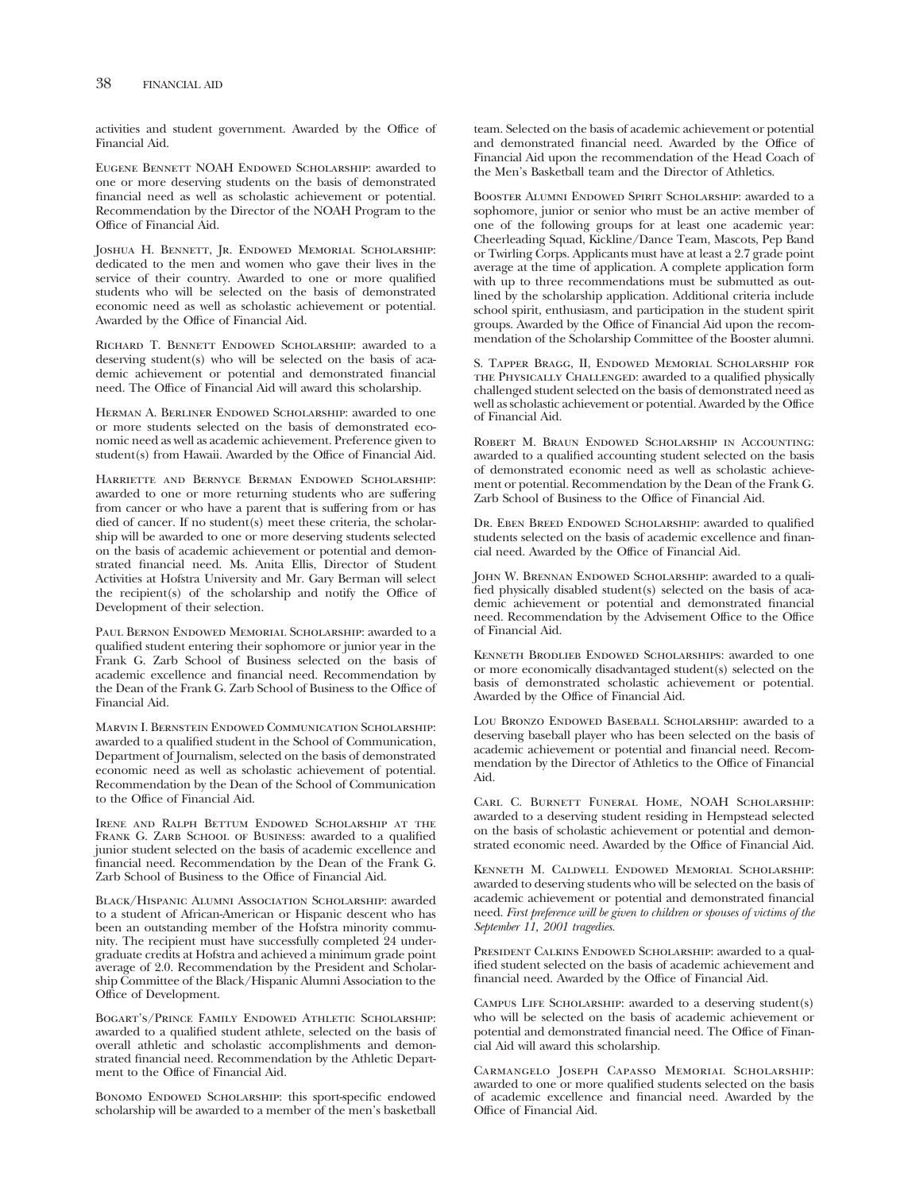activities and student government. Awarded by the Office of Financial Aid.

Eugene Bennett NOAH Endowed Scholarship: awarded to one or more deserving students on the basis of demonstrated financial need as well as scholastic achievement or potential. Recommendation by the Director of the NOAH Program to the Office of Financial Aid.

Joshua H. Bennett, Jr. Endowed Memorial Scholarship: dedicated to the men and women who gave their lives in the service of their country. Awarded to one or more qualified students who will be selected on the basis of demonstrated economic need as well as scholastic achievement or potential. Awarded by the Office of Financial Aid.

Richard T. Bennett Endowed Scholarship: awarded to a deserving student(s) who will be selected on the basis of academic achievement or potential and demonstrated financial need. The Office of Financial Aid will award this scholarship.

Herman A. Berliner Endowed Scholarship: awarded to one or more students selected on the basis of demonstrated economic need as well as academic achievement. Preference given to student(s) from Hawaii. Awarded by the Office of Financial Aid.

Harriette and Bernyce Berman Endowed Scholarship: awarded to one or more returning students who are suffering from cancer or who have a parent that is suffering from or has died of cancer. If no student(s) meet these criteria, the scholarship will be awarded to one or more deserving students selected on the basis of academic achievement or potential and demonstrated financial need. Ms. Anita Ellis, Director of Student Activities at Hofstra University and Mr. Gary Berman will select the recipient(s) of the scholarship and notify the Office of Development of their selection.

Paul Bernon Endowed Memorial Scholarship: awarded to a qualified student entering their sophomore or junior year in the Frank G. Zarb School of Business selected on the basis of academic excellence and financial need. Recommendation by the Dean of the Frank G. Zarb School of Business to the Office of Financial Aid.

Marvin I. Bernstein Endowed Communication Scholarship: awarded to a qualified student in the School of Communication, Department of Journalism, selected on the basis of demonstrated economic need as well as scholastic achievement of potential. Recommendation by the Dean of the School of Communication to the Office of Financial Aid.

Irene and Ralph Bettum Endowed Scholarship at the Frank G. Zarb School of Business: awarded to a qualified junior student selected on the basis of academic excellence and financial need. Recommendation by the Dean of the Frank G. Zarb School of Business to the Office of Financial Aid.

Black/Hispanic Alumni Association Scholarship: awarded to a student of African-American or Hispanic descent who has been an outstanding member of the Hofstra minority community. The recipient must have successfully completed 24 undergraduate credits at Hofstra and achieved a minimum grade point average of 2.0. Recommendation by the President and Scholarship Committee of the Black/Hispanic Alumni Association to the Office of Development.

Bogart's/Prince Family Endowed Athletic Scholarship: awarded to a qualified student athlete, selected on the basis of overall athletic and scholastic accomplishments and demonstrated financial need. Recommendation by the Athletic Department to the Office of Financial Aid.

Bonomo Endowed Scholarship: this sport-specific endowed scholarship will be awarded to a member of the men's basketball team. Selected on the basis of academic achievement or potential and demonstrated financial need. Awarded by the Office of Financial Aid upon the recommendation of the Head Coach of the Men's Basketball team and the Director of Athletics.

Booster Alumni Endowed Spirit Scholarship: awarded to a sophomore, junior or senior who must be an active member of one of the following groups for at least one academic year: Cheerleading Squad, Kickline/Dance Team, Mascots, Pep Band or Twirling Corps. Applicants must have at least a 2.7 grade point average at the time of application. A complete application form with up to three recommendations must be submutted as outlined by the scholarship application. Additional criteria include school spirit, enthusiasm, and participation in the student spirit groups. Awarded by the Office of Financial Aid upon the recommendation of the Scholarship Committee of the Booster alumni.

S. Tapper Bragg, II, Endowed Memorial Scholarship for the Physically Challenged: awarded to a qualified physically challenged student selected on the basis of demonstrated need as well as scholastic achievement or potential. Awarded by the Office of Financial Aid.

Robert M. Braun Endowed Scholarship in Accounting: awarded to a qualified accounting student selected on the basis of demonstrated economic need as well as scholastic achievement or potential. Recommendation by the Dean of the Frank G. Zarb School of Business to the Office of Financial Aid.

Dr. Eben Breed Endowed Scholarship: awarded to qualified students selected on the basis of academic excellence and financial need. Awarded by the Office of Financial Aid.

John W. Brennan Endowed Scholarship: awarded to a qualified physically disabled student(s) selected on the basis of academic achievement or potential and demonstrated financial need. Recommendation by the Advisement Office to the Office of Financial Aid.

Kenneth Brodlieb Endowed Scholarships: awarded to one or more economically disadvantaged student(s) selected on the basis of demonstrated scholastic achievement or potential. Awarded by the Office of Financial Aid.

Lou Bronzo Endowed Baseball Scholarship: awarded to a deserving baseball player who has been selected on the basis of academic achievement or potential and financial need. Recommendation by the Director of Athletics to the Office of Financial Aid.

Carl C. Burnett Funeral Home, NOAH Scholarship: awarded to a deserving student residing in Hempstead selected on the basis of scholastic achievement or potential and demonstrated economic need. Awarded by the Office of Financial Aid.

Kenneth M. Caldwell Endowed Memorial Scholarship: awarded to deserving students who will be selected on the basis of academic achievement or potential and demonstrated financial need. *First preference will be given to children or spouses of victims of the September 11, 2001 tragedies.*

President Calkins Endowed Scholarship: awarded to a qualified student selected on the basis of academic achievement and financial need. Awarded by the Office of Financial Aid.

Campus Life Scholarship: awarded to a deserving student(s) who will be selected on the basis of academic achievement or potential and demonstrated financial need. The Office of Financial Aid will award this scholarship.

Carmangelo Joseph Capasso Memorial Scholarship: awarded to one or more qualified students selected on the basis of academic excellence and financial need. Awarded by the Office of Financial Aid.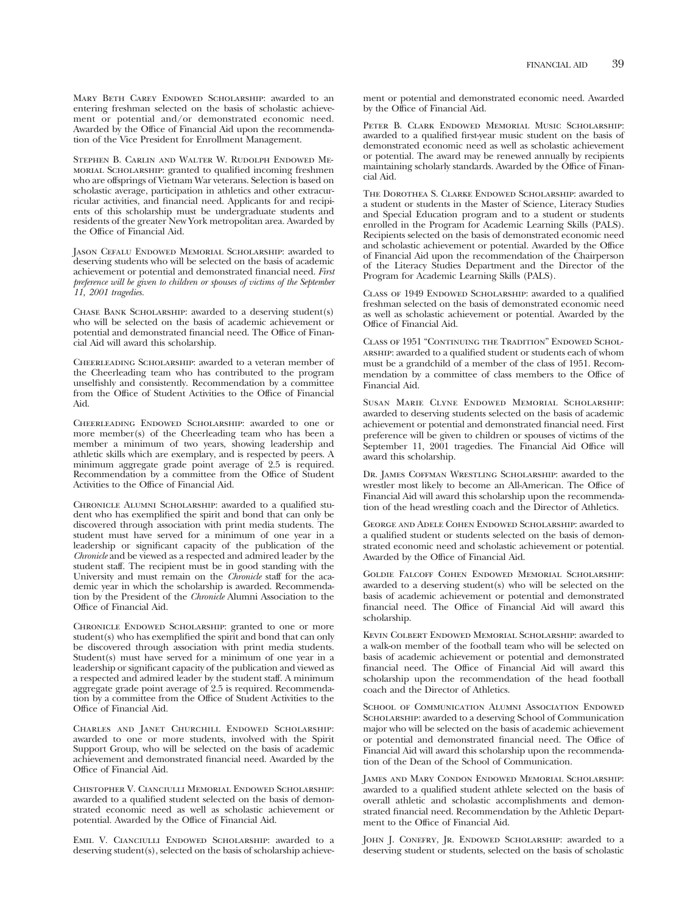Mary Beth Carey Endowed Scholarship: awarded to an entering freshman selected on the basis of scholastic achievement or potential and/or demonstrated economic need. Awarded by the Office of Financial Aid upon the recommendation of the Vice President for Enrollment Management.

Stephen B. Carlin and Walter W. Rudolph Endowed Memorial Scholarship: granted to qualified incoming freshmen who are offsprings of Vietnam War veterans. Selection is based on scholastic average, participation in athletics and other extracurricular activities, and financial need. Applicants for and recipients of this scholarship must be undergraduate students and residents of the greater New York metropolitan area. Awarded by the Office of Financial Aid.

Jason Cefalu Endowed Memorial Scholarship: awarded to deserving students who will be selected on the basis of academic achievement or potential and demonstrated financial need. *First preference will be given to children or spouses of victims of the September 11, 2001 tragedies.*

Chase Bank Scholarship: awarded to a deserving student(s) who will be selected on the basis of academic achievement or potential and demonstrated financial need. The Office of Financial Aid will award this scholarship.

Cheerleading Scholarship: awarded to a veteran member of the Cheerleading team who has contributed to the program unselfishly and consistently. Recommendation by a committee from the Office of Student Activities to the Office of Financial Aid.

Cheerleading Endowed Scholarship: awarded to one or more member(s) of the Cheerleading team who has been a member a minimum of two years, showing leadership and athletic skills which are exemplary, and is respected by peers. A minimum aggregate grade point average of 2.5 is required. Recommendation by a committee from the Office of Student Activities to the Office of Financial Aid.

Chronicle Alumni Scholarship: awarded to a qualified student who has exemplified the spirit and bond that can only be discovered through association with print media students. The student must have served for a minimum of one year in a leadership or significant capacity of the publication of the *Chronicle* and be viewed as a respected and admired leader by the student staff. The recipient must be in good standing with the University and must remain on the *Chronicle* staff for the academic year in which the scholarship is awarded. Recommendation by the President of the *Chronicle* Alumni Association to the Office of Financial Aid.

Chronicle Endowed Scholarship: granted to one or more student(s) who has exemplified the spirit and bond that can only be discovered through association with print media students. Student(s) must have served for a minimum of one year in a leadership or significant capacity of the publication and viewed as a respected and admired leader by the student staff. A minimum aggregate grade point average of 2.5 is required. Recommendation by a committee from the Office of Student Activities to the Office of Financial Aid.

Charles and Janet Churchill Endowed Scholarship: awarded to one or more students, involved with the Spirit Support Group, who will be selected on the basis of academic achievement and demonstrated financial need. Awarded by the Office of Financial Aid.

Chistopher V. Cianciulli Memorial Endowed Scholarship: awarded to a qualified student selected on the basis of demonstrated economic need as well as scholastic achievement or potential. Awarded by the Office of Financial Aid.

Emil V. Cianciulli Endowed Scholarship: awarded to a deserving student(s), selected on the basis of scholarship achievement or potential and demonstrated economic need. Awarded by the Office of Financial Aid.

Peter B. Clark Endowed Memorial Music Scholarship: awarded to a qualified first-year music student on the basis of demonstrated economic need as well as scholastic achievement or potential. The award may be renewed annually by recipients maintaining scholarly standards. Awarded by the Office of Financial Aid.

The Dorothea S. Clarke Endowed Scholarship: awarded to a student or students in the Master of Science, Literacy Studies and Special Education program and to a student or students enrolled in the Program for Academic Learning Skills (PALS). Recipients selected on the basis of demonstrated economic need and scholastic achievement or potential. Awarded by the Office of Financial Aid upon the recommendation of the Chairperson of the Literacy Studies Department and the Director of the Program for Academic Learning Skills (PALS).

Class of 1949 Endowed Scholarship: awarded to a qualified freshman selected on the basis of demonstrated economic need as well as scholastic achievement or potential. Awarded by the Office of Financial Aid.

Class of 1951 "Continuing the Tradition" Endowed Scholarship: awarded to a qualified student or students each of whom must be a grandchild of a member of the class of 1951. Recommendation by a committee of class members to the Office of Financial Aid.

Susan Marie Clyne Endowed Memorial Scholarship: awarded to deserving students selected on the basis of academic achievement or potential and demonstrated financial need. First preference will be given to children or spouses of victims of the September 11, 2001 tragedies. The Financial Aid Office will award this scholarship.

Dr. James Coffman Wrestling Scholarship: awarded to the wrestler most likely to become an All-American. The Office of Financial Aid will award this scholarship upon the recommendation of the head wrestling coach and the Director of Athletics.

George and Adele Cohen Endowed Scholarship: awarded to a qualified student or students selected on the basis of demonstrated economic need and scholastic achievement or potential. Awarded by the Office of Financial Aid.

Goldie Falcoff Cohen Endowed Memorial Scholarship: awarded to a deserving student(s) who will be selected on the basis of academic achievement or potential and demonstrated financial need. The Office of Financial Aid will award this scholarship.

Kevin Colbert Endowed Memorial Scholarship: awarded to a walk-on member of the football team who will be selected on basis of academic achievement or potential and demonstrated financial need. The Office of Financial Aid will award this scholarship upon the recommendation of the head football coach and the Director of Athletics.

School of Communication Alumni Association Endowed Scholarship: awarded to a deserving School of Communication major who will be selected on the basis of academic achievement or potential and demonstrated financial need. The Office of Financial Aid will award this scholarship upon the recommendation of the Dean of the School of Communication.

James and Mary Condon Endowed Memorial Scholarship: awarded to a qualified student athlete selected on the basis of overall athletic and scholastic accomplishments and demonstrated financial need. Recommendation by the Athletic Department to the Office of Financial Aid.

John J. Conefry, Jr. Endowed Scholarship: awarded to a deserving student or students, selected on the basis of scholastic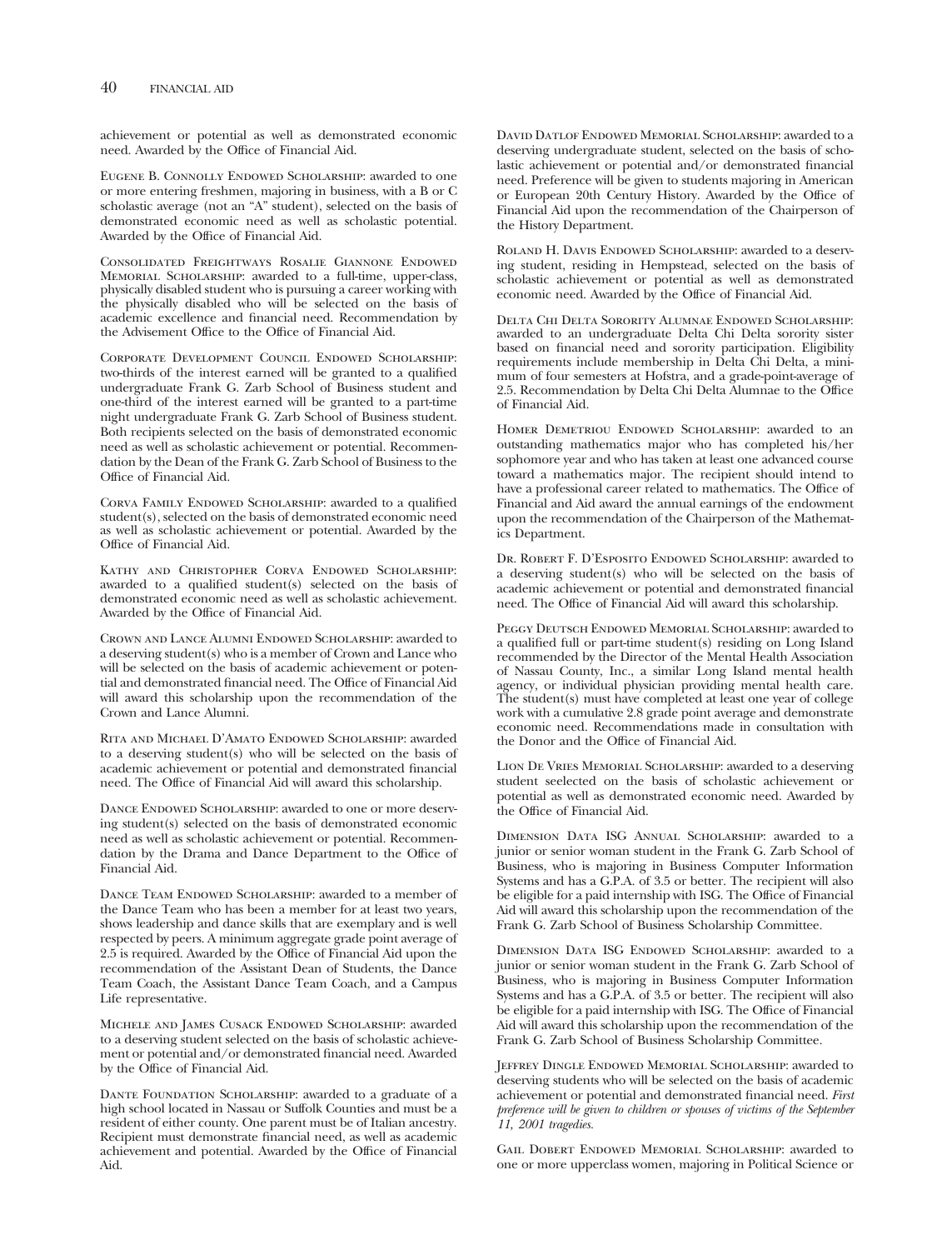achievement or potential as well as demonstrated economic need. Awarded by the Office of Financial Aid.

Eugene B. Connolly Endowed Scholarship: awarded to one or more entering freshmen, majoring in business, with a B or C scholastic average (not an "A" student), selected on the basis of demonstrated economic need as well as scholastic potential. Awarded by the Office of Financial Aid.

Consolidated Freightways Rosalie Giannone Endowed Memorial Scholarship: awarded to a full-time, upper-class, physically disabled student who is pursuing a career working with the physically disabled who will be selected on the basis of academic excellence and financial need. Recommendation by the Advisement Office to the Office of Financial Aid.

Corporate Development Council Endowed Scholarship: two-thirds of the interest earned will be granted to a qualified undergraduate Frank G. Zarb School of Business student and one-third of the interest earned will be granted to a part-time night undergraduate Frank G. Zarb School of Business student. Both recipients selected on the basis of demonstrated economic need as well as scholastic achievement or potential. Recommendation by the Dean of the Frank G. Zarb School of Business to the Office of Financial Aid.

Corva Family Endowed Scholarship: awarded to a qualified student(s), selected on the basis of demonstrated economic need as well as scholastic achievement or potential. Awarded by the Office of Financial Aid.

Kathy and Christopher Corva Endowed Scholarship: awarded to a qualified student(s) selected on the basis of demonstrated economic need as well as scholastic achievement. Awarded by the Office of Financial Aid.

Crown and Lance Alumni Endowed Scholarship: awarded to a deserving student(s) who is a member of Crown and Lance who will be selected on the basis of academic achievement or potential and demonstrated financial need. The Office of Financial Aid will award this scholarship upon the recommendation of the Crown and Lance Alumni.

Rita and Michael D'Amato Endowed Scholarship: awarded to a deserving student(s) who will be selected on the basis of academic achievement or potential and demonstrated financial need. The Office of Financial Aid will award this scholarship.

Dance Endowed Scholarship: awarded to one or more deserving student(s) selected on the basis of demonstrated economic need as well as scholastic achievement or potential. Recommendation by the Drama and Dance Department to the Office of Financial Aid.

Dance Team Endowed Scholarship: awarded to a member of the Dance Team who has been a member for at least two years, shows leadership and dance skills that are exemplary and is well respected by peers. A minimum aggregate grade point average of 2.5 is required. Awarded by the Office of Financial Aid upon the recommendation of the Assistant Dean of Students, the Dance Team Coach, the Assistant Dance Team Coach, and a Campus Life representative.

Michele and James Cusack Endowed Scholarship: awarded to a deserving student selected on the basis of scholastic achievement or potential and/or demonstrated financial need. Awarded by the Office of Financial Aid.

Dante Foundation Scholarship: awarded to a graduate of a high school located in Nassau or Suffolk Counties and must be a resident of either county. One parent must be of Italian ancestry. Recipient must demonstrate financial need, as well as academic achievement and potential. Awarded by the Office of Financial Aid.

David Datlof Endowed Memorial Scholarship: awarded to a deserving undergraduate student, selected on the basis of scholastic achievement or potential and/or demonstrated financial need. Preference will be given to students majoring in American or European 20th Century History. Awarded by the Office of Financial Aid upon the recommendation of the Chairperson of the History Department.

Roland H. Davis Endowed Scholarship: awarded to a deserving student, residing in Hempstead, selected on the basis of scholastic achievement or potential as well as demonstrated economic need. Awarded by the Office of Financial Aid.

Delta Chi Delta Sorority Alumnae Endowed Scholarship: awarded to an undergraduate Delta Chi Delta sorority sister based on financial need and sorority participation. Eligibility requirements include membership in Delta Chi Delta, a minimum of four semesters at Hofstra, and a grade-point-average of 2.5. Recommendation by Delta Chi Delta Alumnae to the Office of Financial Aid.

Homer Demetriou Endowed Scholarship: awarded to an outstanding mathematics major who has completed his/her sophomore year and who has taken at least one advanced course toward a mathematics major. The recipient should intend to have a professional career related to mathematics. The Office of Financial and Aid award the annual earnings of the endowment upon the recommendation of the Chairperson of the Mathematics Department.

Dr. Robert F. D'Esposito Endowed Scholarship: awarded to a deserving student(s) who will be selected on the basis of academic achievement or potential and demonstrated financial need. The Office of Financial Aid will award this scholarship.

Peggy Deutsch Endowed Memorial Scholarship: awarded to a qualified full or part-time student(s) residing on Long Island recommended by the Director of the Mental Health Association of Nassau County, Inc., a similar Long Island mental health agency, or individual physician providing mental health care. The student(s) must have completed at least one year of college work with a cumulative 2.8 grade point average and demonstrate economic need. Recommendations made in consultation with the Donor and the Office of Financial Aid.

Lion De Vries Memorial Scholarship: awarded to a deserving student seelected on the basis of scholastic achievement or potential as well as demonstrated economic need. Awarded by the Office of Financial Aid.

Dimension Data ISG Annual Scholarship: awarded to a junior or senior woman student in the Frank G. Zarb School of Business, who is majoring in Business Computer Information Systems and has a G.P.A. of 3.5 or better. The recipient will also be eligible for a paid internship with ISG. The Office of Financial Aid will award this scholarship upon the recommendation of the Frank G. Zarb School of Business Scholarship Committee.

Dimension Data ISG Endowed Scholarship: awarded to a junior or senior woman student in the Frank G. Zarb School of Business, who is majoring in Business Computer Information Systems and has a G.P.A. of 3.5 or better. The recipient will also be eligible for a paid internship with ISG. The Office of Financial Aid will award this scholarship upon the recommendation of the Frank G. Zarb School of Business Scholarship Committee.

Jeffrey Dingle Endowed Memorial Scholarship: awarded to deserving students who will be selected on the basis of academic achievement or potential and demonstrated financial need. *First preference will be given to children or spouses of victims of the September 11, 2001 tragedies.*

Gail Dobert Endowed Memorial Scholarship: awarded to one or more upperclass women, majoring in Political Science or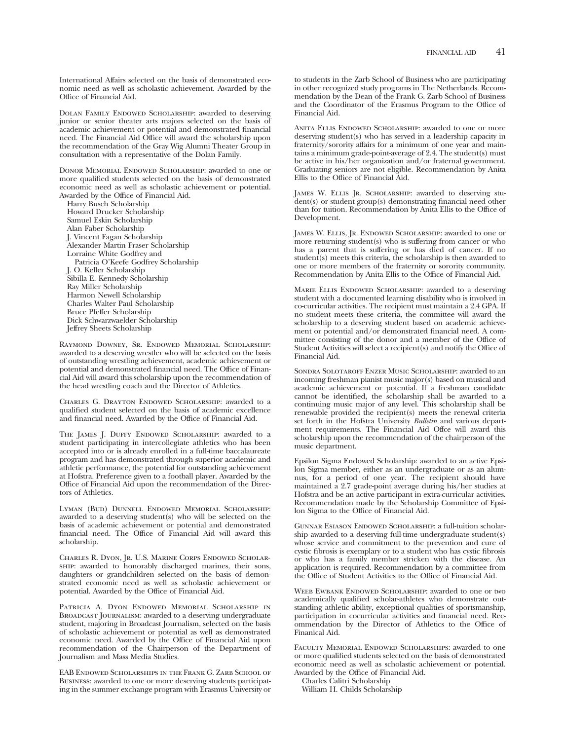International Affairs selected on the basis of demonstrated economic need as well as scholastic achievement. Awarded by the Office of Financial Aid.

Dolan Family Endowed Scholarship: awarded to deserving junior or senior theater arts majors selected on the basis of academic achievement or potential and demonstrated financial need. The Financial Aid Office will award the scholarship upon the recommendation of the Gray Wig Alumni Theater Group in consultation with a representative of the Dolan Family.

Donor Memorial Endowed Scholarship: awarded to one or more qualified students selected on the basis of demonstrated economic need as well as scholastic achievement or potential. Awarded by the Office of Financial Aid.

- Harry Busch Scholarship
- Howard Drucker Scholarship
- Samuel Eskin Scholarship
- Alan Faber Scholarship
- J. Vincent Fagan Scholarship
- Alexander Martin Fraser Scholarship
- Lorraine White Godfrey and Patricia O'Keefe Godfrey Scholarship
- J. O. Keller Scholarship
- Sibilla E. Kennedy Scholarship
- Ray Miller Scholarship
- Harmon Newell Scholarship
- Charles Walter Paul Scholarship
- Bruce Pfeffer Scholarship
- Dick Schwarzwaelder Scholarship
- Jeffrey Sheets Scholarship

Raymond Downey, Sr. Endowed Memorial Scholarship: awarded to a deserving wrestler who will be selected on the basis of outstanding wrestling achievement, academic achievement or potential and demonstrated financial need. The Office of Financial Aid will award this scholarship upon the recommendation of the head wrestling coach and the Director of Athletics.

Charles G. Drayton Endowed Scholarship: awarded to a qualified student selected on the basis of academic excellence and financial need. Awarded by the Office of Financial Aid.

The James J. Duffy Endowed Scholarship: awarded to a student participating in intercollegiate athletics who has been accepted into or is already enrolled in a full-time baccalaureate program and has demonstrated through superior academic and athletic performance, the potential for outstanding achievement at Hofstra. Preference given to a football player. Awarded by the Office of Financial Aid upon the recommendation of the Directors of Athletics.

Lyman (Bud) Dunnell Endowed Memorial Scholarship: awarded to a deserving student(s) who will be selected on the basis of academic achievement or potential and demonstrated financial need. The Office of Financial Aid will award this scholarship.

Charles R. Dyon, Jr. U.S. Marine Corps Endowed Scholarship: awarded to honorably discharged marines, their sons, daughters or grandchildren selected on the basis of demonstrated economic need as well as scholastic achievement or potential. Awarded by the Office of Financial Aid.

Patricia A. Dyon Endowed Memorial Scholarship in Broadcast Journalism: awarded to a deserving undergraduate student, majoring in Broadcast Journalism, selected on the basis of scholastic achievement or potential as well as demonstrated economic need. Awarded by the Office of Financial Aid upon recommendation of the Chairperson of the Department of Journalism and Mass Media Studies.

EAB Endowed Scholarships in the Frank G. Zarb School of Business: awarded to one or more deserving students participating in the summer exchange program with Erasmus University or to students in the Zarb School of Business who are participating in other recognized study programs in The Netherlands. Recommendation by the Dean of the Frank G. Zarb School of Business and the Coordinator of the Erasmus Program to the Office of Financial Aid.

Anita Ellis Endowed Scholarship: awarded to one or more deserving student(s) who has served in a leadership capacity in fraternity/sorority affairs for a minimum of one year and maintains a minimum grade-point-average of 2.4. The student(s) must be active in his/her organization and/or fraternal government. Graduating seniors are not eligible. Recommendation by Anita Ellis to the Office of Financial Aid.

James W. Ellis Jr. Scholarship: awarded to deserving student(s) or student group(s) demonstrating financial need other than for tuition. Recommendation by Anita Ellis to the Office of Development.

James W. Ellis, Jr. Endowed Scholarship: awarded to one or more returning student(s) who is suffering from cancer or who has a parent that is suffering or has died of cancer. If no student(s) meets this criteria, the scholarship is then awarded to one or more members of the fraternity or sorority community. Recommendation by Anita Ellis to the Office of Financial Aid.

Marie Ellis Endowed Scholarship: awarded to a deserving student with a documented learning disability who is involved in co-curricular activities. The recipient must maintain a 2.4 GPA. If no student meets these criteria, the committee will award the scholarship to a deserving student based on academic achievement or potential and/or demonstrated financial need. A committee consisting of the donor and a member of the Office of Student Activities will select a recipient(s) and notify the Office of Financial Aid.

Sondra Solotaroff Enzer Music Scholarship: awarded to an incoming freshman pianist music major(s) based on musical and academic achievement or potential. If a freshman candidate cannot be identified, the scholarship shall be awarded to a continuing music major of any level. This scholarship shall be renewable provided the recipient(s) meets the renewal criteria set forth in the Hofstra University *Bulletin* and various department requirements. The Financial Aid Offce will award this scholarship upon the recommendation of the chairperson of the music department.

Epsilon Sigma Endowed Scholarship: awarded to an active Epsilon Sigma member, either as an undergraduate or as an alumnus, for a period of one year. The recipient should have maintained a 2.7 grade-point average during his/her studies at Hofstra and be an active participant in extra-curricular activities. Recommendation made by the Scholarship Committee of Epsilon Sigma to the Office of Financial Aid.

Gunnar Esiason Endowed Scholarship: a full-tuition scholarship awarded to a deserving full-time undergraduate student(s) whose service and commitment to the prevention and cure of cystic fibrosis is exemplary or to a student who has cystic fibrosis or who has a family member stricken with the disease. An application is required. Recommendation by a committee from the Office of Student Activities to the Office of Financial Aid.

Weeb Ewbank Endowed Scholarship: awarded to one or two academically qualified scholar-athletes who demonstrate outstanding athletic ability, exceptional qualities of sportsmanship, participation in cocurricular activities and financial need. Recommendation by the Director of Athletics to the Office of Finanical Aid.

Faculty Memorial Endowed Scholarships: awarded to one or more qualified students selected on the basis of demonstrated economic need as well as scholastic achievement or potential. Awarded by the Office of Financial Aid.

- Charles Calitri Scholarship
- William H. Childs Scholarship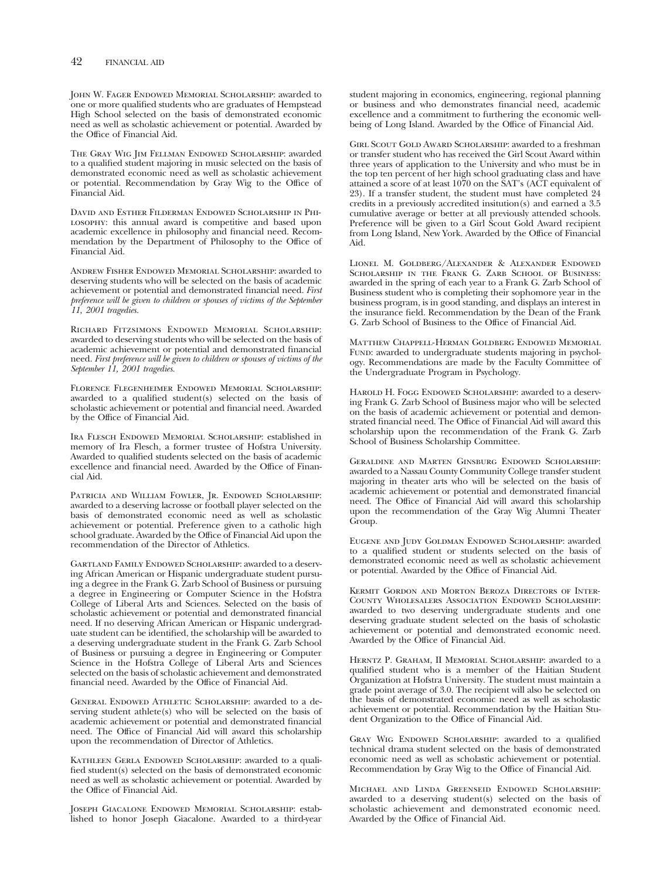John W. Fager Endowed Memorial Scholarship: awarded to one or more qualified students who are graduates of Hempstead High School selected on the basis of demonstrated economic need as well as scholastic achievement or potential. Awarded by the Office of Financial Aid.

The Gray Wig Jim Fellman Endowed Scholarship: awarded to a qualified student majoring in music selected on the basis of demonstrated economic need as well as scholastic achievement or potential. Recommendation by Gray Wig to the Office of Financial Aid.

David and Esther Filderman Endowed Scholarship in Philosophy: this annual award is competitive and based upon academic excellence in philosophy and financial need. Recommendation by the Department of Philosophy to the Office of Financial Aid.

Andrew Fisher Endowed Memorial Scholarship: awarded to deserving students who will be selected on the basis of academic achievement or potential and demonstrated financial need. *First preference will be given to children or spouses of victims of the September 11, 2001 tragedies.*

Richard Fitzsimons Endowed Memorial Scholarship: awarded to deserving students who will be selected on the basis of academic achievement or potential and demonstrated financial need. *First preference will be given to children or spouses of victims of the September 11, 2001 tragedies.*

Florence Flegenheimer Endowed Memorial Scholarship: awarded to a qualified student(s) selected on the basis of scholastic achievement or potential and financial need. Awarded by the Office of Financial Aid.

Ira Flesch Endowed Memorial Scholarship: established in memory of Ira Flesch, a former trustee of Hofstra University. Awarded to qualified students selected on the basis of academic excellence and financial need. Awarded by the Office of Financial Aid.

Patricia and William Fowler, Jr. Endowed Scholarship: awarded to a deserving lacrosse or football player selected on the basis of demonstrated economic need as well as scholastic achievement or potential. Preference given to a catholic high school graduate. Awarded by the Office of Financial Aid upon the recommendation of the Director of Athletics.

Gartland Family Endowed Scholarship: awarded to a deserving African American or Hispanic undergraduate student pursuing a degree in the Frank G. Zarb School of Business or pursuing a degree in Engineering or Computer Science in the Hofstra College of Liberal Arts and Sciences. Selected on the basis of scholastic achievement or potential and demonstrated financial need. If no deserving African American or Hispanic undergraduate student can be identified, the scholarship will be awarded to a deserving undergraduate student in the Frank G. Zarb School of Business or pursuing a degree in Engineering or Computer Science in the Hofstra College of Liberal Arts and Sciences selected on the basis of scholastic achievement and demonstrated financial need. Awarded by the Office of Financial Aid.

General Endowed Athletic Scholarship: awarded to a deserving student athlete(s) who will be selected on the basis of academic achievement or potential and demonstrated financial need. The Office of Financial Aid will award this scholarship upon the recommendation of Director of Athletics.

Kathleen Gerla Endowed Scholarship: awarded to a qualified student(s) selected on the basis of demonstrated economic need as well as scholastic achievement or potential. Awarded by the Office of Financial Aid.

Joseph Giacalone Endowed Memorial Scholarship: established to honor Joseph Giacalone. Awarded to a third-year student majoring in economics, engineering, regional planning or business and who demonstrates financial need, academic excellence and a commitment to furthering the economic well-being of Long Island. Awarded by the Office of Financial Aid.

Girl Scout Gold Award Scholarship: awarded to a freshman or transfer student who has received the Girl Scout Award within three years of application to the University and who must be in the top ten percent of her high school graduating class and have attained a score of at least 1070 on the SAT's (ACT equivalent of 23). If a transfer student, the student must have completed 24 credits in a previously accredited insitution(s) and earned a 3.5 cumulative average or better at all previously attended schools. Preference will be given to a Girl Scout Gold Award recipient from Long Island, New York. Awarded by the Office of Financial Aid.

Lionel M. Goldberg/Alexander & Alexander Endowed Scholarship in the Frank G. Zarb School of Business: awarded in the spring of each year to a Frank G. Zarb School of Business student who is completing their sophomore year in the business program, is in good standing, and displays an interest in the insurance field. Recommendation by the Dean of the Frank G. Zarb School of Business to the Office of Financial Aid.

Matthew Chappell-Herman Goldberg Endowed Memorial Fund: awarded to undergraduate students majoring in psychology. Recommendations are made by the Faculty Committee of the Undergraduate Program in Psychology.

Harold H. Fogg Endowed Scholarship: awarded to a deserving Frank G. Zarb School of Business major who will be selected on the basis of academic achievement or potential and demonstrated financial need. The Office of Financial Aid will award this scholarship upon the recommendation of the Frank G. Zarb School of Business Scholarship Committee.

Geraldine and Marten Ginsburg Endowed Scholarship: awarded to a Nassau County Community College transfer student majoring in theater arts who will be selected on the basis of academic achievement or potential and demonstrated financial need. The Office of Financial Aid will award this scholarship upon the recommendation of the Gray Wig Alumni Theater Group.

Eugene and Judy Goldman Endowed Scholarship: awarded to a qualified student or students selected on the basis of demonstrated economic need as well as scholastic achievement or potential. Awarded by the Office of Financial Aid.

Kermit Gordon and Morton Beroza Directors of Inter-County Wholesalers Association Endowed Scholarship: awarded to two deserving undergraduate students and one deserving graduate student selected on the basis of scholastic achievement or potential and demonstrated economic need. Awarded by the Office of Financial Aid.

Herntz P. Graham, II Memorial Scholarship: awarded to a qualified student who is a member of the Haitian Student Organization at Hofstra University. The student must maintain a grade point average of 3.0. The recipient will also be selected on the basis of demonstrated economic need as well as scholastic achievement or potential. Recommendation by the Haitian Student Organization to the Office of Financial Aid.

Gray Wig Endowed Scholarship: awarded to a qualified technical drama student selected on the basis of demonstrated economic need as well as scholastic achievement or potential. Recommendation by Gray Wig to the Office of Financial Aid.

Michael and Linda Greenseid Endowed Scholarship: awarded to a deserving student(s) selected on the basis of scholastic achievement and demonstrated economic need. Awarded by the Office of Financial Aid.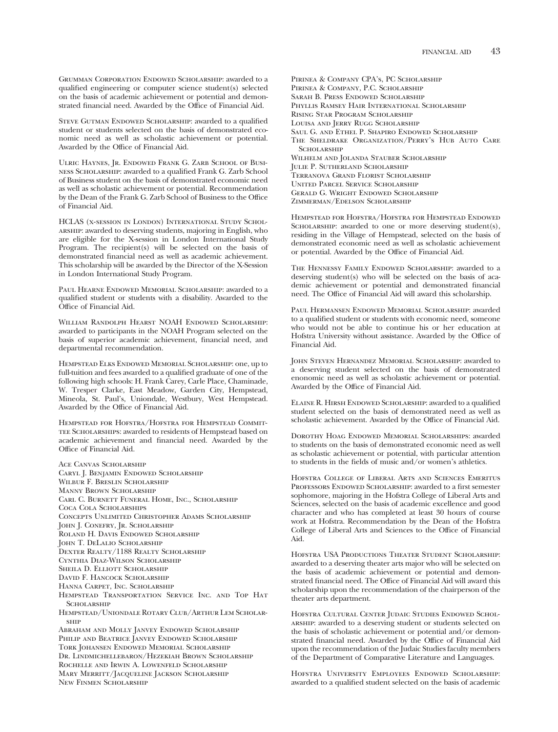Grumman Corporation Endowed Scholarship: awarded to a qualified engineering or computer science student(s) selected on the basis of academic achievement or potential and demonstrated financial need. Awarded by the Office of Financial Aid.

Steve Gutman Endowed Scholarship: awarded to a qualified student or students selected on the basis of demonstrated economic need as well as scholastic achievement or potential. Awarded by the Office of Financial Aid.

Ulric Haynes, Jr. Endowed Frank G. Zarb School of Business Scholarship: awarded to a qualified Frank G. Zarb School of Business student on the basis of demonstrated economic need as well as scholastic achievement or potential. Recommendation by the Dean of the Frank G. Zarb School of Business to the Office of Financial Aid.

HCLAS (x-session in London) International Study Scholarship: awarded to deserving students, majoring in English, who are eligible for the X-session in London International Study Program. The recipient(s) will be selected on the basis of demonstrated financial need as well as academic achievement. This scholarship will be awarded by the Director of the X-Session in London International Study Program.

Paul Hearne Endowed Memorial Scholarship: awarded to a qualified student or students with a disability. Awarded to the Office of Financial Aid.

William Randolph Hearst NOAH Endowed Scholarship: awarded to participants in the NOAH Program selected on the basis of superior academic achievement, financial need, and departmental recommendation.

Hempstead Elks Endowed Memorial Scholarship: one, up to full-tuition and fees awarded to a qualified graduate of one of the following high schools: H. Frank Carey, Carle Place, Chaminade, W. Tresper Clarke, East Meadow, Garden City, Hempstead, Mineola, St. Paul's, Uniondale, Westbury, West Hempstead. Awarded by the Office of Financial Aid.

Hempstead for Hofstra/Hofstra for Hempstead Committee Scholarships: awarded to residents of Hempstead based on academic achievement and financial need. Awarded by the Office of Financial Aid.

Ace Canvas Scholarship  
Caryl J. Benjamin Endowed Scholarship  
Wilbur F. Breslin Scholarship  
Manny Brown Scholarship  
Carl C. Burnett Funeral Home, Inc., Scholarship  
Coca Cola Scholarships  
Concepts Unlimited Christopher Adams Scholarship  
John J. Conefry, Jr. Scholarship  
Roland H. Davis Endowed Scholarship  
John T. DeLalio Scholarship  
Dexter Realty/1188 Realty Scholarship  
Cynthia Diaz-Wilson Scholarship  
Sheila D. Elliott Scholarship  
David F. Hancock Scholarship  
Hanna Carpet, Inc. Scholarship  
Hempstead Transportation Service Inc. and Top Hat Scholarship  
Hempstead/Uniondale Rotary Club/Arthur Lem Scholarship  
Abraham and Molly Janvey Endowed Scholarship  
Philip and Beatrice Janvey Endowed Scholarship  
Tork Johansen Endowed Memorial Scholarship  
Dr. Lindmichellebaron/Hezekiah Brown Scholarship  
Rochelle and Irwin A. Lowenfeld Scholarship  
Mary Merritt/Jacqueline Jackson Scholarship  
New Finmen Scholarship  
Pirinea & Company CPA's, PC Scholarship  
Pirinea & Company, P.C. Scholarship  
Sarah B. Press Endowed Scholarship  
Phyllis Ramsey Hair International Scholarship  
Rising Star Program Scholarship  
Louisa and Jerry Rugg Scholarship  
Saul G. and Ethel P. Shapiro Endowed Scholarship  
The Sheldrake Organization/Perry's Hub Auto Care Scholarship  
Wilhelm and Jolanda Stauber Scholarship  
Julie P. Sutherland Scholarship  
Terranova Grand Florist Scholarship  
United Parcel Service Scholarship  
Gerald G. Wright Endowed Scholarship  
Zimmerman/Edelson Scholarship

Hempstead for Hofstra/Hofstra for Hempstead Endowed Scholarship: awarded to one or more deserving student(s), residing in the Village of Hempstead, selected on the basis of demonstrated economic need as well as scholastic achievement or potential. Awarded by the Office of Financial Aid.

The Hennessy Family Endowed Scholarship: awarded to a deserving student(s) who will be selected on the basis of academic achievement or potential and demonstrated financial need. The Office of Financial Aid will award this scholarship.

Paul Hermansen Endowed Memorial Scholarship: awarded to a qualified student or students with economic need, someone who would not be able to continue his or her education at Hofstra University without assistance. Awarded by the Office of Financial Aid.

John Steven Hernandez Memorial Scholarship: awarded to a deserving student selected on the basis of demonstrated enonomic need as well as scholastic achievement or potential. Awarded by the Office of Financial Aid.

Elaine R. Hirsh Endowed Scholarship: awarded to a qualified student selected on the basis of demonstrated need as well as scholastic achievement. Awarded by the Office of Financial Aid.

Dorothy Hoag Endowed Memorial Scholarships: awarded to students on the basis of demonstrated economic need as well as scholastic achievement or potential, with particular attention to students in the fields of music and/or women's athletics.

Hofstra College of Liberal Arts and Sciences Emeritus Professors Endowed Scholarship: awarded to a first semester sophomore, majoring in the Hofstra College of Liberal Arts and Sciences, selected on the basis of academic excellence and good character and who has completed at least 30 hours of course work at Hofstra. Recommendation by the Dean of the Hofstra College of Liberal Arts and Sciences to the Office of Financial Aid.

Hofstra USA Productions Theater Student Scholarship: awarded to a deserving theater arts major who will be selected on the basis of academic achievement or potential and demonstrated financial need. The Office of Financial Aid will award this scholarship upon the recommendation of the chairperson of the theater arts department.

Hofstra Cultural Center Judaic Studies Endowed Scholarship: awarded to a deserving student or students selected on the basis of scholastic achievement or potential and/or demonstrated financial need. Awarded by the Office of Financial Aid upon the recommendation of the Judaic Studies faculty members of the Department of Comparative Literature and Languages.

Hofstra University Employees Endowed Scholarship: awarded to a qualified student selected on the basis of academic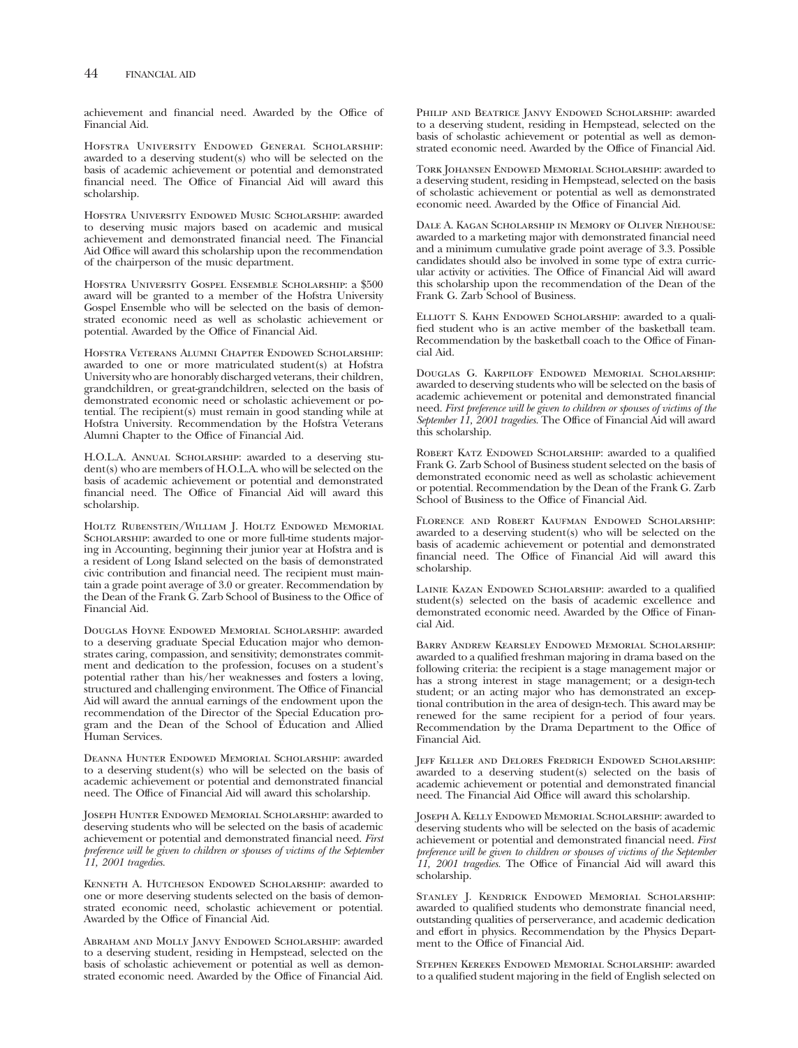achievement and financial need. Awarded by the Office of Financial Aid.

Hofstra University Endowed General Scholarship: awarded to a deserving student(s) who will be selected on the basis of academic achievement or potential and demonstrated financial need. The Office of Financial Aid will award this scholarship.

Hofstra University Endowed Music Scholarship: awarded to deserving music majors based on academic and musical achievement and demonstrated financial need. The Financial Aid Office will award this scholarship upon the recommendation of the chairperson of the music department.

Hofstra University Gospel Ensemble Scholarship: a $500 award will be granted to a member of the Hofstra University Gospel Ensemble who will be selected on the basis of demonstrated economic need as well as scholastic achievement or potential. Awarded by the Office of Financial Aid.

Hofstra Veterans Alumni Chapter Endowed Scholarship: awarded to one or more matriculated student(s) at Hofstra University who are honorably discharged veterans, their children, grandchildren, or great-grandchildren, selected on the basis of demonstrated economic need or scholastic achievement or potential. The recipient(s) must remain in good standing while at Hofstra University. Recommendation by the Hofstra Veterans Alumni Chapter to the Office of Financial Aid.

H.O.L.A. Annual Scholarship: awarded to a deserving student(s) who are members of H.O.L.A. who will be selected on the basis of academic achievement or potential and demonstrated financial need. The Office of Financial Aid will award this scholarship.

Holtz Rubenstein/William J. Holtz Endowed Memorial Scholarship: awarded to one or more full-time students majoring in Accounting, beginning their junior year at Hofstra and is a resident of Long Island selected on the basis of demonstrated civic contribution and financial need. The recipient must maintain a grade point average of 3.0 or greater. Recommendation by the Dean of the Frank G. Zarb School of Business to the Office of Financial Aid.

Douglas Hoyne Endowed Memorial Scholarship: awarded to a deserving graduate Special Education major who demonstrates caring, compassion, and sensitivity; demonstrates commitment and dedication to the profession, focuses on a student's potential rather than his/her weaknesses and fosters a loving, structured and challenging environment. The Office of Financial Aid will award the annual earnings of the endowment upon the recommendation of the Director of the Special Education program and the Dean of the School of Education and Allied Human Services.

Deanna Hunter Endowed Memorial Scholarship: awarded to a deserving student(s) who will be selected on the basis of academic achievement or potential and demonstrated financial need. The Office of Financial Aid will award this scholarship.

Joseph Hunter Endowed Memorial Scholarship: awarded to deserving students who will be selected on the basis of academic achievement or potential and demonstrated financial need. *First preference will be given to children or spouses of victims of the September 11, 2001 tragedies.*

Kenneth A. Hutcheson Endowed Scholarship: awarded to one or more deserving students selected on the basis of demonstrated economic need, scholastic achievement or potential. Awarded by the Office of Financial Aid.

Abraham and Molly Janvy Endowed Scholarship: awarded to a deserving student, residing in Hempstead, selected on the basis of scholastic achievement or potential as well as demonstrated economic need. Awarded by the Office of Financial Aid.

Philip and Beatrice Janvy Endowed Scholarship: awarded to a deserving student, residing in Hempstead, selected on the basis of scholastic achievement or potential as well as demonstrated economic need. Awarded by the Office of Financial Aid.

Tork Johansen Endowed Memorial Scholarship: awarded to a deserving student, residing in Hempstead, selected on the basis of scholastic achievement or potential as well as demonstrated economic need. Awarded by the Office of Financial Aid.

Dale A. Kagan Scholarship in Memory of Oliver Niehouse: awarded to a marketing major with demonstrated financial need and a minimum cumulative grade point average of 3.3. Possible candidates should also be involved in some type of extra curricular activity or activities. The Office of Financial Aid will award this scholarship upon the recommendation of the Dean of the Frank G. Zarb School of Business.

Elliott S. Kahn Endowed Scholarship: awarded to a qualified student who is an active member of the basketball team. Recommendation by the basketball coach to the Office of Financial Aid.

Douglas G. Karpiloff Endowed Memorial Scholarship: awarded to deserving students who will be selected on the basis of academic achievement or potenital and demonstrated financial need. *First preference will be given to children or spouses of victims of the September 11, 2001 tragedies.* The Office of Financial Aid will award this scholarship.

Robert Katz Endowed Scholarship: awarded to a qualified Frank G. Zarb School of Business student selected on the basis of demonstrated economic need as well as scholastic achievement or potential. Recommendation by the Dean of the Frank G. Zarb School of Business to the Office of Financial Aid.

Florence and Robert Kaufman Endowed Scholarship: awarded to a deserving student(s) who will be selected on the basis of academic achievement or potential and demonstrated financial need. The Office of Financial Aid will award this scholarship.

Lainie Kazan Endowed Scholarship: awarded to a qualified student(s) selected on the basis of academic excellence and demonstrated economic need. Awarded by the Office of Financial Aid.

Barry Andrew Kearsley Endowed Memorial Scholarship: awarded to a qualified freshman majoring in drama based on the following criteria: the recipient is a stage management major or has a strong interest in stage management; or a design-tech student; or an acting major who has demonstrated an exceptional contribution in the area of design-tech. This award may be renewed for the same recipient for a period of four years. Recommendation by the Drama Department to the Office of Financial Aid.

Jeff Keller and Delores Fredrich Endowed Scholarship: awarded to a deserving student(s) selected on the basis of academic achievement or potential and demonstrated financial need. The Financial Aid Office will award this scholarship.

Joseph A. Kelly Endowed Memorial Scholarship: awarded to deserving students who will be selected on the basis of academic achievement or potential and demonstrated financial need. *First preference will be given to children or spouses of victims of the September 11, 2001 tragedies.* The Office of Financial Aid will award this scholarship.

Stanley J. Kendrick Endowed Memorial Scholarship: awarded to qualified students who demonstrate financial need, outstanding qualities of perserverance, and academic dedication and effort in physics. Recommendation by the Physics Department to the Office of Financial Aid.

Stephen Kerekes Endowed Memorial Scholarship: awarded to a qualified student majoring in the field of English selected on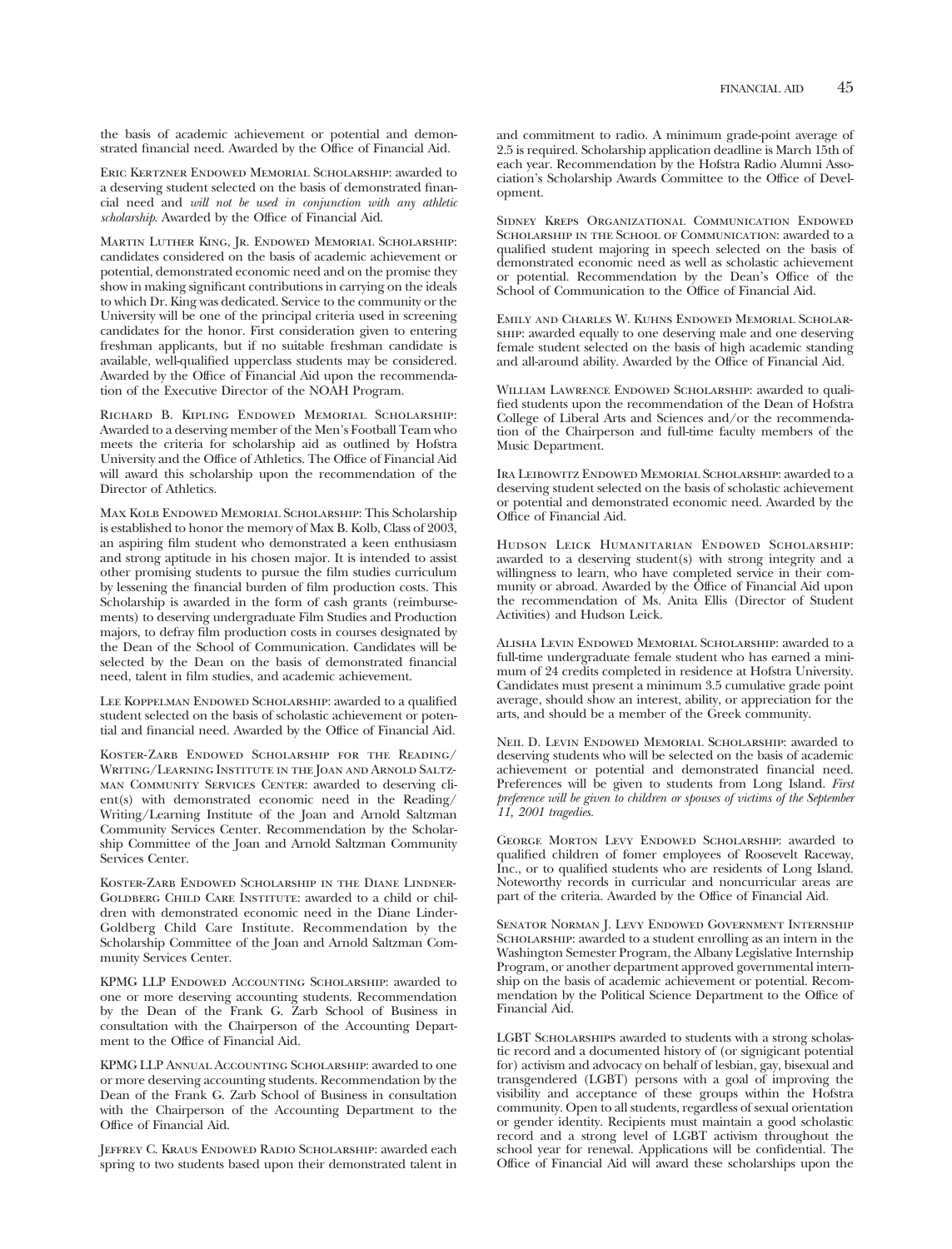the basis of academic achievement or potential and demonstrated financial need. Awarded by the Office of Financial Aid.

Eric Kertzner Endowed Memorial Scholarship: awarded to a deserving student selected on the basis of demonstrated financial need and *will not be used in conjunction with any athletic scholarship*. Awarded by the Office of Financial Aid.

Martin Luther King, Jr. Endowed Memorial Scholarship: candidates considered on the basis of academic achievement or potential, demonstrated economic need and on the promise they show in making significant contributions in carrying on the ideals to which Dr. King was dedicated. Service to the community or the University will be one of the principal criteria used in screening candidates for the honor. First consideration given to entering freshman applicants, but if no suitable freshman candidate is available, well-qualified upperclass students may be considered. Awarded by the Office of Financial Aid upon the recommendation of the Executive Director of the NOAH Program.

Richard B. Kipling Endowed Memorial Scholarship: Awarded to a deserving member of the Men's Football Team who meets the criteria for scholarship aid as outlined by Hofstra University and the Office of Athletics. The Office of Financial Aid will award this scholarship upon the recommendation of the Director of Athletics.

Max Kolb Endowed Memorial Scholarship: This Scholarship is established to honor the memory of Max B. Kolb, Class of 2003, an aspiring film student who demonstrated a keen enthusiasm and strong aptitude in his chosen major. It is intended to assist other promising students to pursue the film studies curriculum by lessening the financial burden of film production costs. This Scholarship is awarded in the form of cash grants (reimbursements) to deserving undergraduate Film Studies and Production majors, to defray film production costs in courses designated by the Dean of the School of Communication. Candidates will be selected by the Dean on the basis of demonstrated financial need, talent in film studies, and academic achievement.

Lee Koppelman Endowed Scholarship: awarded to a qualified student selected on the basis of scholastic achievement or potential and financial need. Awarded by the Office of Financial Aid.

Koster-Zarb Endowed Scholarship for the Reading/Writing/Learning Institute in the Joan and Arnold Saltzman Community Services Center: awarded to deserving client(s) with demonstrated economic need in the Reading/Writing/Learning Institute of the Joan and Arnold Saltzman Community Services Center. Recommendation by the Scholarship Committee of the Joan and Arnold Saltzman Community Services Center.

Koster-Zarb Endowed Scholarship in the Diane Lindner-Goldberg Child Care Institute: awarded to a child or children with demonstrated economic need in the Diane Linder-Goldberg Child Care Institute. Recommendation by the Scholarship Committee of the Joan and Arnold Saltzman Community Services Center.

KPMG LLP Endowed Accounting Scholarship: awarded to one or more deserving accounting students. Recommendation by the Dean of the Frank G. Zarb School of Business in consultation with the Chairperson of the Accounting Department to the Office of Financial Aid.

KPMG LLP Annual Accounting Scholarship: awarded to one or more deserving accounting students. Recommendation by the Dean of the Frank G. Zarb School of Business in consultation with the Chairperson of the Accounting Department to the Office of Financial Aid.

Jeffrey C. Kraus Endowed Radio Scholarship: awarded each spring to two students based upon their demonstrated talent in and commitment to radio. A minimum grade-point average of 2.5 is required. Scholarship application deadline is March 15th of each year. Recommendation by the Hofstra Radio Alumni Association's Scholarship Awards Committee to the Office of Development.

Sidney Kreps Organizational Communication Endowed Scholarship in the School of Communication: awarded to a qualified student majoring in speech selected on the basis of demonstrated economic need as well as scholastic achievement or potential. Recommendation by the Dean's Office of the School of Communication to the Office of Financial Aid.

Emily and Charles W. Kuhns Endowed Memorial Scholarship: awarded equally to one deserving male and one deserving female student selected on the basis of high academic standing and all-around ability. Awarded by the Office of Financial Aid.

William Lawrence Endowed Scholarship: awarded to qualified students upon the recommendation of the Dean of Hofstra College of Liberal Arts and Sciences and/or the recommendation of the Chairperson and full-time faculty members of the Music Department.

Ira Leibowitz Endowed Memorial Scholarship: awarded to a deserving student selected on the basis of scholastic achievement or potential and demonstrated economic need. Awarded by the Office of Financial Aid.

Hudson Leick Humanitarian Endowed Scholarship: awarded to a deserving student(s) with strong integrity and a willingness to learn, who have completed service in their community or abroad. Awarded by the Office of Financial Aid upon the recommendation of Ms. Anita Ellis (Director of Student Activities) and Hudson Leick.

Alisha Levin Endowed Memorial Scholarship: awarded to a full-time undergraduate female student who has earned a minimum of 24 credits completed in residence at Hofstra University. Candidates must present a minimum 3.5 cumulative grade point average, should show an interest, ability, or appreciation for the arts, and should be a member of the Greek community.

Neil D. Levin Endowed Memorial Scholarship: awarded to deserving students who will be selected on the basis of academic achievement or potential and demonstrated financial need. Preferences will be given to students from Long Island. *First preference will be given to children or spouses of victims of the September 11, 2001 tragedies.*

George Morton Levy Endowed Scholarship: awarded to qualified children of fomer employees of Roosevelt Raceway, Inc., or to qualified students who are residents of Long Island. Noteworthy records in curricular and noncurricular areas are part of the criteria. Awarded by the Office of Financial Aid.

Senator Norman J. Levy Endowed Government Internship Scholarship: awarded to a student enrolling as an intern in the Washington Semester Program, the Albany Legislative Internship Program, or another department approved governmental internship on the basis of academic achievement or potential. Recommendation by the Political Science Department to the Office of Financial Aid.

LGBT Scholarships awarded to students with a strong scholastic record and a documented history of (or signigicant potential for) activism and advocacy on behalf of lesbian, gay, bisexual and transgendered (LGBT) persons with a goal of improving the visibility and acceptance of these groups within the Hofstra community. Open to all students, regardless of sexual orientation or gender identity. Recipients must maintain a good scholastic record and a strong level of LGBT activism throughout the school year for renewal. Applications will be confidential. The Office of Financial Aid will award these scholarships upon the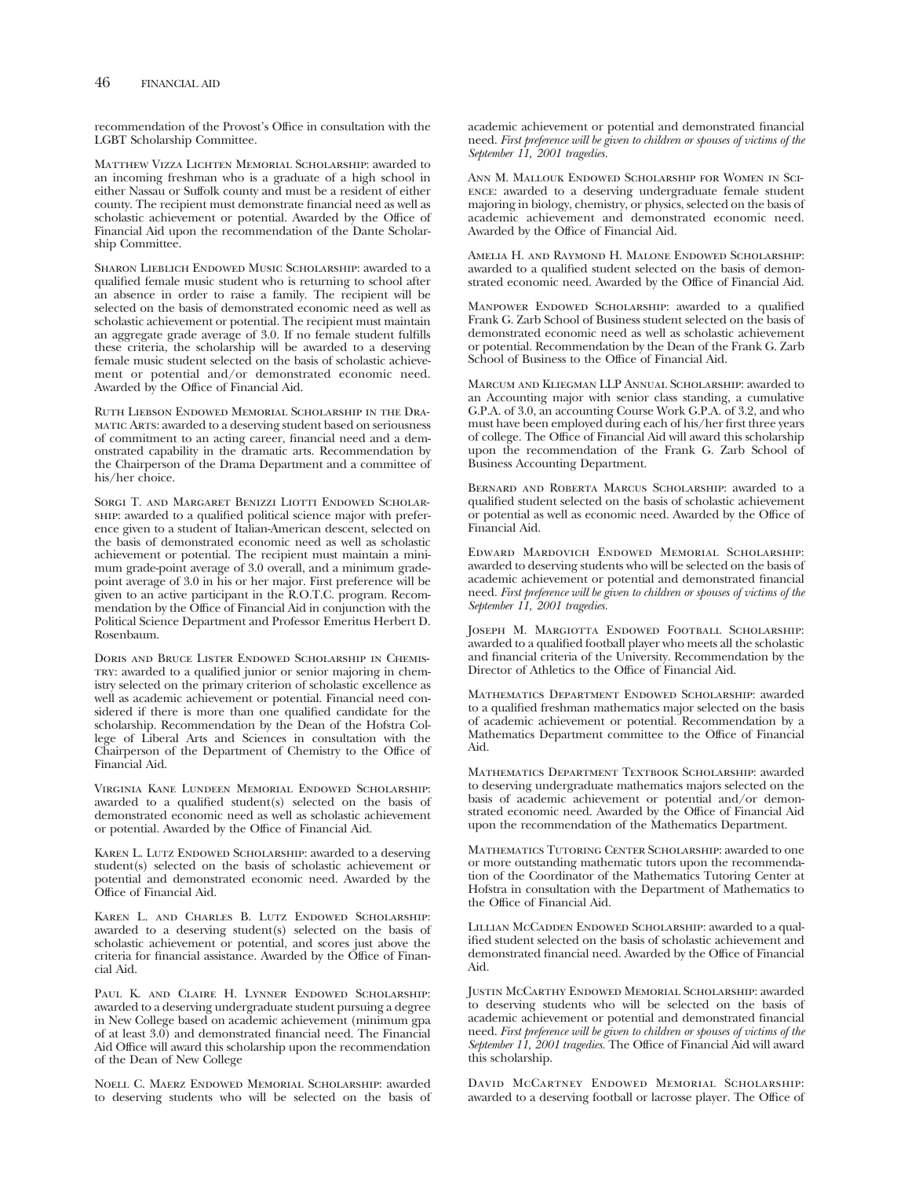recommendation of the Provost's Office in consultation with the LGBT Scholarship Committee.

Matthew Vizza Lichten Memorial Scholarship: awarded to an incoming freshman who is a graduate of a high school in either Nassau or Suffolk county and must be a resident of either county. The recipient must demonstrate financial need as well as scholastic achievement or potential. Awarded by the Office of Financial Aid upon the recommendation of the Dante Scholarship Committee.

Sharon Lieblich Endowed Music Scholarship: awarded to a qualified female music student who is returning to school after an absence in order to raise a family. The recipient will be selected on the basis of demonstrated economic need as well as scholastic achievement or potential. The recipient must maintain an aggregate grade average of 3.0. If no female student fulfills these criteria, the scholarship will be awarded to a deserving female music student selected on the basis of scholastic achievement or potential and/or demonstrated economic need. Awarded by the Office of Financial Aid.

Ruth Liebson Endowed Memorial Scholarship in the Dramatic Arts: awarded to a deserving student based on seriousness of commitment to an acting career, financial need and a demonstrated capability in the dramatic arts. Recommendation by the Chairperson of the Drama Department and a committee of his/her choice.

Sorgi T. and Margaret Benizzi Liotti Endowed Scholarship: awarded to a qualified political science major with preference given to a student of Italian-American descent, selected on the basis of demonstrated economic need as well as scholastic achievement or potential. The recipient must maintain a minimum grade-point average of 3.0 overall, and a minimum grade-point average of 3.0 in his or her major. First preference will be given to an active participant in the R.O.T.C. program. Recommendation by the Office of Financial Aid in conjunction with the Political Science Department and Professor Emeritus Herbert D. Rosenbaum.

Doris and Bruce Lister Endowed Scholarship in Chemistry: awarded to a qualified junior or senior majoring in chemistry selected on the primary criterion of scholastic excellence as well as academic achievement or potential. Financial need considered if there is more than one qualified candidate for the scholarship. Recommendation by the Dean of the Hofstra College of Liberal Arts and Sciences in consultation with the Chairperson of the Department of Chemistry to the Office of Financial Aid.

Virginia Kane Lundeen Memorial Endowed Scholarship: awarded to a qualified student(s) selected on the basis of demonstrated economic need as well as scholastic achievement or potential. Awarded by the Office of Financial Aid.

Karen L. Lutz Endowed Scholarship: awarded to a deserving student(s) selected on the basis of scholastic achievement or potential and demonstrated economic need. Awarded by the Office of Financial Aid.

Karen L. and Charles B. Lutz Endowed Scholarship: awarded to a deserving student(s) selected on the basis of scholastic achievement or potential, and scores just above the criteria for financial assistance. Awarded by the Office of Financial Aid.

Paul K. and Claire H. Lynner Endowed Scholarship: awarded to a deserving undergraduate student pursuing a degree in New College based on academic achievement (minimum gpa of at least 3.0) and demonstrated financial need. The Financial Aid Office will award this scholarship upon the recommendation of the Dean of New College

Noell C. Maerz Endowed Memorial Scholarship: awarded to deserving students who will be selected on the basis of academic achievement or potential and demonstrated financial need. *First preference will be given to children or spouses of victims of the September 11, 2001 tragedies.*

Ann M. Mallouk Endowed Scholarship for Women in Science: awarded to a deserving undergraduate female student majoring in biology, chemistry, or physics, selected on the basis of academic achievement and demonstrated economic need. Awarded by the Office of Financial Aid.

Amelia H. and Raymond H. Malone Endowed Scholarship: awarded to a qualified student selected on the basis of demonstrated economic need. Awarded by the Office of Financial Aid.

Manpower Endowed Scholarship: awarded to a qualified Frank G. Zarb School of Business student selected on the basis of demonstrated economic need as well as scholastic achievement or potential. Recommendation by the Dean of the Frank G. Zarb School of Business to the Office of Financial Aid.

Marcum and Kliegman LLP Annual Scholarship: awarded to an Accounting major with senior class standing, a cumulative G.P.A. of 3.0, an accounting Course Work G.P.A. of 3.2, and who must have been employed during each of his/her first three years of college. The Office of Financial Aid will award this scholarship upon the recommendation of the Frank G. Zarb School of Business Accounting Department.

Bernard and Roberta Marcus Scholarship: awarded to a qualified student selected on the basis of scholastic achievement or potential as well as economic need. Awarded by the Office of Financial Aid.

Edward Mardovich Endowed Memorial Scholarship: awarded to deserving students who will be selected on the basis of academic achievement or potential and demonstrated financial need. *First preference will be given to children or spouses of victims of the September 11, 2001 tragedies.*

Joseph M. Margiotta Endowed Football Scholarship: awarded to a qualified football player who meets all the scholastic and financial criteria of the University. Recommendation by the Director of Athletics to the Office of Financial Aid.

Mathematics Department Endowed Scholarship: awarded to a qualified freshman mathematics major selected on the basis of academic achievement or potential. Recommendation by a Mathematics Department committee to the Office of Financial Aid.

Mathematics Department Textbook Scholarship: awarded to deserving undergraduate mathematics majors selected on the basis of academic achievement or potential and/or demonstrated economic need. Awarded by the Office of Financial Aid upon the recommendation of the Mathematics Department.

Mathematics Tutoring Center Scholarship: awarded to one or more outstanding mathematic tutors upon the recommendation of the Coordinator of the Mathematics Tutoring Center at Hofstra in consultation with the Department of Mathematics to the Office of Financial Aid.

Lillian McCadden Endowed Scholarship: awarded to a qualified student selected on the basis of scholastic achievement and demonstrated financial need. Awarded by the Office of Financial Aid.

Justin McCarthy Endowed Memorial Scholarship: awarded to deserving students who will be selected on the basis of academic achievement or potential and demonstrated financial need. *First preference will be given to children or spouses of victims of the September 11, 2001 tragedies.* The Office of Financial Aid will award this scholarship.

David McCartney Endowed Memorial Scholarship: awarded to a deserving football or lacrosse player. The Office of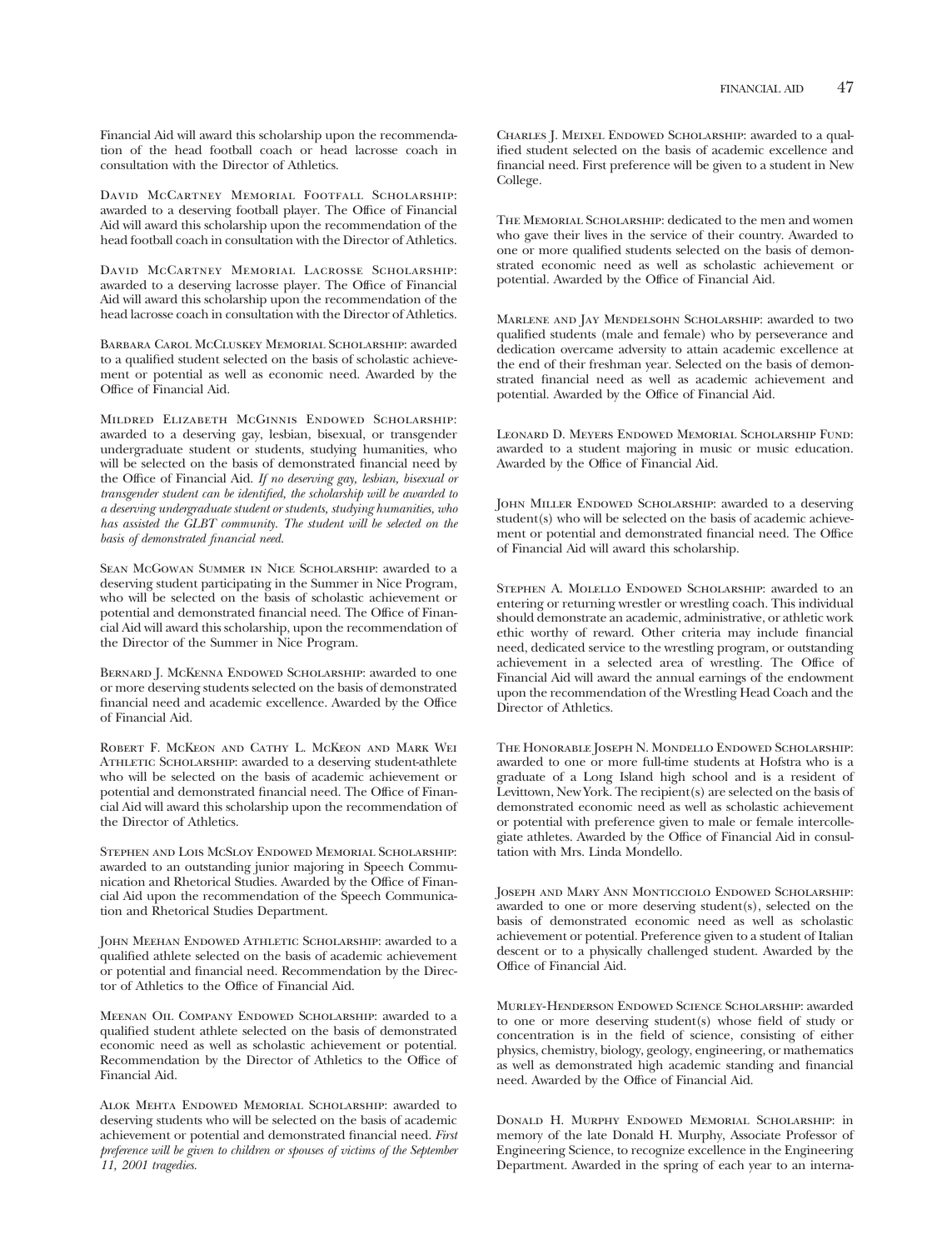Financial Aid will award this scholarship upon the recommendation of the head football coach or head lacrosse coach in consultation with the Director of Athletics.

David McCartney Memorial Footfall Scholarship: awarded to a deserving football player. The Office of Financial Aid will award this scholarship upon the recommendation of the head football coach in consultation with the Director of Athletics.

David McCartney Memorial Lacrosse Scholarship: awarded to a deserving lacrosse player. The Office of Financial Aid will award this scholarship upon the recommendation of the head lacrosse coach in consultation with the Director of Athletics.

Barbara Carol McCluskey Memorial Scholarship: awarded to a qualified student selected on the basis of scholastic achievement or potential as well as economic need. Awarded by the Office of Financial Aid.

Mildred Elizabeth McGinnis Endowed Scholarship: awarded to a deserving gay, lesbian, bisexual, or transgender undergraduate student or students, studying humanities, who will be selected on the basis of demonstrated financial need by the Office of Financial Aid. *If no deserving gay, lesbian, bisexual or transgender student can be identified, the scholarship will be awarded to a deserving undergraduate student or students, studying humanities, who has assisted the GLBT community. The student will be selected on the basis of demonstrated financial need.*

Sean McGowan Summer in Nice Scholarship: awarded to a deserving student participating in the Summer in Nice Program, who will be selected on the basis of scholastic achievement or potential and demonstrated financial need. The Office of Financial Aid will award this scholarship, upon the recommendation of the Director of the Summer in Nice Program.

Bernard J. McKenna Endowed Scholarship: awarded to one or more deserving students selected on the basis of demonstrated financial need and academic excellence. Awarded by the Office of Financial Aid.

Robert F. McKeon and Cathy L. McKeon and Mark Wei Athletic Scholarship: awarded to a deserving student-athlete who will be selected on the basis of academic achievement or potential and demonstrated financial need. The Office of Financial Aid will award this scholarship upon the recommendation of the Director of Athletics.

Stephen and Lois McSloy Endowed Memorial Scholarship: awarded to an outstanding junior majoring in Speech Communication and Rhetorical Studies. Awarded by the Office of Financial Aid upon the recommendation of the Speech Communication and Rhetorical Studies Department.

John Meehan Endowed Athletic Scholarship: awarded to a qualified athlete selected on the basis of academic achievement or potential and financial need. Recommendation by the Director of Athletics to the Office of Financial Aid.

Meenan Oil Company Endowed Scholarship: awarded to a qualified student athlete selected on the basis of demonstrated economic need as well as scholastic achievement or potential. Recommendation by the Director of Athletics to the Office of Financial Aid.

Alok Mehta Endowed Memorial Scholarship: awarded to deserving students who will be selected on the basis of academic achievement or potential and demonstrated financial need. *First preference will be given to children or spouses of victims of the September 11, 2001 tragedies.*

Charles J. Meixel Endowed Scholarship: awarded to a qualified student selected on the basis of academic excellence and financial need. First preference will be given to a student in New College.

The Memorial Scholarship: dedicated to the men and women who gave their lives in the service of their country. Awarded to one or more qualified students selected on the basis of demonstrated economic need as well as scholastic achievement or potential. Awarded by the Office of Financial Aid.

Marlene and Jay Mendelsohn Scholarship: awarded to two qualified students (male and female) who by perseverance and dedication overcame adversity to attain academic excellence at the end of their freshman year. Selected on the basis of demonstrated financial need as well as academic achievement and potential. Awarded by the Office of Financial Aid.

Leonard D. Meyers Endowed Memorial Scholarship Fund: awarded to a student majoring in music or music education. Awarded by the Office of Financial Aid.

John Miller Endowed Scholarship: awarded to a deserving student(s) who will be selected on the basis of academic achievement or potential and demonstrated financial need. The Office of Financial Aid will award this scholarship.

Stephen A. Molello Endowed Scholarship: awarded to an entering or returning wrestler or wrestling coach. This individual should demonstrate an academic, administrative, or athletic work ethic worthy of reward. Other criteria may include financial need, dedicated service to the wrestling program, or outstanding achievement in a selected area of wrestling. The Office of Financial Aid will award the annual earnings of the endowment upon the recommendation of the Wrestling Head Coach and the Director of Athletics.

The Honorable Joseph N. Mondello Endowed Scholarship: awarded to one or more full-time students at Hofstra who is a graduate of a Long Island high school and is a resident of Levittown, New York. The recipient(s) are selected on the basis of demonstrated economic need as well as scholastic achievement or potential with preference given to male or female intercollegiate athletes. Awarded by the Office of Financial Aid in consultation with Mrs. Linda Mondello.

Joseph and Mary Ann Monticciolo Endowed Scholarship: awarded to one or more deserving student(s), selected on the basis of demonstrated economic need as well as scholastic achievement or potential. Preference given to a student of Italian descent or to a physically challenged student. Awarded by the Office of Financial Aid.

Murley-Henderson Endowed Science Scholarship: awarded to one or more deserving student(s) whose field of study or concentration is in the field of science, consisting of either physics, chemistry, biology, geology, engineering, or mathematics as well as demonstrated high academic standing and financial need. Awarded by the Office of Financial Aid.

Donald H. Murphy Endowed Memorial Scholarship: in memory of the late Donald H. Murphy, Associate Professor of Engineering Science, to recognize excellence in the Engineering Department. Awarded in the spring of each year to an interna-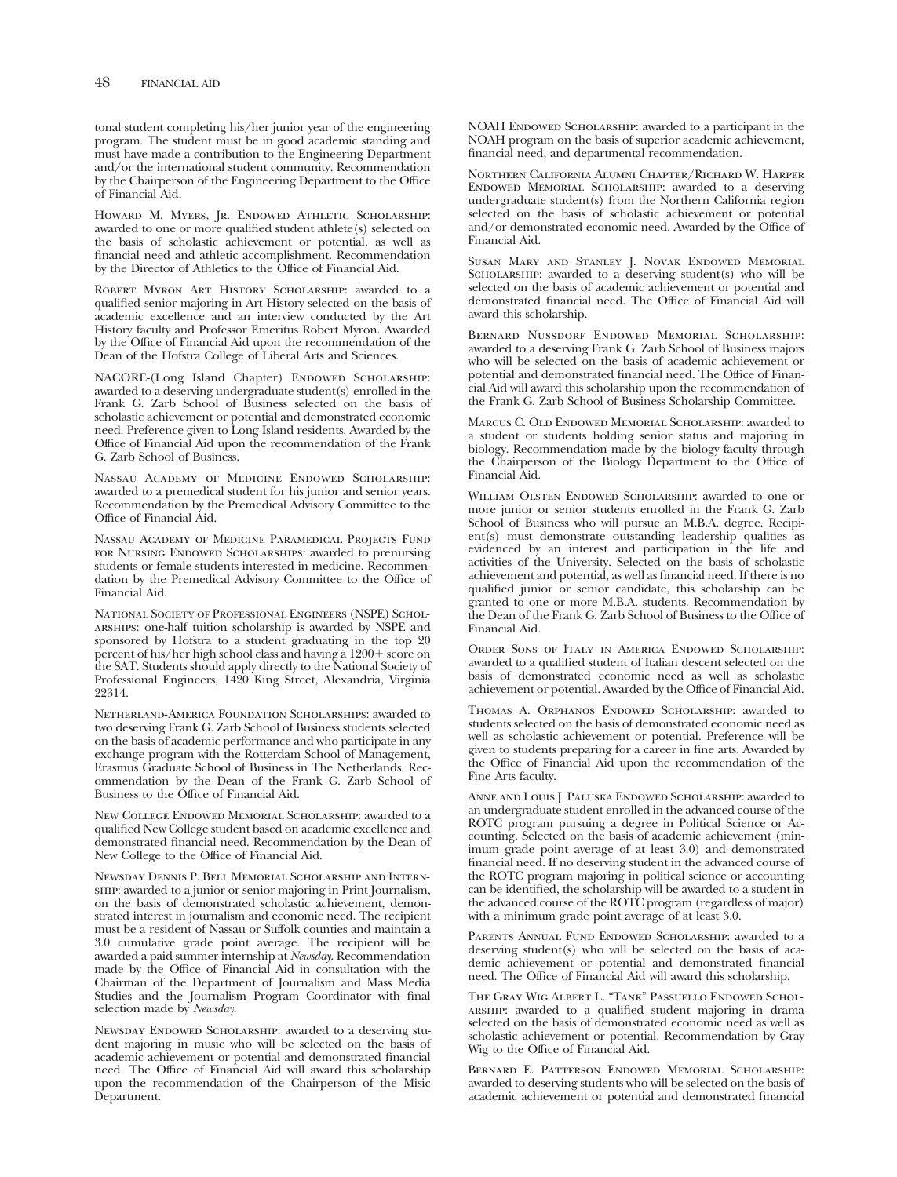tonal student completing his/her junior year of the engineering program. The student must be in good academic standing and must have made a contribution to the Engineering Department and/or the international student community. Recommendation by the Chairperson of the Engineering Department to the Office of Financial Aid.

Howard M. Myers, Jr. Endowed Athletic Scholarship: awarded to one or more qualified student athlete(s) selected on the basis of scholastic achievement or potential, as well as financial need and athletic accomplishment. Recommendation by the Director of Athletics to the Office of Financial Aid.

Robert Myron Art History Scholarship: awarded to a qualified senior majoring in Art History selected on the basis of academic excellence and an interview conducted by the Art History faculty and Professor Emeritus Robert Myron. Awarded by the Office of Financial Aid upon the recommendation of the Dean of the Hofstra College of Liberal Arts and Sciences.

NACORE-(Long Island Chapter) Endowed Scholarship: awarded to a deserving undergraduate student(s) enrolled in the Frank G. Zarb School of Business selected on the basis of scholastic achievement or potential and demonstrated economic need. Preference given to Long Island residents. Awarded by the Office of Financial Aid upon the recommendation of the Frank G. Zarb School of Business.

Nassau Academy of Medicine Endowed Scholarship: awarded to a premedical student for his junior and senior years. Recommendation by the Premedical Advisory Committee to the Office of Financial Aid.

Nassau Academy of Medicine Paramedical Projects Fund for Nursing Endowed Scholarships: awarded to prenursing students or female students interested in medicine. Recommendation by the Premedical Advisory Committee to the Office of Financial Aid.

National Society of Professional Engineers (NSPE) Scholarships: one-half tuition scholarship is awarded by NSPE and sponsored by Hofstra to a student graduating in the top 20 percent of his/her high school class and having a 1200+ score on the SAT. Students should apply directly to the National Society of Professional Engineers, 1420 King Street, Alexandria, Virginia 22314.

Netherland-America Foundation Scholarships: awarded to two deserving Frank G. Zarb School of Business students selected on the basis of academic performance and who participate in any exchange program with the Rotterdam School of Management, Erasmus Graduate School of Business in The Netherlands. Recommendation by the Dean of the Frank G. Zarb School of Business to the Office of Financial Aid.

New College Endowed Memorial Scholarship: awarded to a qualified New College student based on academic excellence and demonstrated financial need. Recommendation by the Dean of New College to the Office of Financial Aid.

Newsday Dennis P. Bell Memorial Scholarship and Internship: awarded to a junior or senior majoring in Print Journalism, on the basis of demonstrated scholastic achievement, demonstrated interest in journalism and economic need. The recipient must be a resident of Nassau or Suffolk counties and maintain a 3.0 cumulative grade point average. The recipient will be awarded a paid summer internship at *Newsday*. Recommendation made by the Office of Financial Aid in consultation with the Chairman of the Department of Journalism and Mass Media Studies and the Journalism Program Coordinator with final selection made by *Newsday*.

Newsday Endowed Scholarship: awarded to a deserving student majoring in music who will be selected on the basis of academic achievement or potential and demonstrated financial need. The Office of Financial Aid will award this scholarship upon the recommendation of the Chairperson of the Misic Department.

NOAH Endowed Scholarship: awarded to a participant in the NOAH program on the basis of superior academic achievement, financial need, and departmental recommendation.

Northern California Alumni Chapter/Richard W. Harper Endowed Memorial Scholarship: awarded to a deserving undergraduate student(s) from the Northern California region selected on the basis of scholastic achievement or potential and/or demonstrated economic need. Awarded by the Office of Financial Aid.

Susan Mary and Stanley J. Novak Endowed Memorial Scholarship: awarded to a deserving student(s) who will be selected on the basis of academic achievement or potential and demonstrated financial need. The Office of Financial Aid will award this scholarship.

Bernard Nussdorf Endowed Memorial Scholarship: awarded to a deserving Frank G. Zarb School of Business majors who will be selected on the basis of academic achievement or potential and demonstrated financial need. The Office of Financial Aid will award this scholarship upon the recommendation of the Frank G. Zarb School of Business Scholarship Committee.

Marcus C. Old Endowed Memorial Scholarship: awarded to a student or students holding senior status and majoring in biology. Recommendation made by the biology faculty through the Chairperson of the Biology Department to the Office of Financial Aid.

William Olsten Endowed Scholarship: awarded to one or more junior or senior students enrolled in the Frank G. Zarb School of Business who will pursue an M.B.A. degree. Recipient(s) must demonstrate outstanding leadership qualities as evidenced by an interest and participation in the life and activities of the University. Selected on the basis of scholastic achievement and potential, as well as financial need. If there is no qualified junior or senior candidate, this scholarship can be granted to one or more M.B.A. students. Recommendation by the Dean of the Frank G. Zarb School of Business to the Office of Financial Aid.

Order Sons of Italy in America Endowed Scholarship: awarded to a qualified student of Italian descent selected on the basis of demonstrated economic need as well as scholastic achievement or potential. Awarded by the Office of Financial Aid.

Thomas A. Orphanos Endowed Scholarship: awarded to students selected on the basis of demonstrated economic need as well as scholastic achievement or potential. Preference will be given to students preparing for a career in fine arts. Awarded by the Office of Financial Aid upon the recommendation of the Fine Arts faculty.

Anne and Louis J. Paluska Endowed Scholarship: awarded to an undergraduate student enrolled in the advanced course of the ROTC program pursuing a degree in Political Science or Accounting. Selected on the basis of academic achievement (minimum grade point average of at least 3.0) and demonstrated financial need. If no deserving student in the advanced course of the ROTC program majoring in political science or accounting can be identified, the scholarship will be awarded to a student in the advanced course of the ROTC program (regardless of major) with a minimum grade point average of at least 3.0.

Parents Annual Fund Endowed Scholarship: awarded to a deserving student(s) who will be selected on the basis of academic achievement or potential and demonstrated financial need. The Office of Financial Aid will award this scholarship.

The Gray Wig Albert L. "Tank" Passuello Endowed Scholarship: awarded to a qualified student majoring in drama selected on the basis of demonstrated economic need as well as scholastic achievement or potential. Recommendation by Gray Wig to the Office of Financial Aid.

Bernard E. Patterson Endowed Memorial Scholarship: awarded to deserving students who will be selected on the basis of academic achievement or potential and demonstrated financial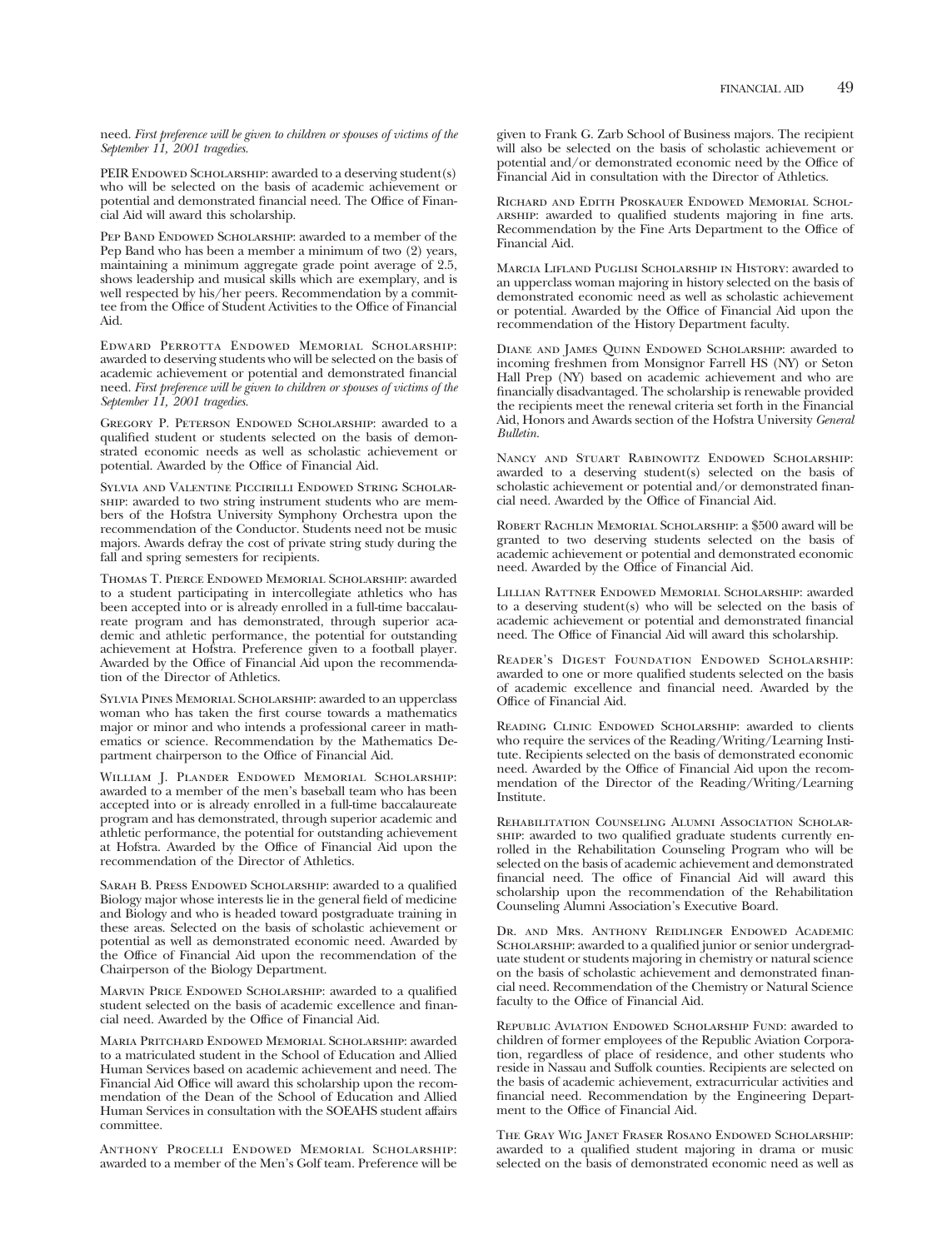need. *First preference will be given to children or spouses of victims of the September 11, 2001 tragedies.*

PEIR Endowed Scholarship: awarded to a deserving student(s) who will be selected on the basis of academic achievement or potential and demonstrated financial need. The Office of Financial Aid will award this scholarship.

Pep Band Endowed Scholarship: awarded to a member of the Pep Band who has been a member a minimum of two (2) years, maintaining a minimum aggregate grade point average of 2.5, shows leadership and musical skills which are exemplary, and is well respected by his/her peers. Recommendation by a committee from the Office of Student Activities to the Office of Financial Aid.

Edward Perrotta Endowed Memorial Scholarship: awarded to deserving students who will be selected on the basis of academic achievement or potential and demonstrated financial need. *First preference will be given to children or spouses of victims of the September 11, 2001 tragedies.*

Gregory P. Peterson Endowed Scholarship: awarded to a qualified student or students selected on the basis of demonstrated economic needs as well as scholastic achievement or potential. Awarded by the Office of Financial Aid.

Sylvia and Valentine Piccirilli Endowed String Scholarship: awarded to two string instrument students who are members of the Hofstra University Symphony Orchestra upon the recommendation of the Conductor. Students need not be music majors. Awards defray the cost of private string study during the fall and spring semesters for recipients.

Thomas T. Pierce Endowed Memorial Scholarship: awarded to a student participating in intercollegiate athletics who has been accepted into or is already enrolled in a full-time baccalaureate program and has demonstrated, through superior academic and athletic performance, the potential for outstanding achievement at Hofstra. Preference given to a football player. Awarded by the Office of Financial Aid upon the recommendation of the Director of Athletics.

Sylvia Pines Memorial Scholarship: awarded to an upperclass woman who has taken the first course towards a mathematics major or minor and who intends a professional career in mathematics or science. Recommendation by the Mathematics Department chairperson to the Office of Financial Aid.

William J. Plander Endowed Memorial Scholarship: awarded to a member of the men's baseball team who has been accepted into or is already enrolled in a full-time baccalaureate program and has demonstrated, through superior academic and athletic performance, the potential for outstanding achievement at Hofstra. Awarded by the Office of Financial Aid upon the recommendation of the Director of Athletics.

Sarah B. Press Endowed Scholarship: awarded to a qualified Biology major whose interests lie in the general field of medicine and Biology and who is headed toward postgraduate training in these areas. Selected on the basis of scholastic achievement or potential as well as demonstrated economic need. Awarded by the Office of Financial Aid upon the recommendation of the Chairperson of the Biology Department.

Marvin Price Endowed Scholarship: awarded to a qualified student selected on the basis of academic excellence and financial need. Awarded by the Office of Financial Aid.

Maria Pritchard Endowed Memorial Scholarship: awarded to a matriculated student in the School of Education and Allied Human Services based on academic achievement and need. The Financial Aid Office will award this scholarship upon the recommendation of the Dean of the School of Education and Allied Human Services in consultation with the SOEAHS student affairs committee.

Anthony Procelli Endowed Memorial Scholarship: awarded to a member of the Men's Golf team. Preference will be given to Frank G. Zarb School of Business majors. The recipient will also be selected on the basis of scholastic achievement or potential and/or demonstrated economic need by the Office of Financial Aid in consultation with the Director of Athletics.

Richard and Edith Proskauer Endowed Memorial Scholarship: awarded to qualified students majoring in fine arts. Recommendation by the Fine Arts Department to the Office of Financial Aid.

Marcia Lifland Puglisi Scholarship in History: awarded to an upperclass woman majoring in history selected on the basis of demonstrated economic need as well as scholastic achievement or potential. Awarded by the Office of Financial Aid upon the recommendation of the History Department faculty.

Diane and James Quinn Endowed Scholarship: awarded to incoming freshmen from Monsignor Farrell HS (NY) or Seton Hall Prep (NY) based on academic achievement and who are financially disadvantaged. The scholarship is renewable provided the recipients meet the renewal criteria set forth in the Financial Aid, Honors and Awards section of the Hofstra University *General Bulletin*.

Nancy and Stuart Rabinowitz Endowed Scholarship: awarded to a deserving student(s) selected on the basis of scholastic achievement or potential and/or demonstrated financial need. Awarded by the Office of Financial Aid.

Robert Rachlin Memorial Scholarship: a $500 award will be granted to two deserving students selected on the basis of academic achievement or potential and demonstrated economic need. Awarded by the Office of Financial Aid.

Lillian Rattner Endowed Memorial Scholarship: awarded to a deserving student(s) who will be selected on the basis of academic achievement or potential and demonstrated financial need. The Office of Financial Aid will award this scholarship.

Reader's Digest Foundation Endowed Scholarship: awarded to one or more qualified students selected on the basis of academic excellence and financial need. Awarded by the Office of Financial Aid.

Reading Clinic Endowed Scholarship: awarded to clients who require the services of the Reading/Writing/Learning Institute. Recipients selected on the basis of demonstrated economic need. Awarded by the Office of Financial Aid upon the recommendation of the Director of the Reading/Writing/Learning Institute.

Rehabilitation Counseling Alumni Association Scholarship: awarded to two qualified graduate students currently enrolled in the Rehabilitation Counseling Program who will be selected on the basis of academic achievement and demonstrated financial need. The office of Financial Aid will award this scholarship upon the recommendation of the Rehabilitation Counseling Alumni Association's Executive Board.

Dr. and Mrs. Anthony Reidlinger Endowed Academic Scholarship: awarded to a qualified junior or senior undergraduate student or students majoring in chemistry or natural science on the basis of scholastic achievement and demonstrated financial need. Recommendation of the Chemistry or Natural Science faculty to the Office of Financial Aid.

Republic Aviation Endowed Scholarship Fund: awarded to children of former employees of the Republic Aviation Corporation, regardless of place of residence, and other students who reside in Nassau and Suffolk counties. Recipients are selected on the basis of academic achievement, extracurricular activities and financial need. Recommendation by the Engineering Department to the Office of Financial Aid.

The Gray Wig Janet Fraser Rosano Endowed Scholarship: awarded to a qualified student majoring in drama or music selected on the basis of demonstrated economic need as well as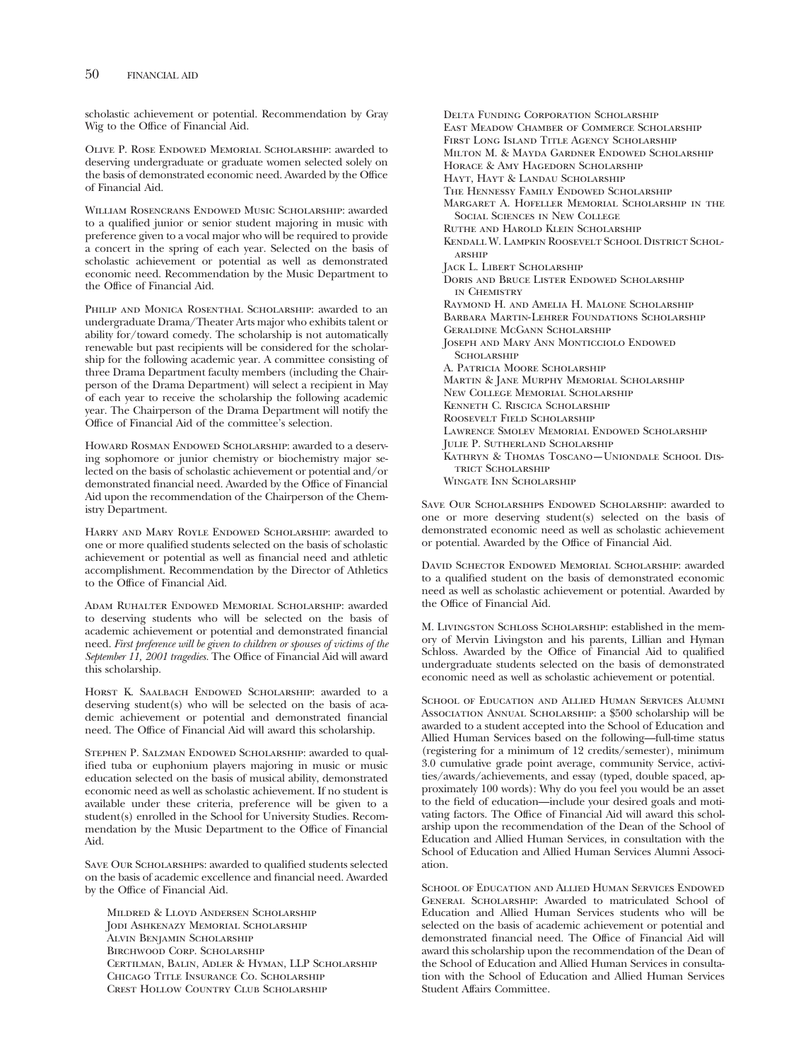scholastic achievement or potential. Recommendation by Gray Wig to the Office of Financial Aid.

Olive P. Rose Endowed Memorial Scholarship: awarded to deserving undergraduate or graduate women selected solely on the basis of demonstrated economic need. Awarded by the Office of Financial Aid.

William Rosencrans Endowed Music Scholarship: awarded to a qualified junior or senior student majoring in music with preference given to a vocal major who will be required to provide a concert in the spring of each year. Selected on the basis of scholastic achievement or potential as well as demonstrated economic need. Recommendation by the Music Department to the Office of Financial Aid.

Philip and Monica Rosenthal Scholarship: awarded to an undergraduate Drama/Theater Arts major who exhibits talent or ability for/toward comedy. The scholarship is not automatically renewable but past recipients will be considered for the scholarship for the following academic year. A committee consisting of three Drama Department faculty members (including the Chairperson of the Drama Department) will select a recipient in May of each year to receive the scholarship the following academic year. The Chairperson of the Drama Department will notify the Office of Financial Aid of the committee's selection.

Howard Rosman Endowed Scholarship: awarded to a deserving sophomore or junior chemistry or biochemistry major selected on the basis of scholastic achievement or potential and/or demonstrated financial need. Awarded by the Office of Financial Aid upon the recommendation of the Chairperson of the Chemistry Department.

Harry and Mary Royle Endowed Scholarship: awarded to one or more qualified students selected on the basis of scholastic achievement or potential as well as financial need and athletic accomplishment. Recommendation by the Director of Athletics to the Office of Financial Aid.

Adam Ruhalter Endowed Memorial Scholarship: awarded to deserving students who will be selected on the basis of academic achievement or potential and demonstrated financial need. *First preference will be given to children or spouses of victims of the September 11, 2001 tragedies.* The Office of Financial Aid will award this scholarship.

Horst K. Saalbach Endowed Scholarship: awarded to a deserving student(s) who will be selected on the basis of academic achievement or potential and demonstrated financial need. The Office of Financial Aid will award this scholarship.

Stephen P. Salzman Endowed Scholarship: awarded to qualified tuba or euphonium players majoring in music or music education selected on the basis of musical ability, demonstrated economic need as well as scholastic achievement. If no student is available under these criteria, preference will be given to a student(s) enrolled in the School for University Studies. Recommendation by the Music Department to the Office of Financial Aid.

Save Our Scholarships: awarded to qualified students selected on the basis of academic excellence and financial need. Awarded by the Office of Financial Aid.

- Mildred & Lloyd Andersen Scholarship
- Jodi Ashkenazy Memorial Scholarship
- Alvin Benjamin Scholarship
- Birchwood Corp. Scholarship
- Certilman, Balin, Adler & Hyman, LLP Scholarship
- Chicago Title Insurance Co. Scholarship
- Crest Hollow Country Club Scholarship
- Delta Funding Corporation Scholarship
- East Meadow Chamber of Commerce Scholarship
- First Long Island Title Agency Scholarship
- Milton M. & Mayda Gardner Endowed Scholarship
- Horace & Amy Hagedorn Scholarship
- Hayt, Hayt & Landau Scholarship
- The Hennessy Family Endowed Scholarship
- Margaret A. Hofeller Memorial Scholarship in the Social Sciences in New College
- Ruthe and Harold Klein Scholarship
- Kendall W. Lampkin Roosevelt School District Scholarship
- Jack L. Libert Scholarship
- Doris and Bruce Lister Endowed Scholarship in Chemistry
- Raymond H. and Amelia H. Malone Scholarship
- Barbara Martin-Lehrer Foundations Scholarship
- Geraldine McGann Scholarship
- Joseph and Mary Ann Monticciolo Endowed Scholarship
- A. Patricia Moore Scholarship
- Martin & Jane Murphy Memorial Scholarship
- New College Memorial Scholarship
- Kenneth C. Riscica Scholarship
- Roosevelt Field Scholarship
- Lawrence Smolev Memorial Endowed Scholarship
- Julie P. Sutherland Scholarship
- Kathryn & Thomas Toscano—Uniondale School District Scholarship
- Wingate Inn Scholarship

Save Our Scholarships Endowed Scholarship: awarded to one or more deserving student(s) selected on the basis of demonstrated economic need as well as scholastic achievement or potential. Awarded by the Office of Financial Aid.

David Schector Endowed Memorial Scholarship: awarded to a qualified student on the basis of demonstrated economic need as well as scholastic achievement or potential. Awarded by the Office of Financial Aid.

M. Livingston Schloss Scholarship: established in the memory of Mervin Livingston and his parents, Lillian and Hyman Schloss. Awarded by the Office of Financial Aid to qualified undergraduate students selected on the basis of demonstrated economic need as well as scholastic achievement or potential.

School of Education and Allied Human Services Alumni Association Annual Scholarship: a $500 scholarship will be awarded to a student accepted into the School of Education and Allied Human Services based on the following—full-time status (registering for a minimum of 12 credits/semester), minimum 3.0 cumulative grade point average, community Service, activities/awards/achievements, and essay (typed, double spaced, approximately 100 words): Why do you feel you would be an asset to the field of education—include your desired goals and motivating factors. The Office of Financial Aid will award this scholarship upon the recommendation of the Dean of the School of Education and Allied Human Services, in consultation with the School of Education and Allied Human Services Alumni Association.

School of Education and Allied Human Services Endowed General Scholarship: Awarded to matriculated School of Education and Allied Human Services students who will be selected on the basis of academic achievement or potential and demonstrated financial need. The Office of Financial Aid will award this scholarship upon the recommendation of the Dean of the School of Education and Allied Human Services in consultation with the School of Education and Allied Human Services Student Affairs Committee.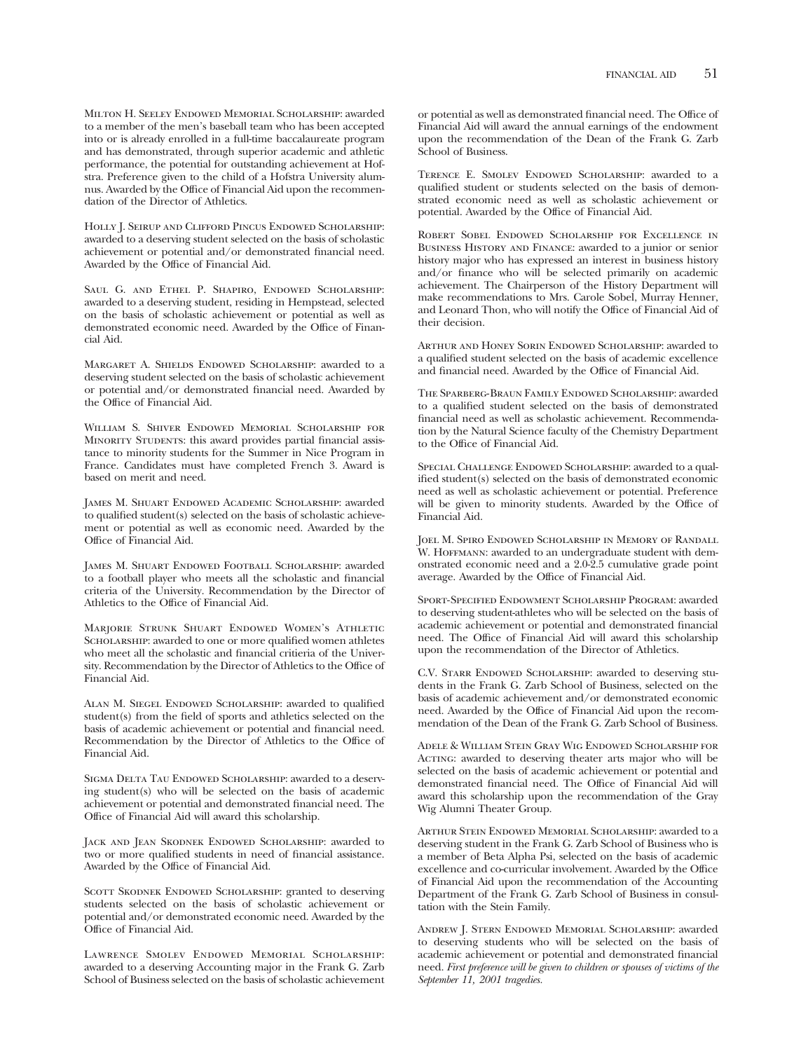Milton H. Seeley Endowed Memorial Scholarship: awarded to a member of the men's baseball team who has been accepted into or is already enrolled in a full-time baccalaureate program and has demonstrated, through superior academic and athletic performance, the potential for outstanding achievement at Hofstra. Preference given to the child of a Hofstra University alumnus. Awarded by the Office of Financial Aid upon the recommendation of the Director of Athletics.

Holly J. Seirup and Clifford Pincus Endowed Scholarship: awarded to a deserving student selected on the basis of scholastic achievement or potential and/or demonstrated financial need. Awarded by the Office of Financial Aid.

Saul G. and Ethel P. Shapiro, Endowed Scholarship: awarded to a deserving student, residing in Hempstead, selected on the basis of scholastic achievement or potential as well as demonstrated economic need. Awarded by the Office of Financial Aid.

Margaret A. Shields Endowed Scholarship: awarded to a deserving student selected on the basis of scholastic achievement or potential and/or demonstrated financial need. Awarded by the Office of Financial Aid.

William S. Shiver Endowed Memorial Scholarship for Minority Students: this award provides partial financial assistance to minority students for the Summer in Nice Program in France. Candidates must have completed French 3. Award is based on merit and need.

James M. Shuart Endowed Academic Scholarship: awarded to qualified student(s) selected on the basis of scholastic achievement or potential as well as economic need. Awarded by the Office of Financial Aid.

James M. Shuart Endowed Football Scholarship: awarded to a football player who meets all the scholastic and financial criteria of the University. Recommendation by the Director of Athletics to the Office of Financial Aid.

Marjorie Strunk Shuart Endowed Women's Athletic Scholarship: awarded to one or more qualified women athletes who meet all the scholastic and financial critieria of the University. Recommendation by the Director of Athletics to the Office of Financial Aid.

Alan M. Siegel Endowed Scholarship: awarded to qualified student(s) from the field of sports and athletics selected on the basis of academic achievement or potential and financial need. Recommendation by the Director of Athletics to the Office of Financial Aid.

Sigma Delta Tau Endowed Scholarship: awarded to a deserving student(s) who will be selected on the basis of academic achievement or potential and demonstrated financial need. The Office of Financial Aid will award this scholarship.

Jack and Jean Skodnek Endowed Scholarship: awarded to two or more qualified students in need of financial assistance. Awarded by the Office of Financial Aid.

Scott Skodnek Endowed Scholarship: granted to deserving students selected on the basis of scholastic achievement or potential and/or demonstrated economic need. Awarded by the Office of Financial Aid.

Lawrence Smolev Endowed Memorial Scholarship: awarded to a deserving Accounting major in the Frank G. Zarb School of Business selected on the basis of scholastic achievement or potential as well as demonstrated financial need. The Office of Financial Aid will award the annual earnings of the endowment upon the recommendation of the Dean of the Frank G. Zarb School of Business.

Terence E. Smolev Endowed Scholarship: awarded to a qualified student or students selected on the basis of demonstrated economic need as well as scholastic achievement or potential. Awarded by the Office of Financial Aid.

Robert Sobel Endowed Scholarship for Excellence in Business History and Finance: awarded to a junior or senior history major who has expressed an interest in business history and/or finance who will be selected primarily on academic achievement. The Chairperson of the History Department will make recommendations to Mrs. Carole Sobel, Murray Henner, and Leonard Thon, who will notify the Office of Financial Aid of their decision.

Arthur and Honey Sorin Endowed Scholarship: awarded to a qualified student selected on the basis of academic excellence and financial need. Awarded by the Office of Financial Aid.

The Sparberg-Braun Family Endowed Scholarship: awarded to a qualified student selected on the basis of demonstrated financial need as well as scholastic achievement. Recommendation by the Natural Science faculty of the Chemistry Department to the Office of Financial Aid.

Special Challenge Endowed Scholarship: awarded to a qualified student(s) selected on the basis of demonstrated economic need as well as scholastic achievement or potential. Preference will be given to minority students. Awarded by the Office of Financial Aid.

Joel M. Spiro Endowed Scholarship in Memory of Randall W. Hoffmann: awarded to an undergraduate student with demonstrated economic need and a 2.0-2.5 cumulative grade point average. Awarded by the Office of Financial Aid.

Sport-Specified Endowment Scholarship Program: awarded to deserving student-athletes who will be selected on the basis of academic achievement or potential and demonstrated financial need. The Office of Financial Aid will award this scholarship upon the recommendation of the Director of Athletics.

C.V. Starr Endowed Scholarship: awarded to deserving students in the Frank G. Zarb School of Business, selected on the basis of academic achievement and/or demonstrated economic need. Awarded by the Office of Financial Aid upon the recommendation of the Dean of the Frank G. Zarb School of Business.

Adele & William Stein Gray Wig Endowed Scholarship for Acting: awarded to deserving theater arts major who will be selected on the basis of academic achievement or potential and demonstrated financial need. The Office of Financial Aid will award this scholarship upon the recommendation of the Gray Wig Alumni Theater Group.

Arthur Stein Endowed Memorial Scholarship: awarded to a deserving student in the Frank G. Zarb School of Business who is a member of Beta Alpha Psi, selected on the basis of academic excellence and co-curricular involvement. Awarded by the Office of Financial Aid upon the recommendation of the Accounting Department of the Frank G. Zarb School of Business in consultation with the Stein Family.

Andrew J. Stern Endowed Memorial Scholarship: awarded to deserving students who will be selected on the basis of academic achievement or potential and demonstrated financial need. *First preference will be given to children or spouses of victims of the September 11, 2001 tragedies.*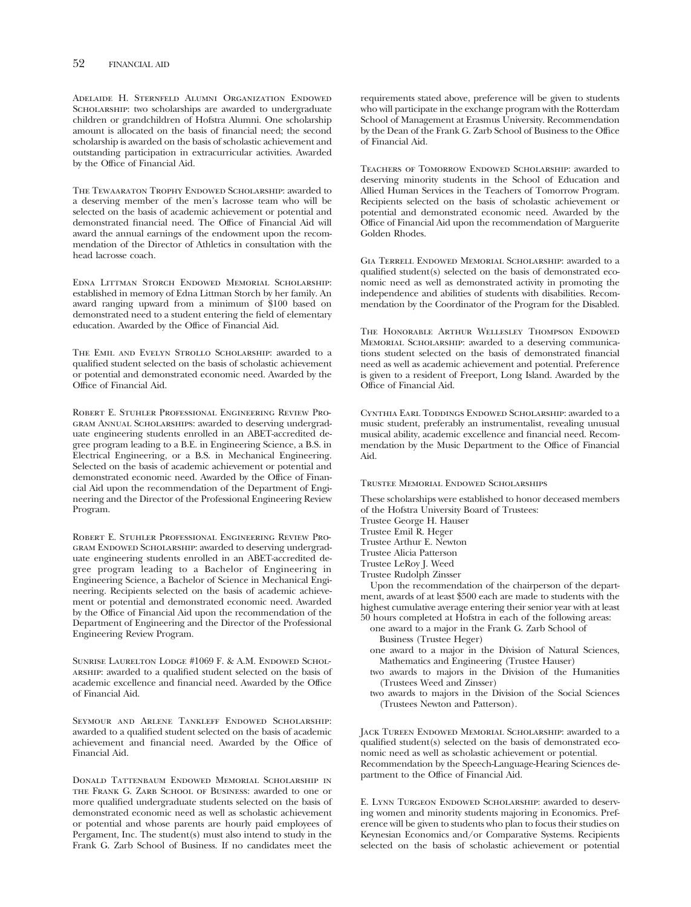Adelaide H. Sternfeld Alumni Organization Endowed Scholarship: two scholarships are awarded to undergraduate children or grandchildren of Hofstra Alumni. One scholarship amount is allocated on the basis of financial need; the second scholarship is awarded on the basis of scholastic achievement and outstanding participation in extracurricular activities. Awarded by the Office of Financial Aid.

The Tewaaraton Trophy Endowed Scholarship: awarded to a deserving member of the men's lacrosse team who will be selected on the basis of academic achievement or potential and demonstrated financial need. The Office of Financial Aid will award the annual earnings of the endowment upon the recommendation of the Director of Athletics in consultation with the head lacrosse coach.

Edna Littman Storch Endowed Memorial Scholarship: established in memory of Edna Littman Storch by her family. An award ranging upward from a minimum of $100 based on demonstrated need to a student entering the field of elementary education. Awarded by the Office of Financial Aid.

The Emil and Evelyn Strollo Scholarship: awarded to a qualified student selected on the basis of scholastic achievement or potential and demonstrated economic need. Awarded by the Office of Financial Aid.

Robert E. Stuhler Professional Engineering Review Program Annual Scholarships: awarded to deserving undergraduate engineering students enrolled in an ABET-accredited degree program leading to a B.E. in Engineering Science, a B.S. in Electrical Engineering, or a B.S. in Mechanical Engineering. Selected on the basis of academic achievement or potential and demonstrated economic need. Awarded by the Office of Financial Aid upon the recommendation of the Department of Engineering and the Director of the Professional Engineering Review Program.

Robert E. Stuhler Professional Engineering Review Program Endowed Scholarship: awarded to deserving undergraduate engineering students enrolled in an ABET-accredited degree program leading to a Bachelor of Engineering in Engineering Science, a Bachelor of Science in Mechanical Engineering. Recipients selected on the basis of academic achievement or potential and demonstrated economic need. Awarded by the Office of Financial Aid upon the recommendation of the Department of Engineering and the Director of the Professional Engineering Review Program.

Sunrise Laurelton Lodge #1069 F. & A.M. Endowed Scholarship: awarded to a qualified student selected on the basis of academic excellence and financial need. Awarded by the Office of Financial Aid.

Seymour and Arlene Tankleff Endowed Scholarship: awarded to a qualified student selected on the basis of academic achievement and financial need. Awarded by the Office of Financial Aid.

Donald Tattenbaum Endowed Memorial Scholarship in the Frank G. Zarb School of Business: awarded to one or more qualified undergraduate students selected on the basis of demonstrated economic need as well as scholastic achievement or potential and whose parents are hourly paid employees of Pergament, Inc. The student(s) must also intend to study in the Frank G. Zarb School of Business. If no candidates meet the requirements stated above, preference will be given to students who will participate in the exchange program with the Rotterdam School of Management at Erasmus University. Recommendation by the Dean of the Frank G. Zarb School of Business to the Office of Financial Aid.

Teachers of Tomorrow Endowed Scholarship: awarded to deserving minority students in the School of Education and Allied Human Services in the Teachers of Tomorrow Program. Recipients selected on the basis of scholastic achievement or potential and demonstrated economic need. Awarded by the Office of Financial Aid upon the recommendation of Marguerite Golden Rhodes.

Gia Terrell Endowed Memorial Scholarship: awarded to a qualified student(s) selected on the basis of demonstrated economic need as well as demonstrated activity in promoting the independence and abilities of students with disabilities. Recommendation by the Coordinator of the Program for the Disabled.

The Honorable Arthur Wellesley Thompson Endowed Memorial Scholarship: awarded to a deserving communications student selected on the basis of demonstrated financial need as well as academic achievement and potential. Preference is given to a resident of Freeport, Long Island. Awarded by the Office of Financial Aid.

Cynthia Earl Toddings Endowed Scholarship: awarded to a music student, preferably an instrumentalist, revealing unusual musical ability, academic excellence and financial need. Recommendation by the Music Department to the Office of Financial Aid.

Trustee Memorial Endowed Scholarships

These scholarships were established to honor deceased members of the Hofstra University Board of Trustees:
Trustee George H. Hauser
Trustee Emil R. Heger
Trustee Arthur E. Newton
Trustee Alicia Patterson
Trustee LeRoy J. Weed
Trustee Rudolph Zinsser

Upon the recommendation of the chairperson of the department, awards of at least $500 each are made to students with the highest cumulative average entering their senior year with at least 50 hours completed at Hofstra in each of the following areas:
- one award to a major in the Frank G. Zarb School of Business (Trustee Heger)
- one award to a major in the Division of Natural Sciences, Mathematics and Engineering (Trustee Hauser)
- two awards to majors in the Division of the Humanities (Trustees Weed and Zinsser)
- two awards to majors in the Division of the Social Sciences (Trustees Newton and Patterson).

Jack Tureen Endowed Memorial Scholarship: awarded to a qualified student(s) selected on the basis of demonstrated economic need as well as scholastic achievement or potential. Recommendation by the Speech-Language-Hearing Sciences department to the Office of Financial Aid.

E. Lynn Turgeon Endowed Scholarship: awarded to deserving women and minority students majoring in Economics. Preference will be given to students who plan to focus their studies on Keynesian Economics and/or Comparative Systems. Recipients selected on the basis of scholastic achievement or potential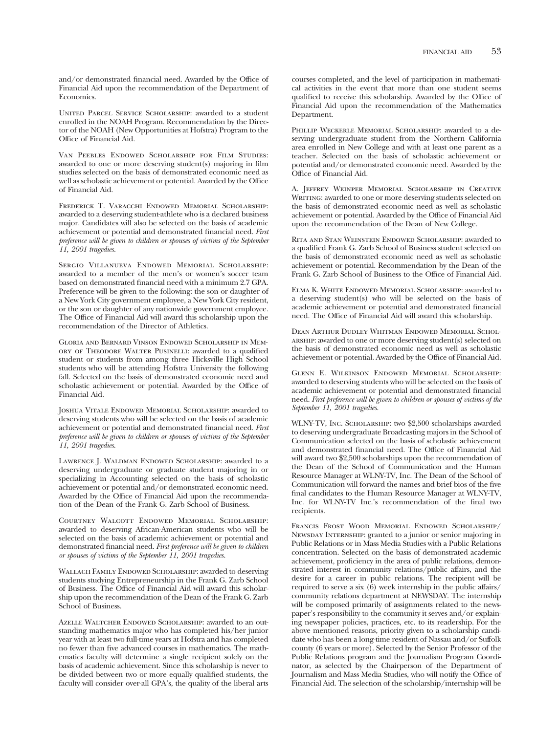and/or demonstrated financial need. Awarded by the Office of Financial Aid upon the recommendation of the Department of Economics.

United Parcel Service Scholarship: awarded to a student enrolled in the NOAH Program. Recommendation by the Director of the NOAH (New Opportunities at Hofstra) Program to the Office of Financial Aid.

Van Peebles Endowed Scholarship for Film Studies: awarded to one or more deserving student(s) majoring in film studies selected on the basis of demonstrated economic need as well as scholastic achievement or potential. Awarded by the Office of Financial Aid.

Frederick T. Varacchi Endowed Memorial Scholarship: awarded to a deserving student-athlete who is a declared business major. Candidates will also be selected on the basis of academic achievement or potential and demonstrated financial need. *First preference will be given to children or spouses of victims of the September 11, 2001 tragedies.*

Sergio Villanueva Endowed Memorial Scholarship: awarded to a member of the men's or women's soccer team based on demonstrated financial need with a minimum 2.7 GPA. Preference will be given to the following: the son or daughter of a New York City government employee, a New York City resident, or the son or daughter of any nationwide government employee. The Office of Financial Aid will award this scholarship upon the recommendation of the Director of Athletics.

Gloria and Bernard Vinson Endowed Scholarship in Memory of Theodore Walter Pusinelli: awarded to a qualified student or students from among three Hicksville High School students who will be attending Hofstra University the following fall. Selected on the basis of demonstrated economic need and scholastic achievement or potential. Awarded by the Office of Financial Aid.

Joshua Vitale Endowed Memorial Scholarship: awarded to deserving students who will be selected on the basis of academic achievement or potential and demonstrated financial need. *First preference will be given to children or spouses of victims of the September 11, 2001 tragedies.*

Lawrence J. Waldman Endowed Scholarship: awarded to a deserving undergraduate or graduate student majoring in or specializing in Accounting selected on the basis of scholastic achievement or potential and/or demonstrated economic need. Awarded by the Office of Financial Aid upon the recommendation of the Dean of the Frank G. Zarb School of Business.

Courtney Walcott Endowed Memorial Scholarship: awarded to deserving African-American students who will be selected on the basis of academic achievement or potential and demonstrated financial need. *First preference will be given to children or spouses of victims of the September 11, 2001 tragedies.*

Wallach Family Endowed Scholarship: awarded to deserving students studying Entrepreneurship in the Frank G. Zarb School of Business. The Office of Financial Aid will award this scholarship upon the recommendation of the Dean of the Frank G. Zarb School of Business.

Azelle Waltcher Endowed Scholarship: awarded to an outstanding mathematics major who has completed his/her junior year with at least two full-time years at Hofstra and has completed no fewer than five advanced courses in mathematics. The mathematics faculty will determine a single recipient solely on the basis of academic achievement. Since this scholarship is never to be divided between two or more equally qualified students, the faculty will consider over-all GPA's, the quality of the liberal arts courses completed, and the level of participation in mathematical activities in the event that more than one student seems qualified to receive this scholarship. Awarded by the Office of Financial Aid upon the recommendation of the Mathematics Department.

Phillip Weckerle Memorial Scholarship: awarded to a deserving undergraduate student from the Northern California area enrolled in New College and with at least one parent as a teacher. Selected on the basis of scholastic achievement or potential and/or demonstrated economic need. Awarded by the Office of Financial Aid.

A. Jeffrey Weinper Memorial Scholarship in Creative Writing: awarded to one or more deserving students selected on the basis of demonstrated economic need as well as scholastic achievement or potential. Awarded by the Office of Financial Aid upon the recommendation of the Dean of New College.

Rita and Stan Weinstein Endowed Scholarship: awarded to a qualified Frank G. Zarb School of Business student selected on the basis of demonstrated economic need as well as scholastic achievement or potential. Recommendation by the Dean of the Frank G. Zarb School of Business to the Office of Financial Aid.

Elma K. White Endowed Memorial Scholarship: awarded to a deserving student(s) who will be selected on the basis of academic achievement or potential and demonstrated financial need. The Office of Financial Aid will award this scholarship.

Dean Arthur Dudley Whitman Endowed Memorial Scholarship: awarded to one or more deserving student(s) selected on the basis of demonstrated economic need as well as scholastic achievement or potential. Awarded by the Office of Financial Aid.

Glenn E. Wilkinson Endowed Memorial Scholarship: awarded to deserving students who will be selected on the basis of academic achievement or potential and demonstrated financial need. *First preference will be given to children or spouses of victims of the September 11, 2001 tragedies.*

WLNY-TV, Inc. Scholarship: two $2,500 scholarships awarded to deserving undergraduate Broadcasting majors in the School of Communication selected on the basis of scholastic achievement and demonstrated financial need. The Office of Financial Aid will award two $2,500 scholarships upon the recommendation of the Dean of the School of Communication and the Human Resource Manager at WLNY-TV, Inc. The Dean of the School of Communication will forward the names and brief bios of the five final candidates to the Human Resource Manager at WLNY-TV, Inc. for WLNY-TV Inc.'s recommendation of the final two recipients.

Francis Frost Wood Memorial Endowed Scholarship/Newsday Internship: granted to a junior or senior majoring in Public Relations or in Mass Media Studies with a Public Relations concentration. Selected on the basis of demonstrated academic achievement, proficiency in the area of public relations, demonstrated interest in community relations/public affairs, and the desire for a career in public relations. The recipient will be required to serve a six (6) week internship in the public affairs/community relations department at NEWSDAY. The internship will be composed primarily of assignments related to the newspaper's responsibility to the community it serves and/or explaining newspaper policies, practices, etc. to its readership. For the above mentioned reasons, priority given to a scholarship candidate who has been a long-time resident of Nassau and/or Suffolk county (6 years or more). Selected by the Senior Professor of the Public Relations program and the Journalism Program Coordinator, as selected by the Chairperson of the Department of Journalism and Mass Media Studies, who will notify the Office of Financial Aid. The selection of the scholarship/internship will be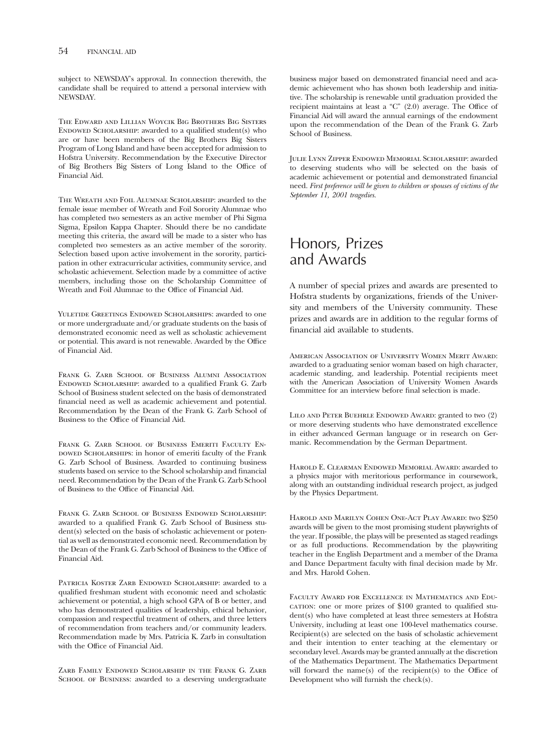subject to NEWSDAY's approval. In connection therewith, the candidate shall be required to attend a personal interview with NEWSDAY.

The Edward and Lillian Woycik Big Brothers Big Sisters Endowed Scholarship: awarded to a qualified student(s) who are or have been members of the Big Brothers Big Sisters Program of Long Island and have been accepted for admission to Hofstra University. Recommendation by the Executive Director of Big Brothers Big Sisters of Long Island to the Office of Financial Aid.

The Wreath and Foil Alumnae Scholarship: awarded to the female issue member of Wreath and Foil Sorority Alumnae who has completed two semesters as an active member of Phi Sigma Sigma, Epsilon Kappa Chapter. Should there be no candidate meeting this criteria, the award will be made to a sister who has completed two semesters as an active member of the sorority. Selection based upon active involvement in the sorority, participation in other extracurricular activities, community service, and scholastic achievement. Selection made by a committee of active members, including those on the Scholarship Committee of Wreath and Foil Alumnae to the Office of Financial Aid.

Yuletide Greetings Endowed Scholarships: awarded to one or more undergraduate and/or graduate students on the basis of demonstrated economic need as well as scholastic achievement or potential. This award is not renewable. Awarded by the Office of Financial Aid.

Frank G. Zarb School of Business Alumni Association Endowed Scholarship: awarded to a qualified Frank G. Zarb School of Business student selected on the basis of demonstrated financial need as well as academic achievement and potential. Recommendation by the Dean of the Frank G. Zarb School of Business to the Office of Financial Aid.

Frank G. Zarb School of Business Emeriti Faculty Endowed Scholarships: in honor of emeriti faculty of the Frank G. Zarb School of Business. Awarded to continuing business students based on service to the School scholarship and financial need. Recommendation by the Dean of the Frank G. Zarb School of Business to the Office of Financial Aid.

Frank G. Zarb School of Business Endowed Scholarship: awarded to a qualified Frank G. Zarb School of Business student(s) selected on the basis of scholastic achievement or potential as well as demonstrated economic need. Recommendation by the Dean of the Frank G. Zarb School of Business to the Office of Financial Aid.

Patricia Koster Zarb Endowed Scholarship: awarded to a qualified freshman student with economic need and scholastic achievement or potential, a high school GPA of B or better, and who has demonstrated qualities of leadership, ethical behavior, compassion and respectful treatment of others, and three letters of recommendation from teachers and/or community leaders. Recommendation made by Mrs. Patricia K. Zarb in consultation with the Office of Financial Aid.

Zarb Family Endowed Scholarship in the Frank G. Zarb School of Business: awarded to a deserving undergraduate business major based on demonstrated financial need and academic achievement who has shown both leadership and initiative. The scholarship is renewable until graduation provided the recipient maintains at least a "C" (2.0) average. The Office of Financial Aid will award the annual earnings of the endowment upon the recommendation of the Dean of the Frank G. Zarb School of Business.

Julie Lynn Zipper Endowed Memorial Scholarship: awarded to deserving students who will be selected on the basis of academic achievement or potential and demonstrated financial need. *First preference will be given to children or spouses of victims of the September 11, 2001 tragedies.*

# Honors, Prizes and Awards

A number of special prizes and awards are presented to Hofstra students by organizations, friends of the University and members of the University community. These prizes and awards are in addition to the regular forms of financial aid available to students.

American Association of University Women Merit Award: awarded to a graduating senior woman based on high character, academic standing, and leadership. Potential recipients meet with the American Association of University Women Awards Committee for an interview before final selection is made.

Lilo and Peter Buehrle Endowed Award: granted to two (2) or more deserving students who have demonstrated excellence in either advanced German language or in research on Germanic. Recommendation by the German Department.

Harold E. Clearman Endowed Memorial Award: awarded to a physics major with meritorious performance in coursework, along with an outstanding individual research project, as judged by the Physics Department.

Harold and Marilyn Cohen One-Act Play Award: two $250 awards will be given to the most promising student playwrights of the year. If possible, the plays will be presented as staged readings or as full productions. Recommendation by the playwriting teacher in the English Department and a member of the Drama and Dance Department faculty with final decision made by Mr. and Mrs. Harold Cohen.

Faculty Award for Excellence in Mathematics and Education: one or more prizes of $100 granted to qualified student(s) who have completed at least three semesters at Hofstra University, including at least one 100-level mathematics course. Recipient(s) are selected on the basis of scholastic achievement and their intention to enter teaching at the elementary or secondary level. Awards may be granted annually at the discretion of the Mathematics Department. The Mathematics Department will forward the name(s) of the recipient(s) to the Office of Development who will furnish the check(s).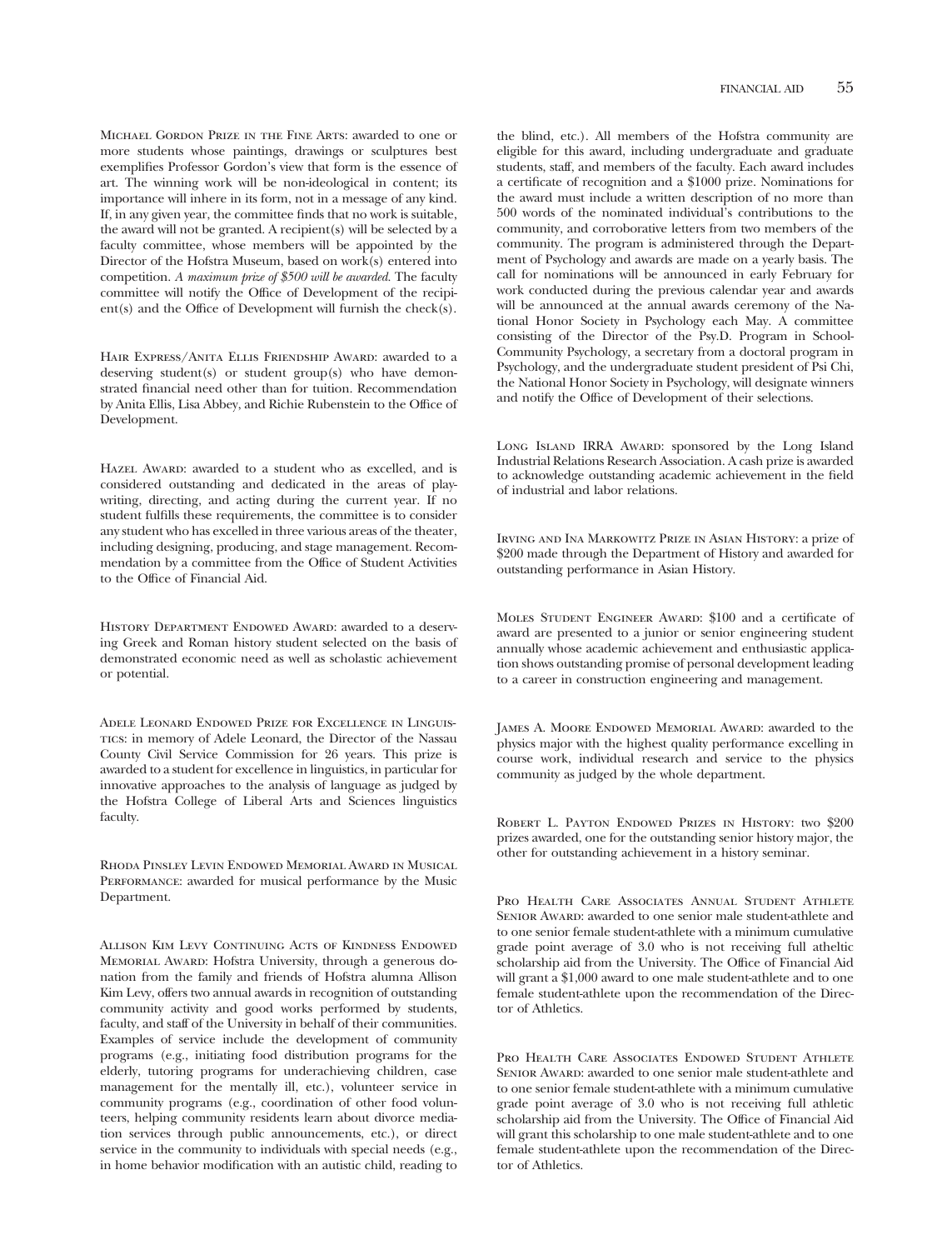Michael Gordon Prize in the Fine Arts: awarded to one or more students whose paintings, drawings or sculptures best exemplifies Professor Gordon's view that form is the essence of art. The winning work will be non-ideological in content; its importance will inhere in its form, not in a message of any kind. If, in any given year, the committee finds that no work is suitable, the award will not be granted. A recipient(s) will be selected by a faculty committee, whose members will be appointed by the Director of the Hofstra Museum, based on work(s) entered into competition. *A maximum prize of $500 will be awarded.* The faculty committee will notify the Office of Development of the recipient(s) and the Office of Development will furnish the check(s).

Hair Express/Anita Ellis Friendship Award: awarded to a deserving student(s) or student group(s) who have demonstrated financial need other than for tuition. Recommendation by Anita Ellis, Lisa Abbey, and Richie Rubenstein to the Office of Development.

Hazel Award: awarded to a student who as excelled, and is considered outstanding and dedicated in the areas of playwriting, directing, and acting during the current year. If no student fulfills these requirements, the committee is to consider any student who has excelled in three various areas of the theater, including designing, producing, and stage management. Recommendation by a committee from the Office of Student Activities to the Office of Financial Aid.

History Department Endowed Award: awarded to a deserving Greek and Roman history student selected on the basis of demonstrated economic need as well as scholastic achievement or potential.

Adele Leonard Endowed Prize for Excellence in Linguistics: in memory of Adele Leonard, the Director of the Nassau County Civil Service Commission for 26 years. This prize is awarded to a student for excellence in linguistics, in particular for innovative approaches to the analysis of language as judged by the Hofstra College of Liberal Arts and Sciences linguistics faculty.

Rhoda Pinsley Levin Endowed Memorial Award in Musical Performance: awarded for musical performance by the Music Department.

Allison Kim Levy Continuing Acts of Kindness Endowed Memorial Award: Hofstra University, through a generous donation from the family and friends of Hofstra alumna Allison Kim Levy, offers two annual awards in recognition of outstanding community activity and good works performed by students, faculty, and staff of the University in behalf of their communities. Examples of service include the development of community programs (e.g., initiating food distribution programs for the elderly, tutoring programs for underachieving children, case management for the mentally ill, etc.), volunteer service in community programs (e.g., coordination of other food volunteers, helping community residents learn about divorce mediation services through public announcements, etc.), or direct service in the community to individuals with special needs (e.g., in home behavior modification with an autistic child, reading to the blind, etc.). All members of the Hofstra community are eligible for this award, including undergraduate and graduate students, staff, and members of the faculty. Each award includes a certificate of recognition and a $1000 prize. Nominations for the award must include a written description of no more than 500 words of the nominated individual's contributions to the community, and corroborative letters from two members of the community. The program is administered through the Department of Psychology and awards are made on a yearly basis. The call for nominations will be announced in early February for work conducted during the previous calendar year and awards will be announced at the annual awards ceremony of the National Honor Society in Psychology each May. A committee consisting of the Director of the Psy.D. Program in School-Community Psychology, a secretary from a doctoral program in Psychology, and the undergraduate student president of Psi Chi, the National Honor Society in Psychology, will designate winners and notify the Office of Development of their selections.

Long Island IRRA Award: sponsored by the Long Island Industrial Relations Research Association. A cash prize is awarded to acknowledge outstanding academic achievement in the field of industrial and labor relations.

Irving and Ina Markowitz Prize in Asian History: a prize of $200 made through the Department of History and awarded for outstanding performance in Asian History.

Moles Student Engineer Award: $100 and a certificate of award are presented to a junior or senior engineering student annually whose academic achievement and enthusiastic application shows outstanding promise of personal development leading to a career in construction engineering and management.

James A. Moore Endowed Memorial Award: awarded to the physics major with the highest quality performance excelling in course work, individual research and service to the physics community as judged by the whole department.

Robert L. Payton Endowed Prizes in History: two $200 prizes awarded, one for the outstanding senior history major, the other for outstanding achievement in a history seminar.

Pro Health Care Associates Annual Student Athlete Senior Award: awarded to one senior male student-athlete and to one senior female student-athlete with a minimum cumulative grade point average of 3.0 who is not receiving full atheltic scholarship aid from the University. The Office of Financial Aid will grant a $1,000 award to one male student-athlete and to one female student-athlete upon the recommendation of the Director of Athletics.

Pro Health Care Associates Endowed Student Athlete Senior Award: awarded to one senior male student-athlete and to one senior female student-athlete with a minimum cumulative grade point average of 3.0 who is not receiving full athletic scholarship aid from the University. The Office of Financial Aid will grant this scholarship to one male student-athlete and to one female student-athlete upon the recommendation of the Director of Athletics.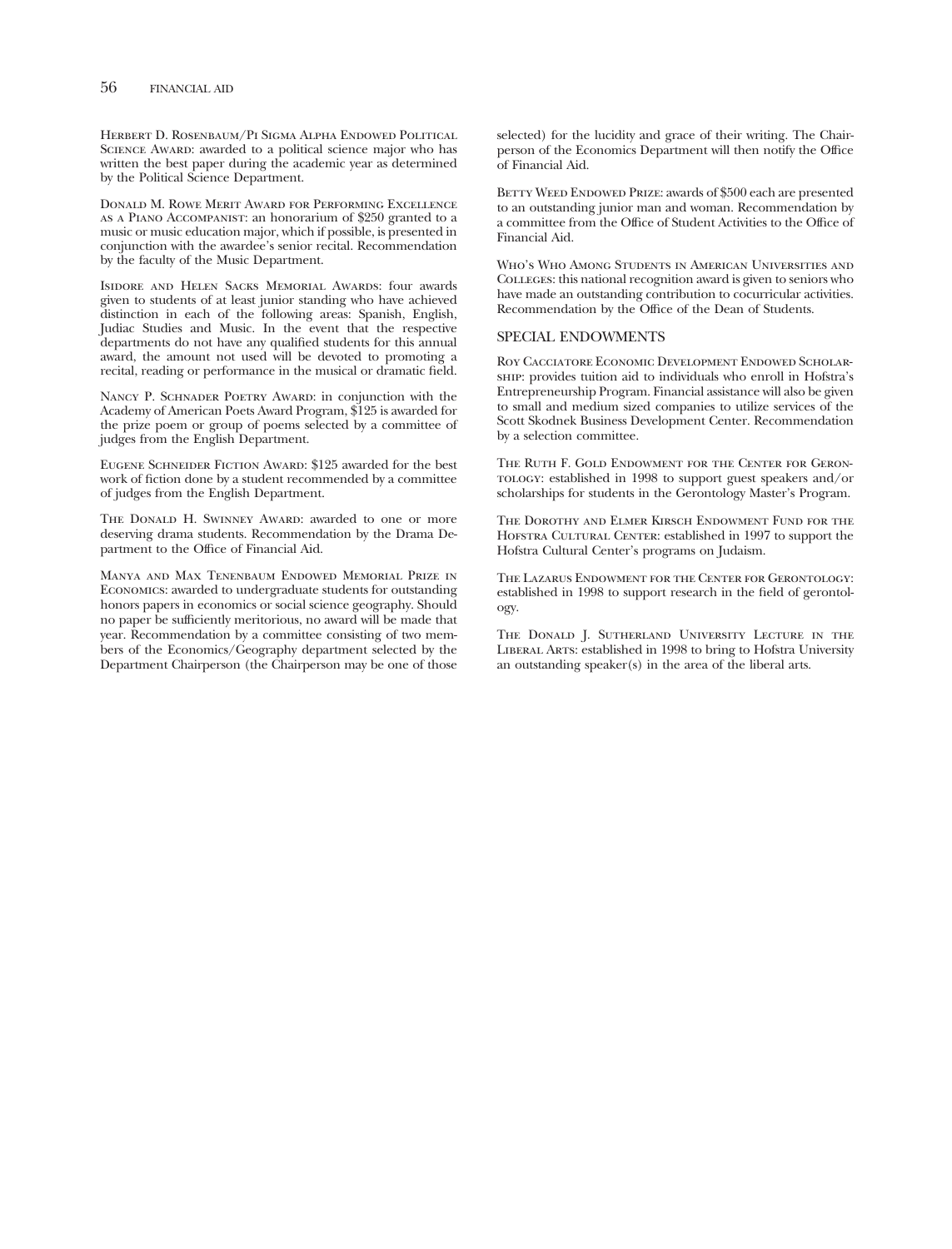Herbert D. Rosenbaum/Pi Sigma Alpha Endowed Political Science Award: awarded to a political science major who has written the best paper during the academic year as determined by the Political Science Department.

Donald M. Rowe Merit Award for Performing Excellence as a Piano Accompanist: an honorarium of $250 granted to a music or music education major, which if possible, is presented in conjunction with the awardee's senior recital. Recommendation by the faculty of the Music Department.

Isidore and Helen Sacks Memorial Awards: four awards given to students of at least junior standing who have achieved distinction in each of the following areas: Spanish, English, Judiac Studies and Music. In the event that the respective departments do not have any qualified students for this annual award, the amount not used will be devoted to promoting a recital, reading or performance in the musical or dramatic field.

Nancy P. Schnader Poetry Award: in conjunction with the Academy of American Poets Award Program, $125 is awarded for the prize poem or group of poems selected by a committee of judges from the English Department.

Eugene Schneider Fiction Award: $125 awarded for the best work of fiction done by a student recommended by a committee of judges from the English Department.

The Donald H. Swinney Award: awarded to one or more deserving drama students. Recommendation by the Drama Department to the Office of Financial Aid.

Manya and Max Tenenbaum Endowed Memorial Prize in Economics: awarded to undergraduate students for outstanding honors papers in economics or social science geography. Should no paper be sufficiently meritorious, no award will be made that year. Recommendation by a committee consisting of two members of the Economics/Geography department selected by the Department Chairperson (the Chairperson may be one of those selected) for the lucidity and grace of their writing. The Chairperson of the Economics Department will then notify the Office of Financial Aid.

Betty Weed Endowed Prize: awards of $500 each are presented to an outstanding junior man and woman. Recommendation by a committee from the Office of Student Activities to the Office of Financial Aid.

Who's Who Among Students in American Universities and Colleges: this national recognition award is given to seniors who have made an outstanding contribution to cocurricular activities. Recommendation by the Office of the Dean of Students.

## SPECIAL ENDOWMENTS

Roy Cacciatore Economic Development Endowed Scholarship: provides tuition aid to individuals who enroll in Hofstra's Entrepreneurship Program. Financial assistance will also be given to small and medium sized companies to utilize services of the Scott Skodnek Business Development Center. Recommendation by a selection committee.

The Ruth F. Gold Endowment for the Center for Gerontology: established in 1998 to support guest speakers and/or scholarships for students in the Gerontology Master's Program.

The Dorothy and Elmer Kirsch Endowment Fund for the Hofstra Cultural Center: established in 1997 to support the Hofstra Cultural Center's programs on Judaism.

The Lazarus Endowment for the Center for Gerontology: established in 1998 to support research in the field of gerontology.

The Donald J. Sutherland University Lecture in the Liberal Arts: established in 1998 to bring to Hofstra University an outstanding speaker(s) in the area of the liberal arts.